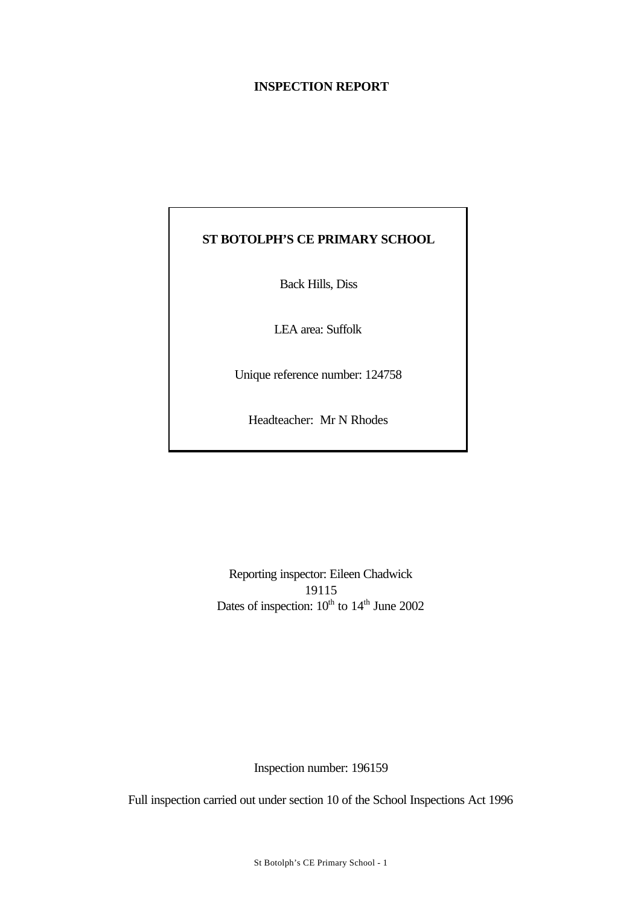# INSPECTION REPORT

**ST BOTOLPH'S CE PRIMARY SCHOOL**

Back Hills, Diss

LEA area: Suffolk

Unique reference number: 124758

Headteacher: Mr N Rhodes

Reporting inspector: Eileen Chadwick
19115
Dates of inspection: 10th to 14th June 2002

Inspection number: 196159

Full inspection carried out under section 10 of the School Inspections Act 1996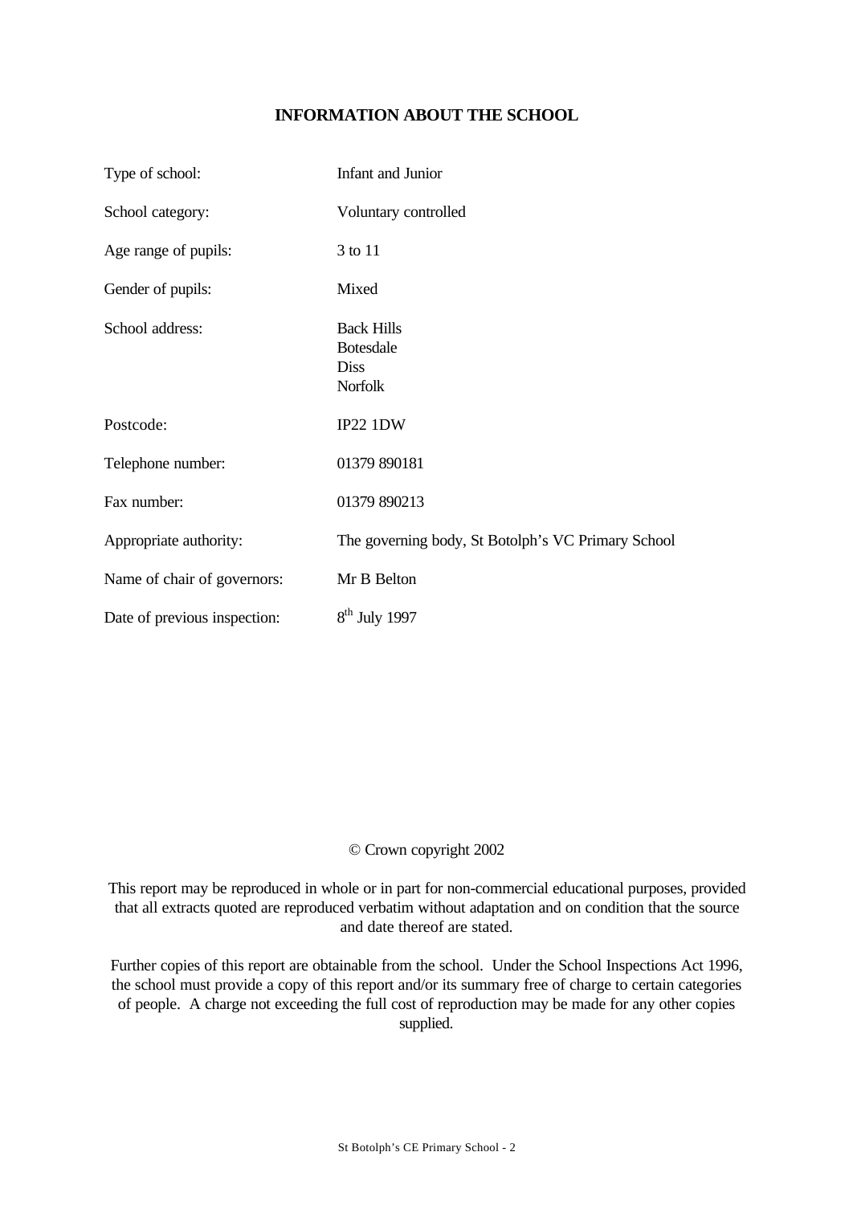## INFORMATION ABOUT THE SCHOOL

| | |
|---|---|
| Type of school: | Infant and Junior |
| School category: | Voluntary controlled |
| Age range of pupils: | 3 to 11 |
| Gender of pupils: | Mixed |
| School address: | Back Hills<br>Botesdale<br>Diss<br>Norfolk |
| Postcode: | IP22 1DW |
| Telephone number: | 01379 890181 |
| Fax number: | 01379 890213 |
| Appropriate authority: | The governing body, St Botolph's VC Primary School |
| Name of chair of governors: | Mr B Belton |
| Date of previous inspection: | 8th July 1997 |

© Crown copyright 2002

This report may be reproduced in whole or in part for non-commercial educational purposes, provided that all extracts quoted are reproduced verbatim without adaptation and on condition that the source and date thereof are stated.

Further copies of this report are obtainable from the school. Under the School Inspections Act 1996, the school must provide a copy of this report and/or its summary free of charge to certain categories of people. A charge not exceeding the full cost of reproduction may be made for any other copies supplied.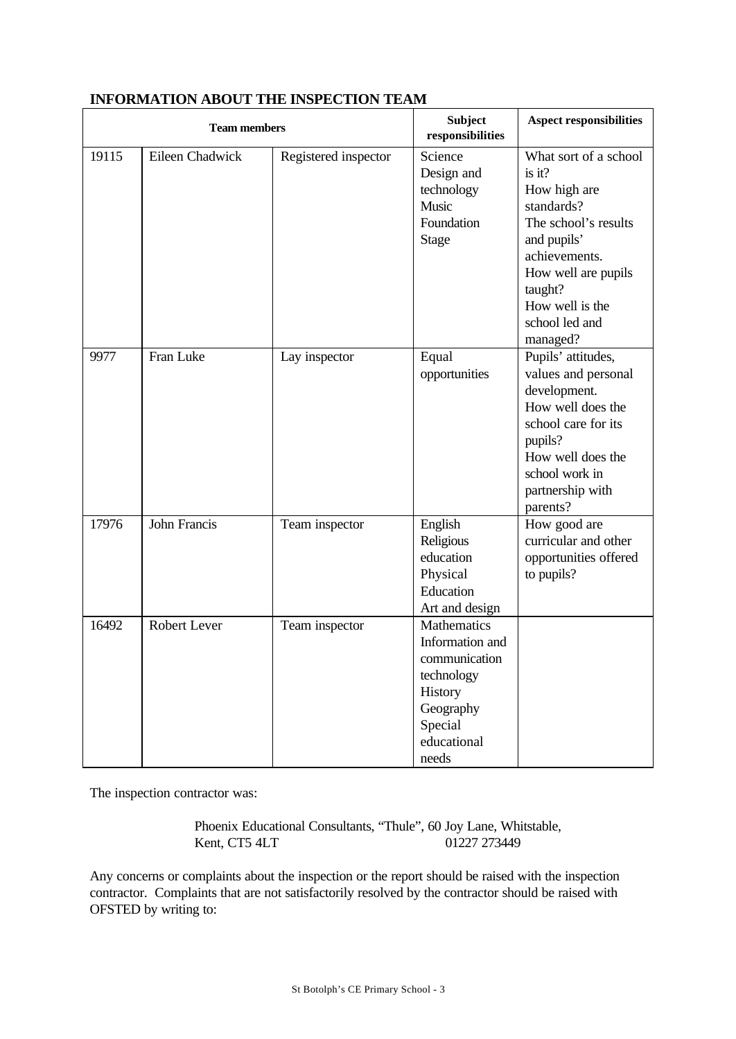## INFORMATION ABOUT THE INSPECTION TEAM

| Team members | | | Subject responsibilities | Aspect responsibilities |
|---|---|---|---|---|
| 19115 | Eileen Chadwick | Registered inspector | Science<br>Design and technology<br>Music<br>Foundation Stage | What sort of a school is it?<br>How high are standards?<br>The school's results and pupils' achievements.<br>How well are pupils taught?<br>How well is the school led and managed? |
| 9977 | Fran Luke | Lay inspector | Equal opportunities | Pupils' attitudes, values and personal development.<br>How well does the school care for its pupils?<br>How well does the school work in partnership with parents? |
| 17976 | John Francis | Team inspector | English<br>Religious education<br>Physical Education<br>Art and design | How good are curricular and other opportunities offered to pupils? |
| 16492 | Robert Lever | Team inspector | Mathematics<br>Information and communication technology<br>History<br>Geography<br>Special educational needs | |

The inspection contractor was:

> Phoenix Educational Consultants, "Thule", 60 Joy Lane, Whitstable,
> Kent, CT5 4LT 01227 273449

Any concerns or complaints about the inspection or the report should be raised with the inspection contractor. Complaints that are not satisfactorily resolved by the contractor should be raised with OFSTED by writing to: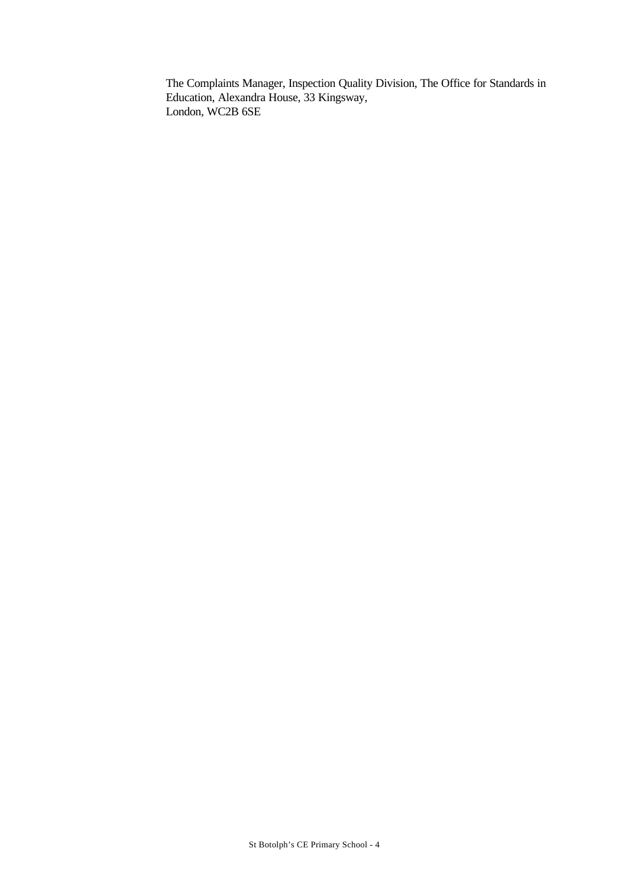The Complaints Manager, Inspection Quality Division, The Office for Standards in Education, Alexandra House, 33 Kingsway,
London, WC2B 6SE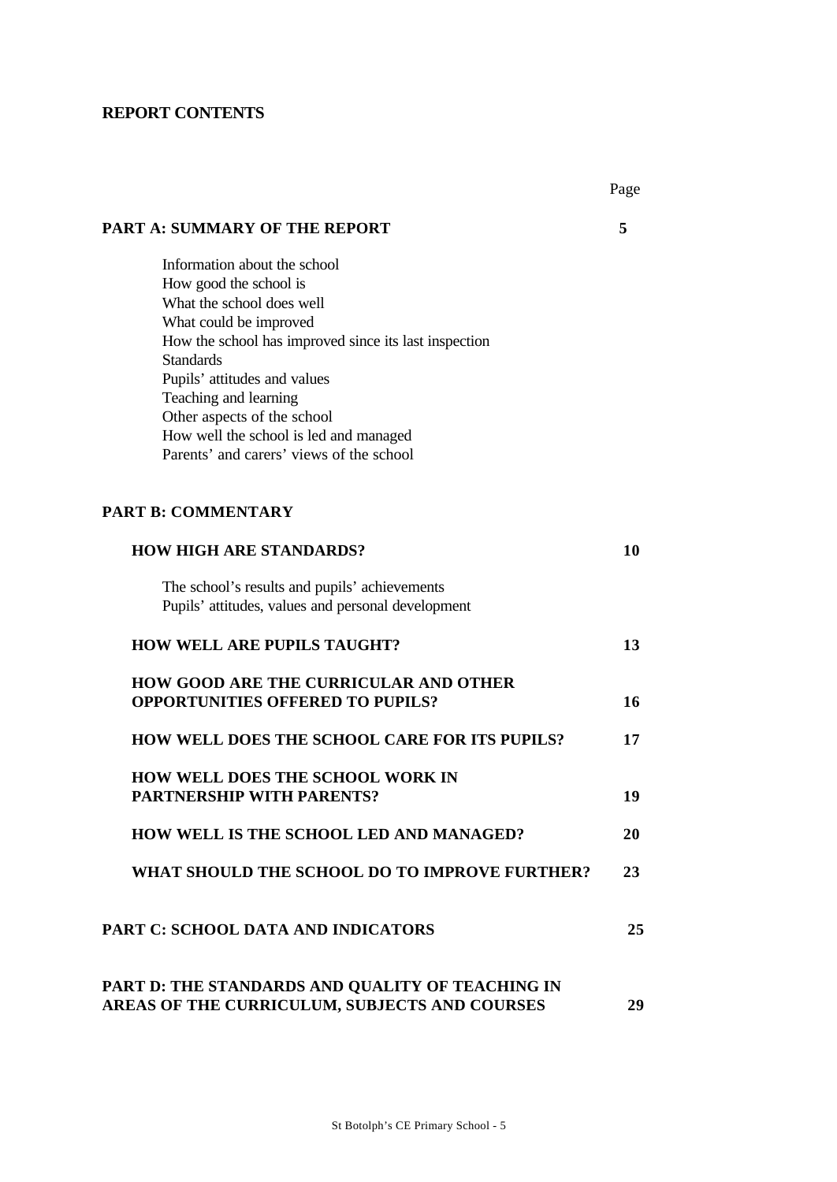**REPORT CONTENTS**

| | Page |
|---|---|
| **PART A: SUMMARY OF THE REPORT** | **5** |
| Information about the school<br>How good the school is<br>What the school does well<br>What could be improved<br>How the school has improved since its last inspection<br>Standards<br>Pupils' attitudes and values<br>Teaching and learning<br>Other aspects of the school<br>How well the school is led and managed<br>Parents' and carers' views of the school | |
| **PART B: COMMENTARY** | |
| **HOW HIGH ARE STANDARDS?** | **10** |
| The school's results and pupils' achievements<br>Pupils' attitudes, values and personal development | |
| **HOW WELL ARE PUPILS TAUGHT?** | **13** |
| **HOW GOOD ARE THE CURRICULAR AND OTHER OPPORTUNITIES OFFERED TO PUPILS?** | **16** |
| **HOW WELL DOES THE SCHOOL CARE FOR ITS PUPILS?** | **17** |
| **HOW WELL DOES THE SCHOOL WORK IN PARTNERSHIP WITH PARENTS?** | **19** |
| **HOW WELL IS THE SCHOOL LED AND MANAGED?** | **20** |
| **WHAT SHOULD THE SCHOOL DO TO IMPROVE FURTHER?** | **23** |
| **PART C: SCHOOL DATA AND INDICATORS** | **25** |
| **PART D: THE STANDARDS AND QUALITY OF TEACHING IN AREAS OF THE CURRICULUM, SUBJECTS AND COURSES** | **29** |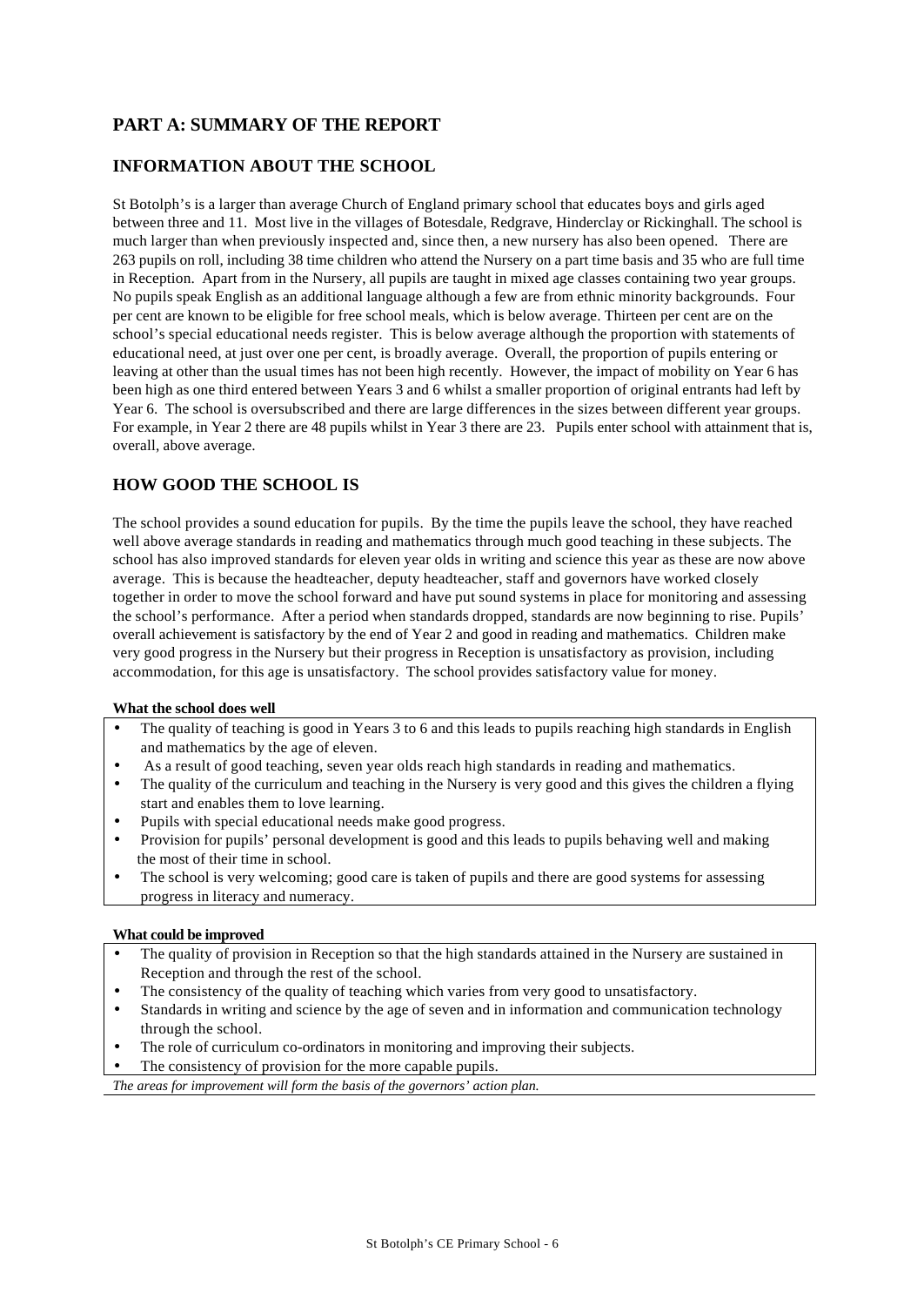## PART A: SUMMARY OF THE REPORT

## INFORMATION ABOUT THE SCHOOL

St Botolph's is a larger than average Church of England primary school that educates boys and girls aged between three and 11. Most live in the villages of Botesdale, Redgrave, Hinderclay or Rickinghall. The school is much larger than when previously inspected and, since then, a new nursery has also been opened. There are 263 pupils on roll, including 38 time children who attend the Nursery on a part time basis and 35 who are full time in Reception. Apart from in the Nursery, all pupils are taught in mixed age classes containing two year groups. No pupils speak English as an additional language although a few are from ethnic minority backgrounds. Four per cent are known to be eligible for free school meals, which is below average. Thirteen per cent are on the school's special educational needs register. This is below average although the proportion with statements of educational need, at just over one per cent, is broadly average. Overall, the proportion of pupils entering or leaving at other than the usual times has not been high recently. However, the impact of mobility on Year 6 has been high as one third entered between Years 3 and 6 whilst a smaller proportion of original entrants had left by Year 6. The school is oversubscribed and there are large differences in the sizes between different year groups. For example, in Year 2 there are 48 pupils whilst in Year 3 there are 23. Pupils enter school with attainment that is, overall, above average.

## HOW GOOD THE SCHOOL IS

The school provides a sound education for pupils. By the time the pupils leave the school, they have reached well above average standards in reading and mathematics through much good teaching in these subjects. The school has also improved standards for eleven year olds in writing and science this year as these are now above average. This is because the headteacher, deputy headteacher, staff and governors have worked closely together in order to move the school forward and have put sound systems in place for monitoring and assessing the school's performance. After a period when standards dropped, standards are now beginning to rise. Pupils' overall achievement is satisfactory by the end of Year 2 and good in reading and mathematics. Children make very good progress in the Nursery but their progress in Reception is unsatisfactory as provision, including accommodation, for this age is unsatisfactory. The school provides satisfactory value for money.

**What the school does well**

- The quality of teaching is good in Years 3 to 6 and this leads to pupils reaching high standards in English and mathematics by the age of eleven.
- As a result of good teaching, seven year olds reach high standards in reading and mathematics.
- The quality of the curriculum and teaching in the Nursery is very good and this gives the children a flying start and enables them to love learning.
- Pupils with special educational needs make good progress.
- Provision for pupils' personal development is good and this leads to pupils behaving well and making the most of their time in school.
- The school is very welcoming; good care is taken of pupils and there are good systems for assessing progress in literacy and numeracy.

**What could be improved**

- The quality of provision in Reception so that the high standards attained in the Nursery are sustained in Reception and through the rest of the school.
- The consistency of the quality of teaching which varies from very good to unsatisfactory.
- Standards in writing and science by the age of seven and in information and communication technology through the school.
- The role of curriculum co-ordinators in monitoring and improving their subjects.
- The consistency of provision for the more capable pupils.

*The areas for improvement will form the basis of the governors' action plan.*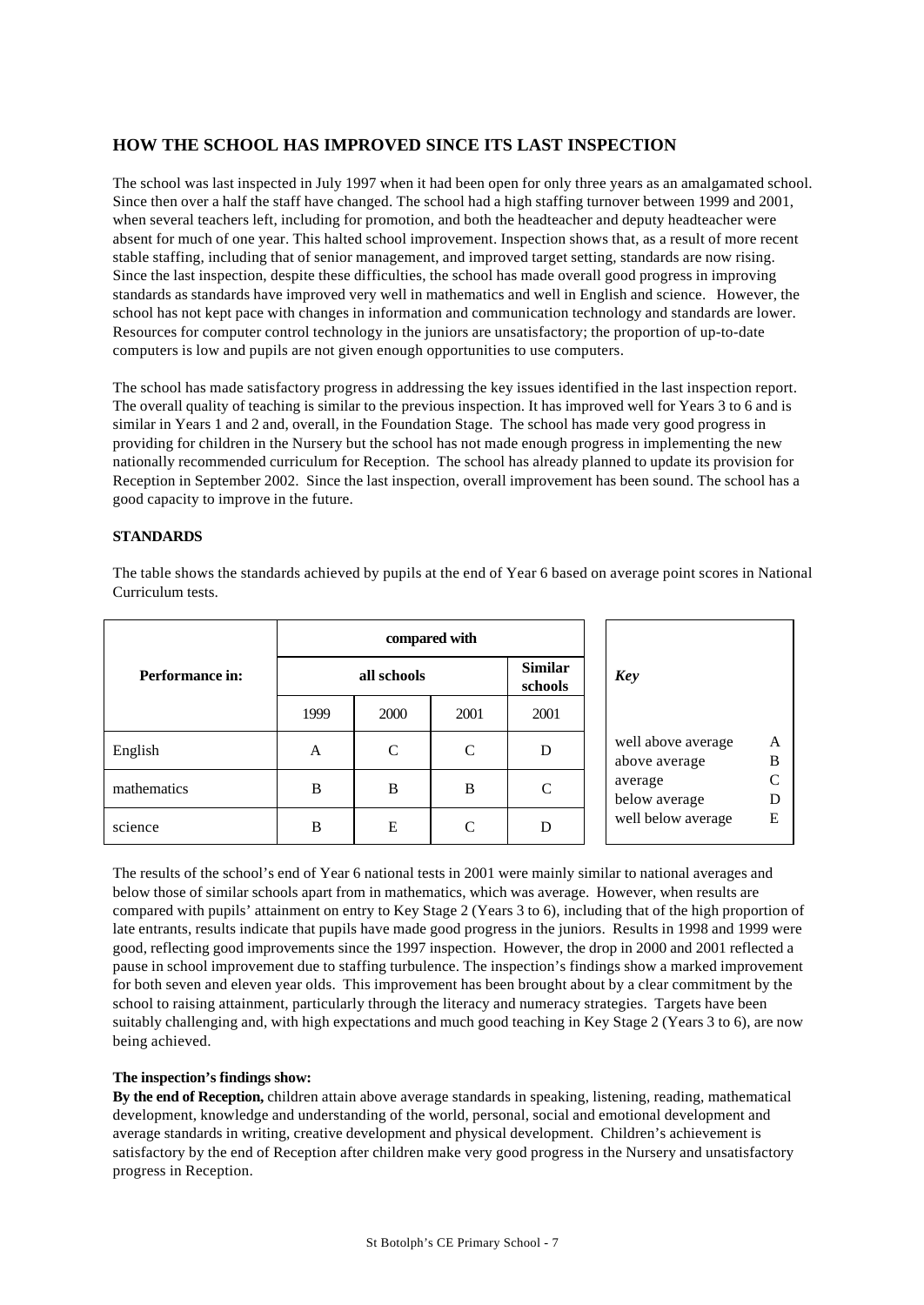## HOW THE SCHOOL HAS IMPROVED SINCE ITS LAST INSPECTION

The school was last inspected in July 1997 when it had been open for only three years as an amalgamated school. Since then over a half the staff have changed. The school had a high staffing turnover between 1999 and 2001, when several teachers left, including for promotion, and both the headteacher and deputy headteacher were absent for much of one year. This halted school improvement. Inspection shows that, as a result of more recent stable staffing, including that of senior management, and improved target setting, standards are now rising. Since the last inspection, despite these difficulties, the school has made overall good progress in improving standards as standards have improved very well in mathematics and well in English and science. However, the school has not kept pace with changes in information and communication technology and standards are lower. Resources for computer control technology in the juniors are unsatisfactory; the proportion of up-to-date computers is low and pupils are not given enough opportunities to use computers.

The school has made satisfactory progress in addressing the key issues identified in the last inspection report. The overall quality of teaching is similar to the previous inspection. It has improved well for Years 3 to 6 and is similar in Years 1 and 2 and, overall, in the Foundation Stage. The school has made very good progress in providing for children in the Nursery but the school has not made enough progress in implementing the new nationally recommended curriculum for Reception. The school has already planned to update its provision for Reception in September 2002. Since the last inspection, overall improvement has been sound. The school has a good capacity to improve in the future.

**STANDARDS**

The table shows the standards achieved by pupils at the end of Year 6 based on average point scores in National Curriculum tests.

| Performance in: | compared with | | | |
|---|---|---|---|---|
| | all schools | | | Similar schools |
| | 1999 | 2000 | 2001 | 2001 |
| English | A | C | C | D |
| mathematics | B | B | B | C |
| science | B | E | C | D |

| *Key* | |
|---|---|
| well above average | A |
| above average | B |
| average | C |
| below average | D |
| well below average | E |

The results of the school's end of Year 6 national tests in 2001 were mainly similar to national averages and below those of similar schools apart from in mathematics, which was average. However, when results are compared with pupils' attainment on entry to Key Stage 2 (Years 3 to 6), including that of the high proportion of late entrants, results indicate that pupils have made good progress in the juniors. Results in 1998 and 1999 were good, reflecting good improvements since the 1997 inspection. However, the drop in 2000 and 2001 reflected a pause in school improvement due to staffing turbulence. The inspection's findings show a marked improvement for both seven and eleven year olds. This improvement has been brought about by a clear commitment by the school to raising attainment, particularly through the literacy and numeracy strategies. Targets have been suitably challenging and, with high expectations and much good teaching in Key Stage 2 (Years 3 to 6), are now being achieved.

**The inspection's findings show:**

**By the end of Reception,** children attain above average standards in speaking, listening, reading, mathematical development, knowledge and understanding of the world, personal, social and emotional development and average standards in writing, creative development and physical development. Children's achievement is satisfactory by the end of Reception after children make very good progress in the Nursery and unsatisfactory progress in Reception.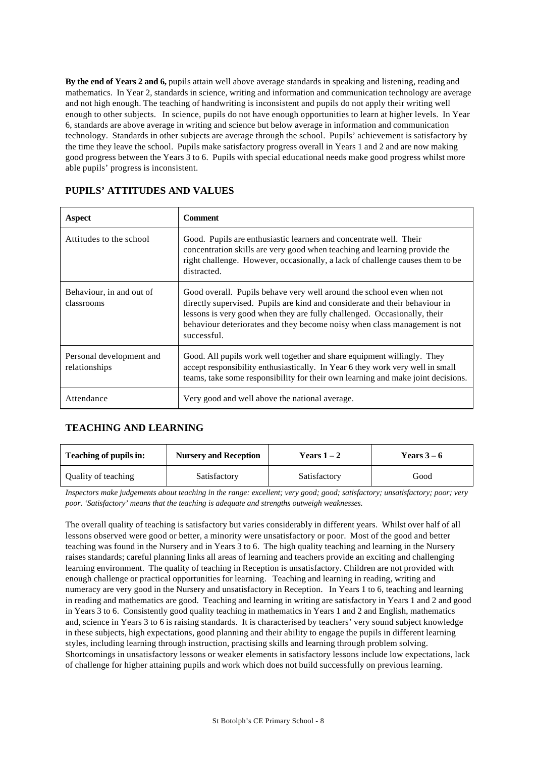**By the end of Years 2 and 6,** pupils attain well above average standards in speaking and listening, reading and mathematics. In Year 2, standards in science, writing and information and communication technology are average and not high enough. The teaching of handwriting is inconsistent and pupils do not apply their writing well enough to other subjects. In science, pupils do not have enough opportunities to learn at higher levels. In Year 6, standards are above average in writing and science but below average in information and communication technology. Standards in other subjects are average through the school. Pupils' achievement is satisfactory by the time they leave the school. Pupils make satisfactory progress overall in Years 1 and 2 and are now making good progress between the Years 3 to 6. Pupils with special educational needs make good progress whilst more able pupils' progress is inconsistent.

## PUPILS' ATTITUDES AND VALUES

| Aspect | Comment |
|---|---|
| Attitudes to the school | Good. Pupils are enthusiastic learners and concentrate well. Their concentration skills are very good when teaching and learning provide the right challenge. However, occasionally, a lack of challenge causes them to be distracted. |
| Behaviour, in and out of classrooms | Good overall. Pupils behave very well around the school even when not directly supervised. Pupils are kind and considerate and their behaviour in lessons is very good when they are fully challenged. Occasionally, their behaviour deteriorates and they become noisy when class management is not successful. |
| Personal development and relationships | Good. All pupils work well together and share equipment willingly. They accept responsibility enthusiastically. In Year 6 they work very well in small teams, take some responsibility for their own learning and make joint decisions. |
| Attendance | Very good and well above the national average. |

## TEACHING AND LEARNING

| Teaching of pupils in: | Nursery and Reception | Years 1 – 2 | Years 3 – 6 |
|---|---|---|---|
| Quality of teaching | Satisfactory | Satisfactory | Good |

*Inspectors make judgements about teaching in the range: excellent; very good; good; satisfactory; unsatisfactory; poor; very poor. 'Satisfactory' means that the teaching is adequate and strengths outweigh weaknesses.*

The overall quality of teaching is satisfactory but varies considerably in different years. Whilst over half of all lessons observed were good or better, a minority were unsatisfactory or poor. Most of the good and better teaching was found in the Nursery and in Years 3 to 6. The high quality teaching and learning in the Nursery raises standards; careful planning links all areas of learning and teachers provide an exciting and challenging learning environment. The quality of teaching in Reception is unsatisfactory. Children are not provided with enough challenge or practical opportunities for learning. Teaching and learning in reading, writing and numeracy are very good in the Nursery and unsatisfactory in Reception. In Years 1 to 6, teaching and learning in reading and mathematics are good. Teaching and learning in writing are satisfactory in Years 1 and 2 and good in Years 3 to 6. Consistently good quality teaching in mathematics in Years 1 and 2 and English, mathematics and, science in Years 3 to 6 is raising standards. It is characterised by teachers' very sound subject knowledge in these subjects, high expectations, good planning and their ability to engage the pupils in different learning styles, including learning through instruction, practising skills and learning through problem solving. Shortcomings in unsatisfactory lessons or weaker elements in satisfactory lessons include low expectations, lack of challenge for higher attaining pupils and work which does not build successfully on previous learning.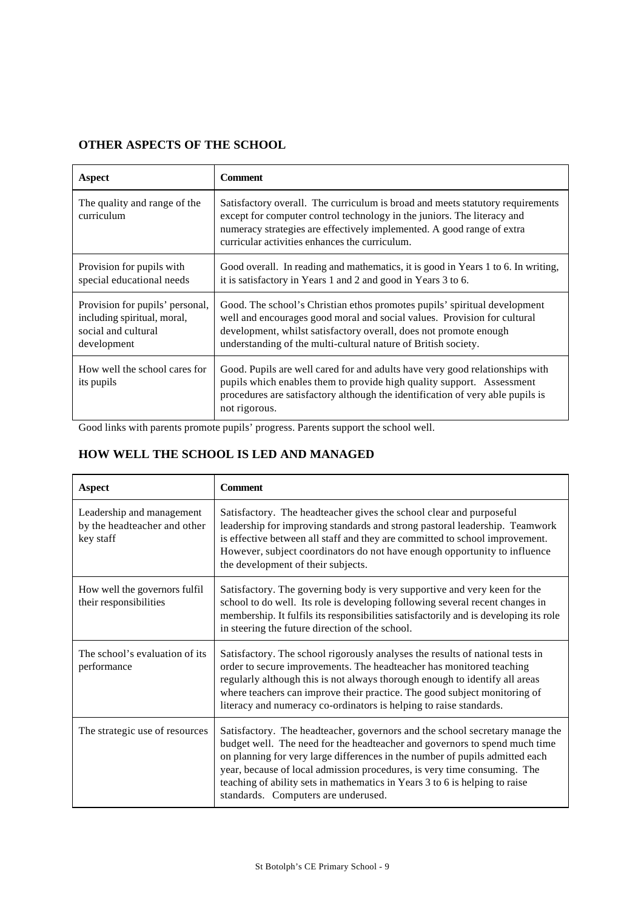## OTHER ASPECTS OF THE SCHOOL

| Aspect | Comment |
|---|---|
| The quality and range of the curriculum | Satisfactory overall. The curriculum is broad and meets statutory requirements except for computer control technology in the juniors. The literacy and numeracy strategies are effectively implemented. A good range of extra curricular activities enhances the curriculum. |
| Provision for pupils with special educational needs | Good overall. In reading and mathematics, it is good in Years 1 to 6. In writing, it is satisfactory in Years 1 and 2 and good in Years 3 to 6. |
| Provision for pupils' personal, including spiritual, moral, social and cultural development | Good. The school's Christian ethos promotes pupils' spiritual development well and encourages good moral and social values. Provision for cultural development, whilst satisfactory overall, does not promote enough understanding of the multi-cultural nature of British society. |
| How well the school cares for its pupils | Good. Pupils are well cared for and adults have very good relationships with pupils which enables them to provide high quality support. Assessment procedures are satisfactory although the identification of very able pupils is not rigorous. |

Good links with parents promote pupils' progress. Parents support the school well.

## HOW WELL THE SCHOOL IS LED AND MANAGED

| Aspect | Comment |
|---|---|
| Leadership and management by the headteacher and other key staff | Satisfactory. The headteacher gives the school clear and purposeful leadership for improving standards and strong pastoral leadership. Teamwork is effective between all staff and they are committed to school improvement. However, subject coordinators do not have enough opportunity to influence the development of their subjects. |
| How well the governors fulfil their responsibilities | Satisfactory. The governing body is very supportive and very keen for the school to do well. Its role is developing following several recent changes in membership. It fulfils its responsibilities satisfactorily and is developing its role in steering the future direction of the school. |
| The school's evaluation of its performance | Satisfactory. The school rigorously analyses the results of national tests in order to secure improvements. The headteacher has monitored teaching regularly although this is not always thorough enough to identify all areas where teachers can improve their practice. The good subject monitoring of literacy and numeracy co-ordinators is helping to raise standards. |
| The strategic use of resources | Satisfactory. The headteacher, governors and the school secretary manage the budget well. The need for the headteacher and governors to spend much time on planning for very large differences in the number of pupils admitted each year, because of local admission procedures, is very time consuming. The teaching of ability sets in mathematics in Years 3 to 6 is helping to raise standards. Computers are underused. |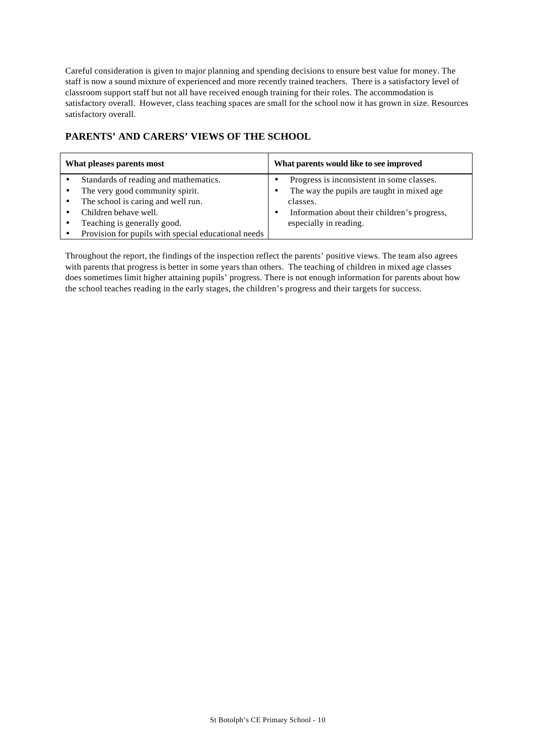Careful consideration is given to major planning and spending decisions to ensure best value for money. The staff is now a sound mixture of experienced and more recently trained teachers. There is a satisfactory level of classroom support staff but not all have received enough training for their roles. The accommodation is satisfactory overall. However, class teaching spaces are small for the school now it has grown in size. Resources satisfactory overall.

## PARENTS' AND CARERS' VIEWS OF THE SCHOOL

| What pleases parents most | What parents would like to see improved |
|---|---|
| • Standards of reading and mathematics.<br>• The very good community spirit.<br>• The school is caring and well run.<br>• Children behave well.<br>• Teaching is generally good.<br>• Provision for pupils with special educational needs | • Progress is inconsistent in some classes.<br>• The way the pupils are taught in mixed age classes.<br>• Information about their children's progress, especially in reading. |

Throughout the report, the findings of the inspection reflect the parents' positive views. The team also agrees with parents that progress is better in some years than others. The teaching of children in mixed age classes does sometimes limit higher attaining pupils' progress. There is not enough information for parents about how the school teaches reading in the early stages, the children's progress and their targets for success.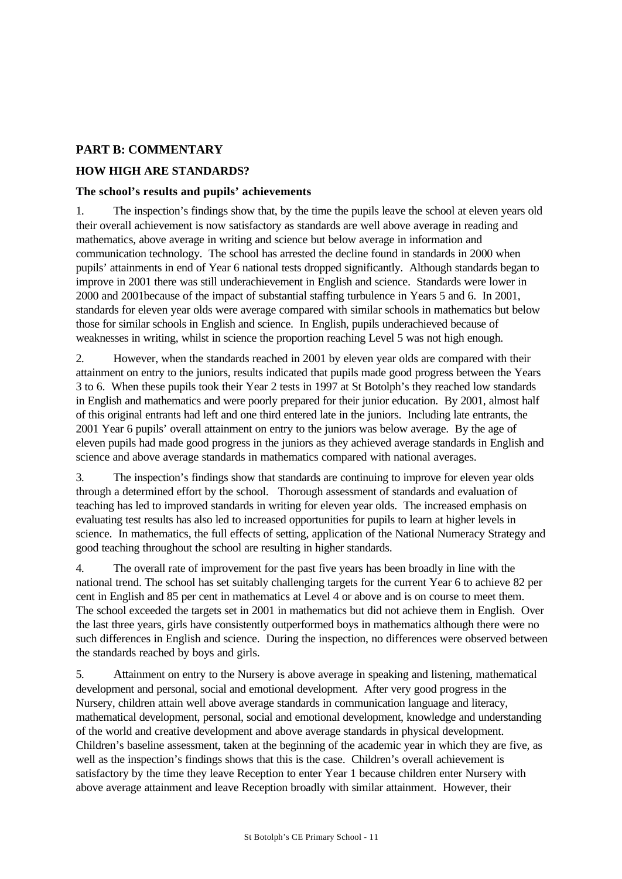## PART B: COMMENTARY

### HOW HIGH ARE STANDARDS?

#### The school's results and pupils' achievements

1. The inspection's findings show that, by the time the pupils leave the school at eleven years old their overall achievement is now satisfactory as standards are well above average in reading and mathematics, above average in writing and science but below average in information and communication technology. The school has arrested the decline found in standards in 2000 when pupils' attainments in end of Year 6 national tests dropped significantly. Although standards began to improve in 2001 there was still underachievement in English and science. Standards were lower in 2000 and 2001because of the impact of substantial staffing turbulence in Years 5 and 6. In 2001, standards for eleven year olds were average compared with similar schools in mathematics but below those for similar schools in English and science. In English, pupils underachieved because of weaknesses in writing, whilst in science the proportion reaching Level 5 was not high enough.

2. However, when the standards reached in 2001 by eleven year olds are compared with their attainment on entry to the juniors, results indicated that pupils made good progress between the Years 3 to 6. When these pupils took their Year 2 tests in 1997 at St Botolph's they reached low standards in English and mathematics and were poorly prepared for their junior education. By 2001, almost half of this original entrants had left and one third entered late in the juniors. Including late entrants, the 2001 Year 6 pupils' overall attainment on entry to the juniors was below average. By the age of eleven pupils had made good progress in the juniors as they achieved average standards in English and science and above average standards in mathematics compared with national averages.

3. The inspection's findings show that standards are continuing to improve for eleven year olds through a determined effort by the school. Thorough assessment of standards and evaluation of teaching has led to improved standards in writing for eleven year olds. The increased emphasis on evaluating test results has also led to increased opportunities for pupils to learn at higher levels in science. In mathematics, the full effects of setting, application of the National Numeracy Strategy and good teaching throughout the school are resulting in higher standards.

4. The overall rate of improvement for the past five years has been broadly in line with the national trend. The school has set suitably challenging targets for the current Year 6 to achieve 82 per cent in English and 85 per cent in mathematics at Level 4 or above and is on course to meet them. The school exceeded the targets set in 2001 in mathematics but did not achieve them in English. Over the last three years, girls have consistently outperformed boys in mathematics although there were no such differences in English and science. During the inspection, no differences were observed between the standards reached by boys and girls.

5. Attainment on entry to the Nursery is above average in speaking and listening, mathematical development and personal, social and emotional development. After very good progress in the Nursery, children attain well above average standards in communication language and literacy, mathematical development, personal, social and emotional development, knowledge and understanding of the world and creative development and above average standards in physical development. Children's baseline assessment, taken at the beginning of the academic year in which they are five, as well as the inspection's findings shows that this is the case. Children's overall achievement is satisfactory by the time they leave Reception to enter Year 1 because children enter Nursery with above average attainment and leave Reception broadly with similar attainment. However, their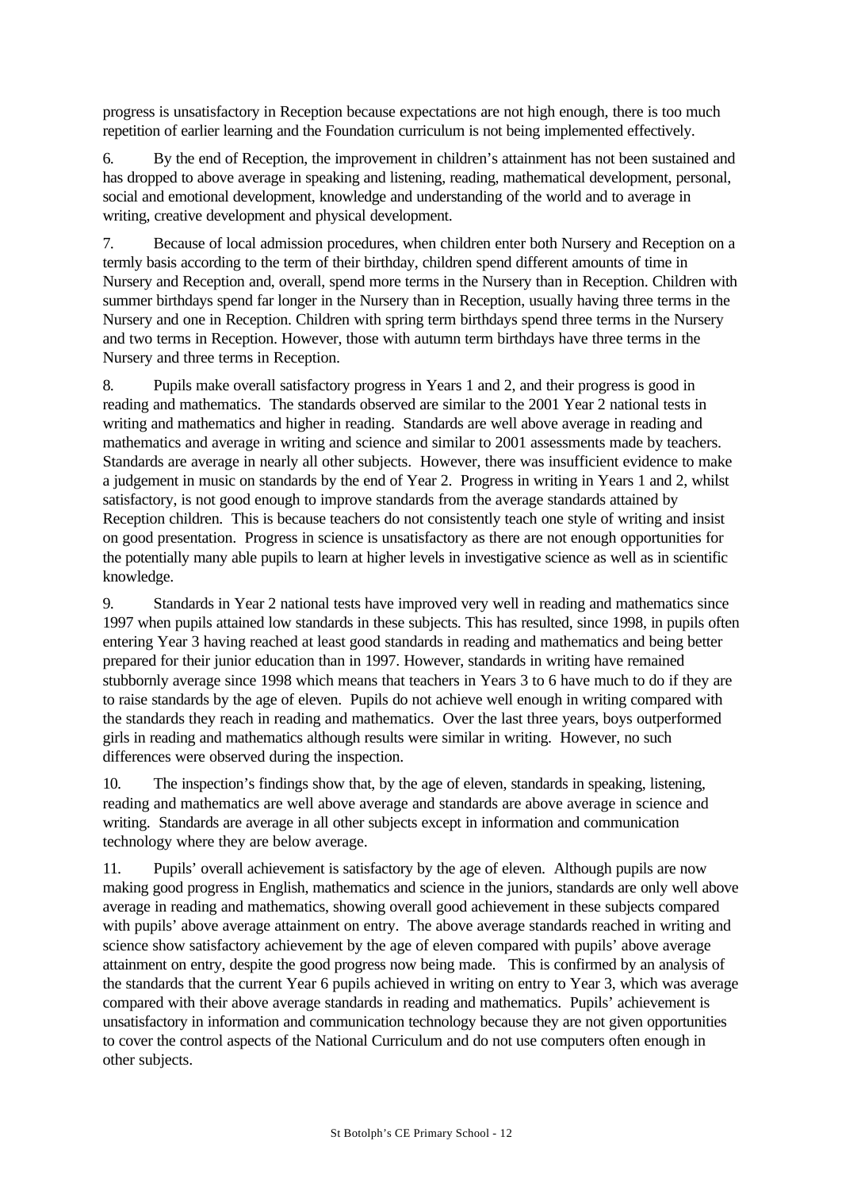progress is unsatisfactory in Reception because expectations are not high enough, there is too much repetition of earlier learning and the Foundation curriculum is not being implemented effectively.

6. By the end of Reception, the improvement in children's attainment has not been sustained and has dropped to above average in speaking and listening, reading, mathematical development, personal, social and emotional development, knowledge and understanding of the world and to average in writing, creative development and physical development.

7. Because of local admission procedures, when children enter both Nursery and Reception on a termly basis according to the term of their birthday, children spend different amounts of time in Nursery and Reception and, overall, spend more terms in the Nursery than in Reception. Children with summer birthdays spend far longer in the Nursery than in Reception, usually having three terms in the Nursery and one in Reception. Children with spring term birthdays spend three terms in the Nursery and two terms in Reception. However, those with autumn term birthdays have three terms in the Nursery and three terms in Reception.

8. Pupils make overall satisfactory progress in Years 1 and 2, and their progress is good in reading and mathematics. The standards observed are similar to the 2001 Year 2 national tests in writing and mathematics and higher in reading. Standards are well above average in reading and mathematics and average in writing and science and similar to 2001 assessments made by teachers. Standards are average in nearly all other subjects. However, there was insufficient evidence to make a judgement in music on standards by the end of Year 2. Progress in writing in Years 1 and 2, whilst satisfactory, is not good enough to improve standards from the average standards attained by Reception children. This is because teachers do not consistently teach one style of writing and insist on good presentation. Progress in science is unsatisfactory as there are not enough opportunities for the potentially many able pupils to learn at higher levels in investigative science as well as in scientific knowledge.

9. Standards in Year 2 national tests have improved very well in reading and mathematics since 1997 when pupils attained low standards in these subjects. This has resulted, since 1998, in pupils often entering Year 3 having reached at least good standards in reading and mathematics and being better prepared for their junior education than in 1997. However, standards in writing have remained stubbornly average since 1998 which means that teachers in Years 3 to 6 have much to do if they are to raise standards by the age of eleven. Pupils do not achieve well enough in writing compared with the standards they reach in reading and mathematics. Over the last three years, boys outperformed girls in reading and mathematics although results were similar in writing. However, no such differences were observed during the inspection.

10. The inspection's findings show that, by the age of eleven, standards in speaking, listening, reading and mathematics are well above average and standards are above average in science and writing. Standards are average in all other subjects except in information and communication technology where they are below average.

11. Pupils' overall achievement is satisfactory by the age of eleven. Although pupils are now making good progress in English, mathematics and science in the juniors, standards are only well above average in reading and mathematics, showing overall good achievement in these subjects compared with pupils' above average attainment on entry. The above average standards reached in writing and science show satisfactory achievement by the age of eleven compared with pupils' above average attainment on entry, despite the good progress now being made. This is confirmed by an analysis of the standards that the current Year 6 pupils achieved in writing on entry to Year 3, which was average compared with their above average standards in reading and mathematics. Pupils' achievement is unsatisfactory in information and communication technology because they are not given opportunities to cover the control aspects of the National Curriculum and do not use computers often enough in other subjects.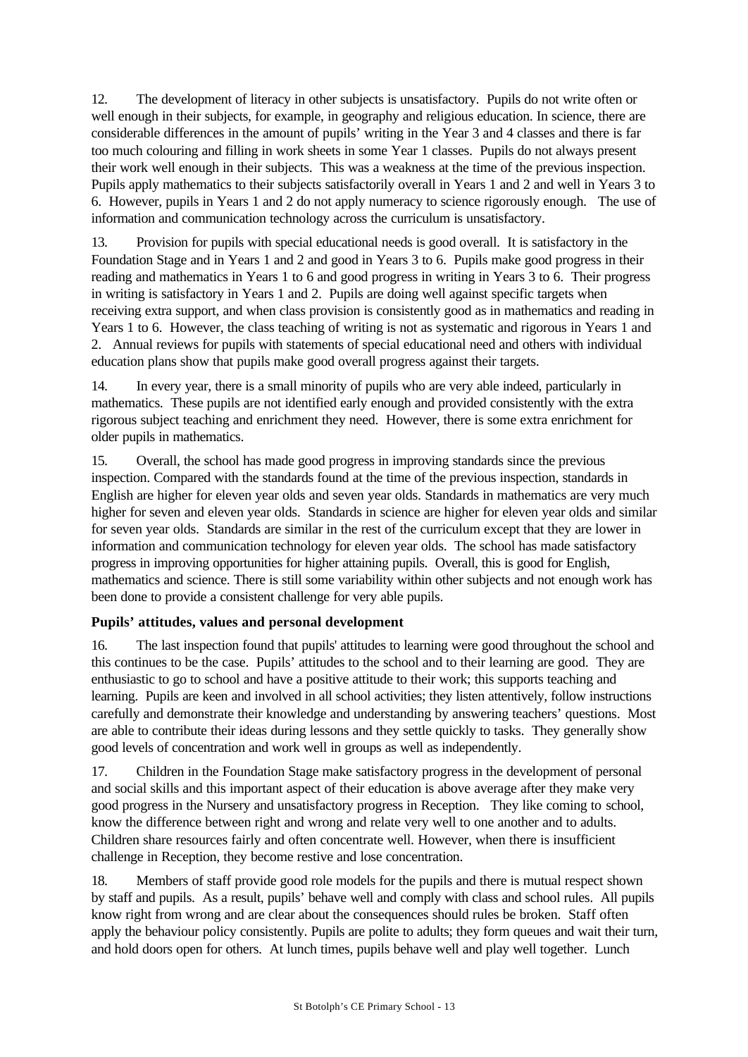12. The development of literacy in other subjects is unsatisfactory. Pupils do not write often or well enough in their subjects, for example, in geography and religious education. In science, there are considerable differences in the amount of pupils' writing in the Year 3 and 4 classes and there is far too much colouring and filling in work sheets in some Year 1 classes. Pupils do not always present their work well enough in their subjects. This was a weakness at the time of the previous inspection. Pupils apply mathematics to their subjects satisfactorily overall in Years 1 and 2 and well in Years 3 to 6. However, pupils in Years 1 and 2 do not apply numeracy to science rigorously enough. The use of information and communication technology across the curriculum is unsatisfactory.

13. Provision for pupils with special educational needs is good overall. It is satisfactory in the Foundation Stage and in Years 1 and 2 and good in Years 3 to 6. Pupils make good progress in their reading and mathematics in Years 1 to 6 and good progress in writing in Years 3 to 6. Their progress in writing is satisfactory in Years 1 and 2. Pupils are doing well against specific targets when receiving extra support, and when class provision is consistently good as in mathematics and reading in Years 1 to 6. However, the class teaching of writing is not as systematic and rigorous in Years 1 and 2. Annual reviews for pupils with statements of special educational need and others with individual education plans show that pupils make good overall progress against their targets.

14. In every year, there is a small minority of pupils who are very able indeed, particularly in mathematics. These pupils are not identified early enough and provided consistently with the extra rigorous subject teaching and enrichment they need. However, there is some extra enrichment for older pupils in mathematics.

15. Overall, the school has made good progress in improving standards since the previous inspection. Compared with the standards found at the time of the previous inspection, standards in English are higher for eleven year olds and seven year olds. Standards in mathematics are very much higher for seven and eleven year olds. Standards in science are higher for eleven year olds and similar for seven year olds. Standards are similar in the rest of the curriculum except that they are lower in information and communication technology for eleven year olds. The school has made satisfactory progress in improving opportunities for higher attaining pupils. Overall, this is good for English, mathematics and science. There is still some variability within other subjects and not enough work has been done to provide a consistent challenge for very able pupils.

**Pupils' attitudes, values and personal development**

16. The last inspection found that pupils' attitudes to learning were good throughout the school and this continues to be the case. Pupils' attitudes to the school and to their learning are good. They are enthusiastic to go to school and have a positive attitude to their work; this supports teaching and learning. Pupils are keen and involved in all school activities; they listen attentively, follow instructions carefully and demonstrate their knowledge and understanding by answering teachers' questions. Most are able to contribute their ideas during lessons and they settle quickly to tasks. They generally show good levels of concentration and work well in groups as well as independently.

17. Children in the Foundation Stage make satisfactory progress in the development of personal and social skills and this important aspect of their education is above average after they make very good progress in the Nursery and unsatisfactory progress in Reception. They like coming to school, know the difference between right and wrong and relate very well to one another and to adults. Children share resources fairly and often concentrate well. However, when there is insufficient challenge in Reception, they become restive and lose concentration.

18. Members of staff provide good role models for the pupils and there is mutual respect shown by staff and pupils. As a result, pupils' behave well and comply with class and school rules. All pupils know right from wrong and are clear about the consequences should rules be broken. Staff often apply the behaviour policy consistently. Pupils are polite to adults; they form queues and wait their turn, and hold doors open for others. At lunch times, pupils behave well and play well together. Lunch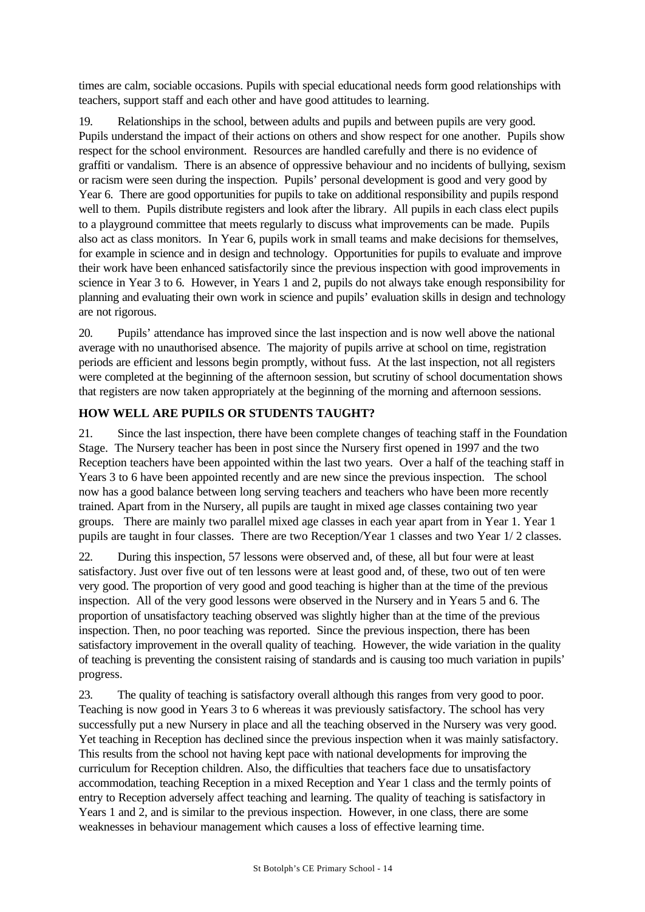times are calm, sociable occasions. Pupils with special educational needs form good relationships with teachers, support staff and each other and have good attitudes to learning.

19. Relationships in the school, between adults and pupils and between pupils are very good. Pupils understand the impact of their actions on others and show respect for one another. Pupils show respect for the school environment. Resources are handled carefully and there is no evidence of graffiti or vandalism. There is an absence of oppressive behaviour and no incidents of bullying, sexism or racism were seen during the inspection. Pupils' personal development is good and very good by Year 6. There are good opportunities for pupils to take on additional responsibility and pupils respond well to them. Pupils distribute registers and look after the library. All pupils in each class elect pupils to a playground committee that meets regularly to discuss what improvements can be made. Pupils also act as class monitors. In Year 6, pupils work in small teams and make decisions for themselves, for example in science and in design and technology. Opportunities for pupils to evaluate and improve their work have been enhanced satisfactorily since the previous inspection with good improvements in science in Year 3 to 6. However, in Years 1 and 2, pupils do not always take enough responsibility for planning and evaluating their own work in science and pupils' evaluation skills in design and technology are not rigorous.

20. Pupils' attendance has improved since the last inspection and is now well above the national average with no unauthorised absence. The majority of pupils arrive at school on time, registration periods are efficient and lessons begin promptly, without fuss. At the last inspection, not all registers were completed at the beginning of the afternoon session, but scrutiny of school documentation shows that registers are now taken appropriately at the beginning of the morning and afternoon sessions.

## HOW WELL ARE PUPILS OR STUDENTS TAUGHT?

21. Since the last inspection, there have been complete changes of teaching staff in the Foundation Stage. The Nursery teacher has been in post since the Nursery first opened in 1997 and the two Reception teachers have been appointed within the last two years. Over a half of the teaching staff in Years 3 to 6 have been appointed recently and are new since the previous inspection. The school now has a good balance between long serving teachers and teachers who have been more recently trained. Apart from in the Nursery, all pupils are taught in mixed age classes containing two year groups. There are mainly two parallel mixed age classes in each year apart from in Year 1. Year 1 pupils are taught in four classes. There are two Reception/Year 1 classes and two Year 1/ 2 classes.

22. During this inspection, 57 lessons were observed and, of these, all but four were at least satisfactory. Just over five out of ten lessons were at least good and, of these, two out of ten were very good. The proportion of very good and good teaching is higher than at the time of the previous inspection. All of the very good lessons were observed in the Nursery and in Years 5 and 6. The proportion of unsatisfactory teaching observed was slightly higher than at the time of the previous inspection. Then, no poor teaching was reported. Since the previous inspection, there has been satisfactory improvement in the overall quality of teaching. However, the wide variation in the quality of teaching is preventing the consistent raising of standards and is causing too much variation in pupils' progress.

23. The quality of teaching is satisfactory overall although this ranges from very good to poor. Teaching is now good in Years 3 to 6 whereas it was previously satisfactory. The school has very successfully put a new Nursery in place and all the teaching observed in the Nursery was very good. Yet teaching in Reception has declined since the previous inspection when it was mainly satisfactory. This results from the school not having kept pace with national developments for improving the curriculum for Reception children. Also, the difficulties that teachers face due to unsatisfactory accommodation, teaching Reception in a mixed Reception and Year 1 class and the termly points of entry to Reception adversely affect teaching and learning. The quality of teaching is satisfactory in Years 1 and 2, and is similar to the previous inspection. However, in one class, there are some weaknesses in behaviour management which causes a loss of effective learning time.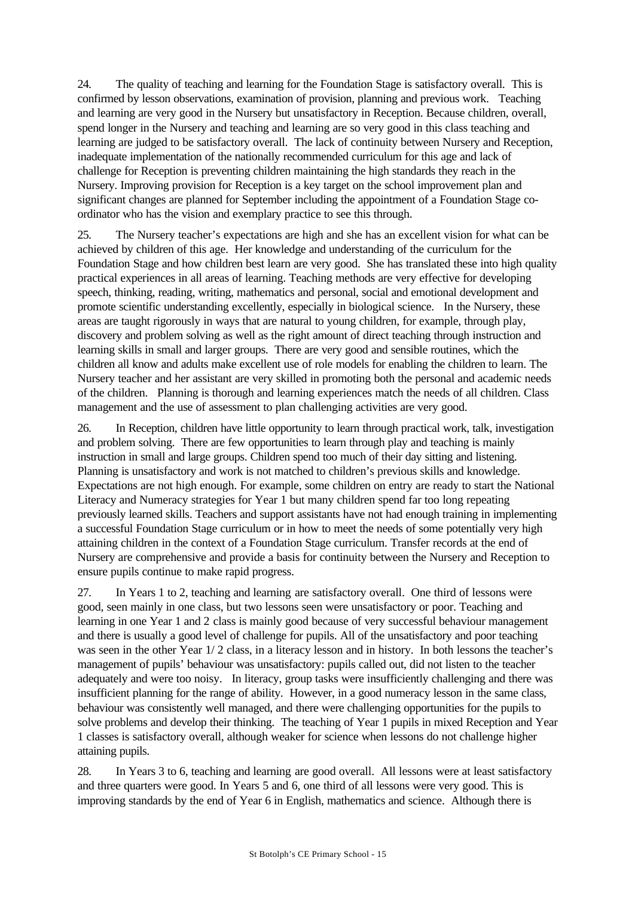24. The quality of teaching and learning for the Foundation Stage is satisfactory overall. This is confirmed by lesson observations, examination of provision, planning and previous work. Teaching and learning are very good in the Nursery but unsatisfactory in Reception. Because children, overall, spend longer in the Nursery and teaching and learning are so very good in this class teaching and learning are judged to be satisfactory overall. The lack of continuity between Nursery and Reception, inadequate implementation of the nationally recommended curriculum for this age and lack of challenge for Reception is preventing children maintaining the high standards they reach in the Nursery. Improving provision for Reception is a key target on the school improvement plan and significant changes are planned for September including the appointment of a Foundation Stage co-ordinator who has the vision and exemplary practice to see this through.

25. The Nursery teacher's expectations are high and she has an excellent vision for what can be achieved by children of this age. Her knowledge and understanding of the curriculum for the Foundation Stage and how children best learn are very good. She has translated these into high quality practical experiences in all areas of learning. Teaching methods are very effective for developing speech, thinking, reading, writing, mathematics and personal, social and emotional development and promote scientific understanding excellently, especially in biological science. In the Nursery, these areas are taught rigorously in ways that are natural to young children, for example, through play, discovery and problem solving as well as the right amount of direct teaching through instruction and learning skills in small and larger groups. There are very good and sensible routines, which the children all know and adults make excellent use of role models for enabling the children to learn. The Nursery teacher and her assistant are very skilled in promoting both the personal and academic needs of the children. Planning is thorough and learning experiences match the needs of all children. Class management and the use of assessment to plan challenging activities are very good.

26. In Reception, children have little opportunity to learn through practical work, talk, investigation and problem solving. There are few opportunities to learn through play and teaching is mainly instruction in small and large groups. Children spend too much of their day sitting and listening. Planning is unsatisfactory and work is not matched to children's previous skills and knowledge. Expectations are not high enough. For example, some children on entry are ready to start the National Literacy and Numeracy strategies for Year 1 but many children spend far too long repeating previously learned skills. Teachers and support assistants have not had enough training in implementing a successful Foundation Stage curriculum or in how to meet the needs of some potentially very high attaining children in the context of a Foundation Stage curriculum. Transfer records at the end of Nursery are comprehensive and provide a basis for continuity between the Nursery and Reception to ensure pupils continue to make rapid progress.

27. In Years 1 to 2, teaching and learning are satisfactory overall. One third of lessons were good, seen mainly in one class, but two lessons seen were unsatisfactory or poor. Teaching and learning in one Year 1 and 2 class is mainly good because of very successful behaviour management and there is usually a good level of challenge for pupils. All of the unsatisfactory and poor teaching was seen in the other Year 1/ 2 class, in a literacy lesson and in history. In both lessons the teacher's management of pupils' behaviour was unsatisfactory: pupils called out, did not listen to the teacher adequately and were too noisy. In literacy, group tasks were insufficiently challenging and there was insufficient planning for the range of ability. However, in a good numeracy lesson in the same class, behaviour was consistently well managed, and there were challenging opportunities for the pupils to solve problems and develop their thinking. The teaching of Year 1 pupils in mixed Reception and Year 1 classes is satisfactory overall, although weaker for science when lessons do not challenge higher attaining pupils.

28. In Years 3 to 6, teaching and learning are good overall. All lessons were at least satisfactory and three quarters were good. In Years 5 and 6, one third of all lessons were very good. This is improving standards by the end of Year 6 in English, mathematics and science. Although there is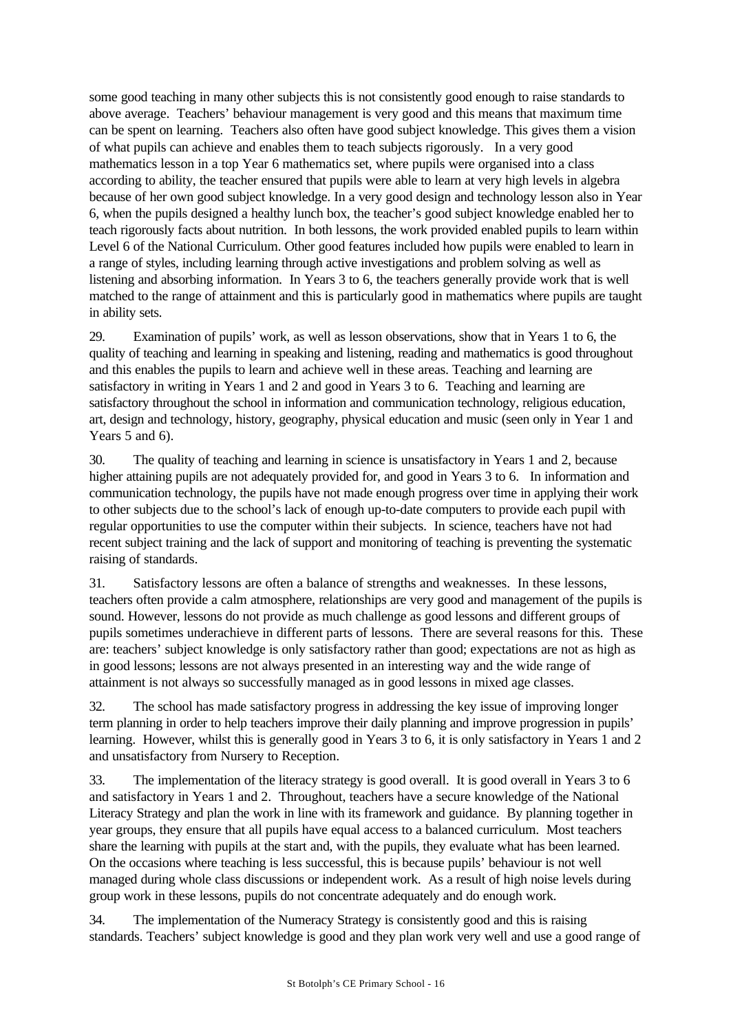some good teaching in many other subjects this is not consistently good enough to raise standards to above average. Teachers' behaviour management is very good and this means that maximum time can be spent on learning. Teachers also often have good subject knowledge. This gives them a vision of what pupils can achieve and enables them to teach subjects rigorously. In a very good mathematics lesson in a top Year 6 mathematics set, where pupils were organised into a class according to ability, the teacher ensured that pupils were able to learn at very high levels in algebra because of her own good subject knowledge. In a very good design and technology lesson also in Year 6, when the pupils designed a healthy lunch box, the teacher's good subject knowledge enabled her to teach rigorously facts about nutrition. In both lessons, the work provided enabled pupils to learn within Level 6 of the National Curriculum. Other good features included how pupils were enabled to learn in a range of styles, including learning through active investigations and problem solving as well as listening and absorbing information. In Years 3 to 6, the teachers generally provide work that is well matched to the range of attainment and this is particularly good in mathematics where pupils are taught in ability sets.

29. Examination of pupils' work, as well as lesson observations, show that in Years 1 to 6, the quality of teaching and learning in speaking and listening, reading and mathematics is good throughout and this enables the pupils to learn and achieve well in these areas. Teaching and learning are satisfactory in writing in Years 1 and 2 and good in Years 3 to 6. Teaching and learning are satisfactory throughout the school in information and communication technology, religious education, art, design and technology, history, geography, physical education and music (seen only in Year 1 and Years 5 and 6).

30. The quality of teaching and learning in science is unsatisfactory in Years 1 and 2, because higher attaining pupils are not adequately provided for, and good in Years 3 to 6. In information and communication technology, the pupils have not made enough progress over time in applying their work to other subjects due to the school's lack of enough up-to-date computers to provide each pupil with regular opportunities to use the computer within their subjects. In science, teachers have not had recent subject training and the lack of support and monitoring of teaching is preventing the systematic raising of standards.

31. Satisfactory lessons are often a balance of strengths and weaknesses. In these lessons, teachers often provide a calm atmosphere, relationships are very good and management of the pupils is sound. However, lessons do not provide as much challenge as good lessons and different groups of pupils sometimes underachieve in different parts of lessons. There are several reasons for this. These are: teachers' subject knowledge is only satisfactory rather than good; expectations are not as high as in good lessons; lessons are not always presented in an interesting way and the wide range of attainment is not always so successfully managed as in good lessons in mixed age classes.

32. The school has made satisfactory progress in addressing the key issue of improving longer term planning in order to help teachers improve their daily planning and improve progression in pupils' learning. However, whilst this is generally good in Years 3 to 6, it is only satisfactory in Years 1 and 2 and unsatisfactory from Nursery to Reception.

33. The implementation of the literacy strategy is good overall. It is good overall in Years 3 to 6 and satisfactory in Years 1 and 2. Throughout, teachers have a secure knowledge of the National Literacy Strategy and plan the work in line with its framework and guidance. By planning together in year groups, they ensure that all pupils have equal access to a balanced curriculum. Most teachers share the learning with pupils at the start and, with the pupils, they evaluate what has been learned. On the occasions where teaching is less successful, this is because pupils' behaviour is not well managed during whole class discussions or independent work. As a result of high noise levels during group work in these lessons, pupils do not concentrate adequately and do enough work.

34. The implementation of the Numeracy Strategy is consistently good and this is raising standards. Teachers' subject knowledge is good and they plan work very well and use a good range of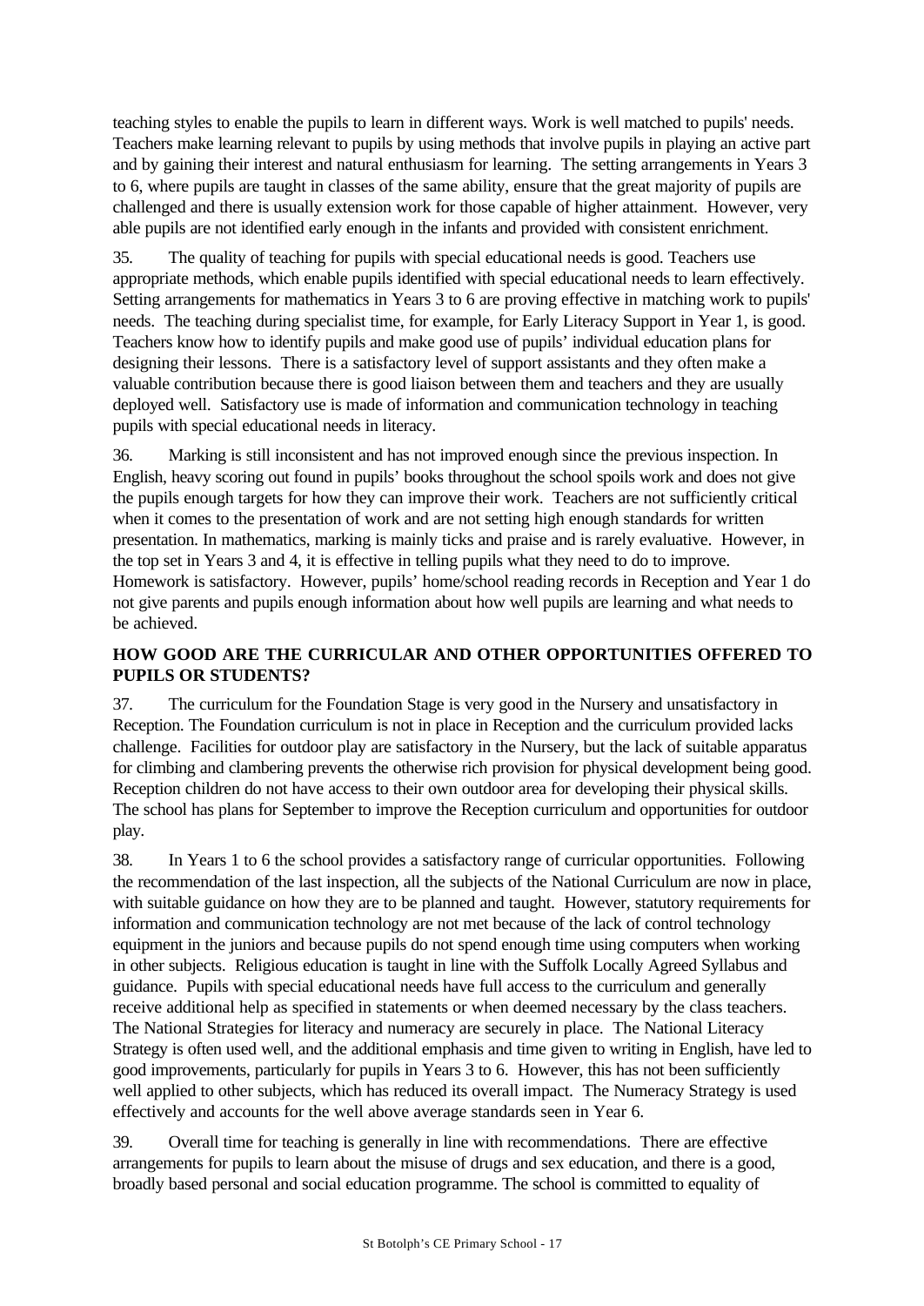teaching styles to enable the pupils to learn in different ways. Work is well matched to pupils' needs. Teachers make learning relevant to pupils by using methods that involve pupils in playing an active part and by gaining their interest and natural enthusiasm for learning. The setting arrangements in Years 3 to 6, where pupils are taught in classes of the same ability, ensure that the great majority of pupils are challenged and there is usually extension work for those capable of higher attainment. However, very able pupils are not identified early enough in the infants and provided with consistent enrichment.

35. The quality of teaching for pupils with special educational needs is good. Teachers use appropriate methods, which enable pupils identified with special educational needs to learn effectively. Setting arrangements for mathematics in Years 3 to 6 are proving effective in matching work to pupils' needs. The teaching during specialist time, for example, for Early Literacy Support in Year 1, is good. Teachers know how to identify pupils and make good use of pupils' individual education plans for designing their lessons. There is a satisfactory level of support assistants and they often make a valuable contribution because there is good liaison between them and teachers and they are usually deployed well. Satisfactory use is made of information and communication technology in teaching pupils with special educational needs in literacy.

36. Marking is still inconsistent and has not improved enough since the previous inspection. In English, heavy scoring out found in pupils' books throughout the school spoils work and does not give the pupils enough targets for how they can improve their work. Teachers are not sufficiently critical when it comes to the presentation of work and are not setting high enough standards for written presentation. In mathematics, marking is mainly ticks and praise and is rarely evaluative. However, in the top set in Years 3 and 4, it is effective in telling pupils what they need to do to improve. Homework is satisfactory. However, pupils' home/school reading records in Reception and Year 1 do not give parents and pupils enough information about how well pupils are learning and what needs to be achieved.

## HOW GOOD ARE THE CURRICULAR AND OTHER OPPORTUNITIES OFFERED TO PUPILS OR STUDENTS?

37. The curriculum for the Foundation Stage is very good in the Nursery and unsatisfactory in Reception. The Foundation curriculum is not in place in Reception and the curriculum provided lacks challenge. Facilities for outdoor play are satisfactory in the Nursery, but the lack of suitable apparatus for climbing and clambering prevents the otherwise rich provision for physical development being good. Reception children do not have access to their own outdoor area for developing their physical skills. The school has plans for September to improve the Reception curriculum and opportunities for outdoor play.

38. In Years 1 to 6 the school provides a satisfactory range of curricular opportunities. Following the recommendation of the last inspection, all the subjects of the National Curriculum are now in place, with suitable guidance on how they are to be planned and taught. However, statutory requirements for information and communication technology are not met because of the lack of control technology equipment in the juniors and because pupils do not spend enough time using computers when working in other subjects. Religious education is taught in line with the Suffolk Locally Agreed Syllabus and guidance. Pupils with special educational needs have full access to the curriculum and generally receive additional help as specified in statements or when deemed necessary by the class teachers. The National Strategies for literacy and numeracy are securely in place. The National Literacy Strategy is often used well, and the additional emphasis and time given to writing in English, have led to good improvements, particularly for pupils in Years 3 to 6. However, this has not been sufficiently well applied to other subjects, which has reduced its overall impact. The Numeracy Strategy is used effectively and accounts for the well above average standards seen in Year 6.

39. Overall time for teaching is generally in line with recommendations. There are effective arrangements for pupils to learn about the misuse of drugs and sex education, and there is a good, broadly based personal and social education programme. The school is committed to equality of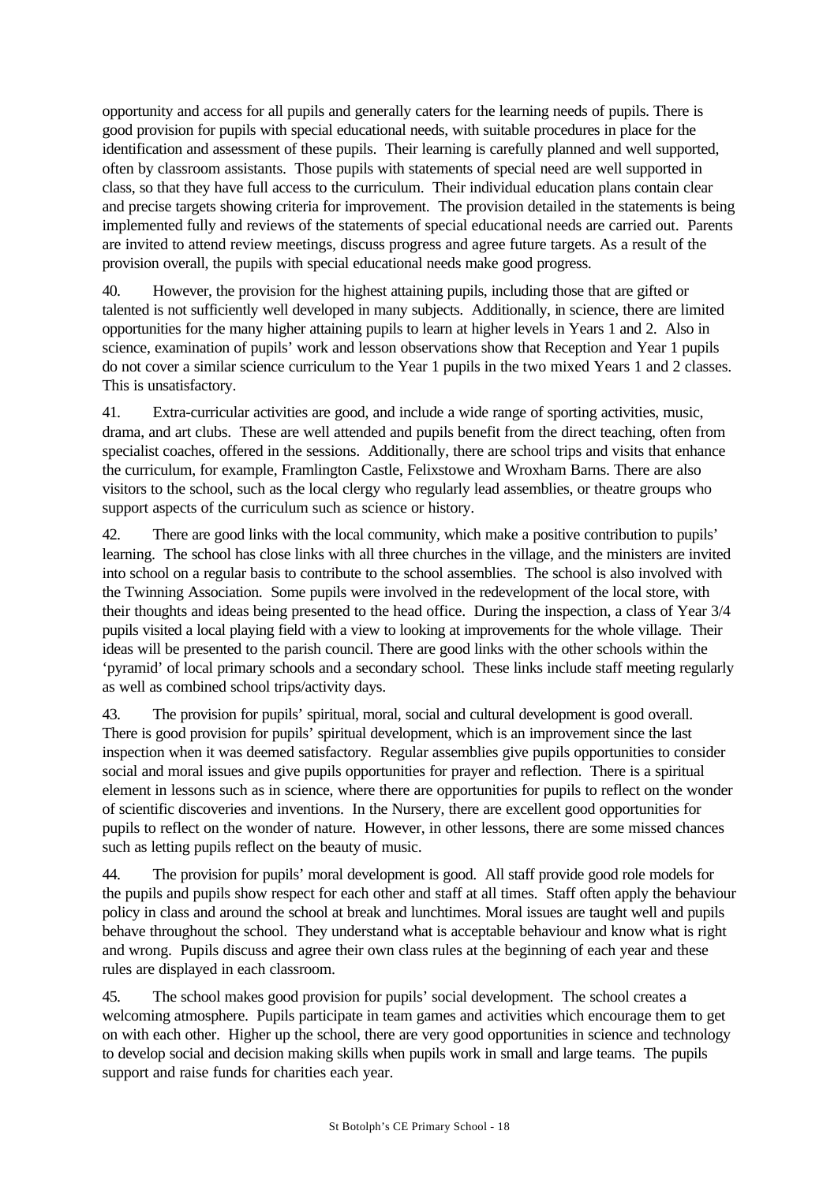opportunity and access for all pupils and generally caters for the learning needs of pupils. There is good provision for pupils with special educational needs, with suitable procedures in place for the identification and assessment of these pupils. Their learning is carefully planned and well supported, often by classroom assistants. Those pupils with statements of special need are well supported in class, so that they have full access to the curriculum. Their individual education plans contain clear and precise targets showing criteria for improvement. The provision detailed in the statements is being implemented fully and reviews of the statements of special educational needs are carried out. Parents are invited to attend review meetings, discuss progress and agree future targets. As a result of the provision overall, the pupils with special educational needs make good progress.

40. However, the provision for the highest attaining pupils, including those that are gifted or talented is not sufficiently well developed in many subjects. Additionally, in science, there are limited opportunities for the many higher attaining pupils to learn at higher levels in Years 1 and 2. Also in science, examination of pupils' work and lesson observations show that Reception and Year 1 pupils do not cover a similar science curriculum to the Year 1 pupils in the two mixed Years 1 and 2 classes. This is unsatisfactory.

41. Extra-curricular activities are good, and include a wide range of sporting activities, music, drama, and art clubs. These are well attended and pupils benefit from the direct teaching, often from specialist coaches, offered in the sessions. Additionally, there are school trips and visits that enhance the curriculum, for example, Framlington Castle, Felixstowe and Wroxham Barns. There are also visitors to the school, such as the local clergy who regularly lead assemblies, or theatre groups who support aspects of the curriculum such as science or history.

42. There are good links with the local community, which make a positive contribution to pupils' learning. The school has close links with all three churches in the village, and the ministers are invited into school on a regular basis to contribute to the school assemblies. The school is also involved with the Twinning Association. Some pupils were involved in the redevelopment of the local store, with their thoughts and ideas being presented to the head office. During the inspection, a class of Year 3/4 pupils visited a local playing field with a view to looking at improvements for the whole village. Their ideas will be presented to the parish council. There are good links with the other schools within the 'pyramid' of local primary schools and a secondary school. These links include staff meeting regularly as well as combined school trips/activity days.

43. The provision for pupils' spiritual, moral, social and cultural development is good overall. There is good provision for pupils' spiritual development, which is an improvement since the last inspection when it was deemed satisfactory. Regular assemblies give pupils opportunities to consider social and moral issues and give pupils opportunities for prayer and reflection. There is a spiritual element in lessons such as in science, where there are opportunities for pupils to reflect on the wonder of scientific discoveries and inventions. In the Nursery, there are excellent good opportunities for pupils to reflect on the wonder of nature. However, in other lessons, there are some missed chances such as letting pupils reflect on the beauty of music.

44. The provision for pupils' moral development is good. All staff provide good role models for the pupils and pupils show respect for each other and staff at all times. Staff often apply the behaviour policy in class and around the school at break and lunchtimes. Moral issues are taught well and pupils behave throughout the school. They understand what is acceptable behaviour and know what is right and wrong. Pupils discuss and agree their own class rules at the beginning of each year and these rules are displayed in each classroom.

45. The school makes good provision for pupils' social development. The school creates a welcoming atmosphere. Pupils participate in team games and activities which encourage them to get on with each other. Higher up the school, there are very good opportunities in science and technology to develop social and decision making skills when pupils work in small and large teams. The pupils support and raise funds for charities each year.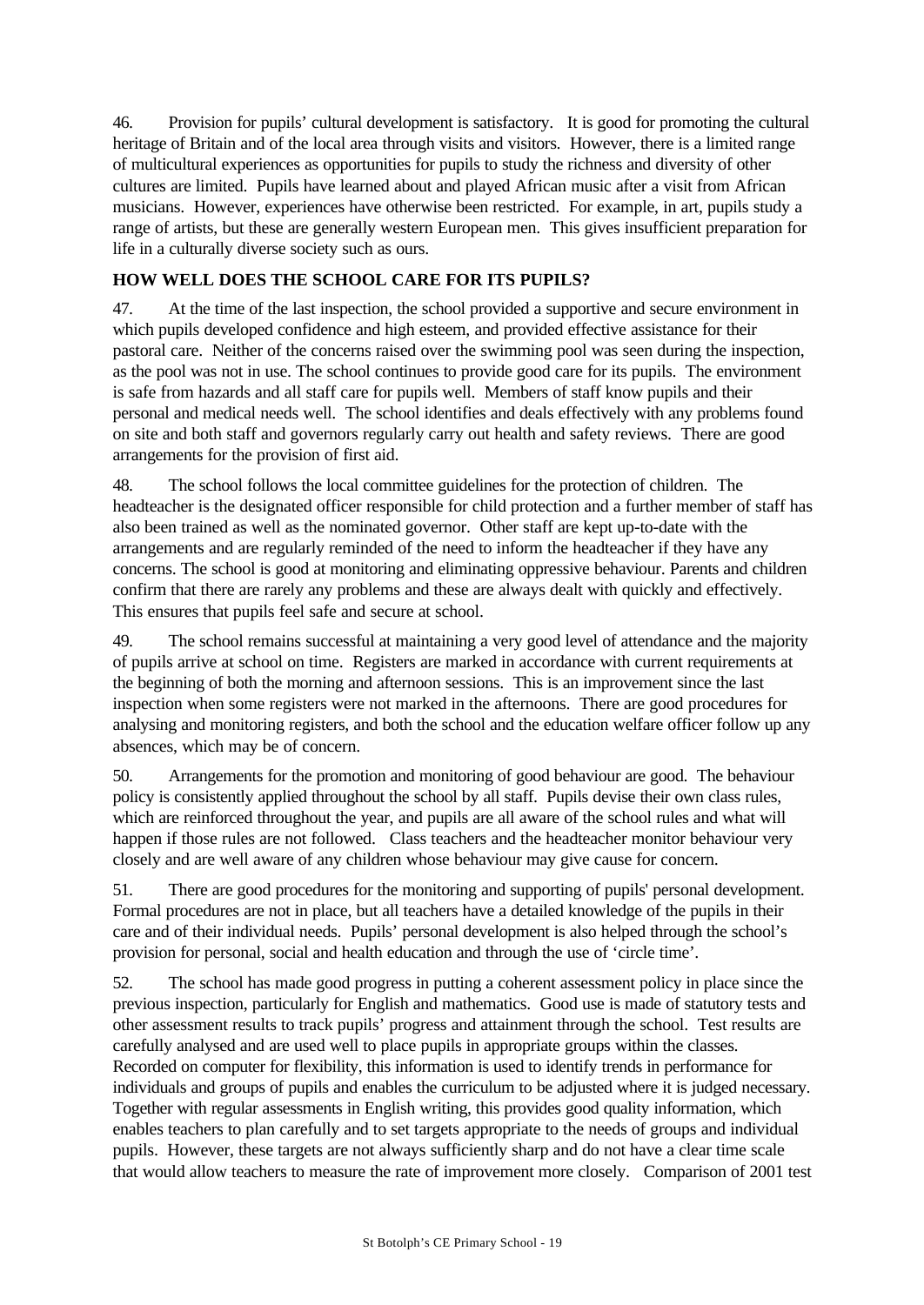46. Provision for pupils' cultural development is satisfactory. It is good for promoting the cultural heritage of Britain and of the local area through visits and visitors. However, there is a limited range of multicultural experiences as opportunities for pupils to study the richness and diversity of other cultures are limited. Pupils have learned about and played African music after a visit from African musicians. However, experiences have otherwise been restricted. For example, in art, pupils study a range of artists, but these are generally western European men. This gives insufficient preparation for life in a culturally diverse society such as ours.

## HOW WELL DOES THE SCHOOL CARE FOR ITS PUPILS?

47. At the time of the last inspection, the school provided a supportive and secure environment in which pupils developed confidence and high esteem, and provided effective assistance for their pastoral care. Neither of the concerns raised over the swimming pool was seen during the inspection, as the pool was not in use. The school continues to provide good care for its pupils. The environment is safe from hazards and all staff care for pupils well. Members of staff know pupils and their personal and medical needs well. The school identifies and deals effectively with any problems found on site and both staff and governors regularly carry out health and safety reviews. There are good arrangements for the provision of first aid.

48. The school follows the local committee guidelines for the protection of children. The headteacher is the designated officer responsible for child protection and a further member of staff has also been trained as well as the nominated governor. Other staff are kept up-to-date with the arrangements and are regularly reminded of the need to inform the headteacher if they have any concerns. The school is good at monitoring and eliminating oppressive behaviour. Parents and children confirm that there are rarely any problems and these are always dealt with quickly and effectively. This ensures that pupils feel safe and secure at school.

49. The school remains successful at maintaining a very good level of attendance and the majority of pupils arrive at school on time. Registers are marked in accordance with current requirements at the beginning of both the morning and afternoon sessions. This is an improvement since the last inspection when some registers were not marked in the afternoons. There are good procedures for analysing and monitoring registers, and both the school and the education welfare officer follow up any absences, which may be of concern.

50. Arrangements for the promotion and monitoring of good behaviour are good. The behaviour policy is consistently applied throughout the school by all staff. Pupils devise their own class rules, which are reinforced throughout the year, and pupils are all aware of the school rules and what will happen if those rules are not followed. Class teachers and the headteacher monitor behaviour very closely and are well aware of any children whose behaviour may give cause for concern.

51. There are good procedures for the monitoring and supporting of pupils' personal development. Formal procedures are not in place, but all teachers have a detailed knowledge of the pupils in their care and of their individual needs. Pupils' personal development is also helped through the school's provision for personal, social and health education and through the use of 'circle time'.

52. The school has made good progress in putting a coherent assessment policy in place since the previous inspection, particularly for English and mathematics. Good use is made of statutory tests and other assessment results to track pupils' progress and attainment through the school. Test results are carefully analysed and are used well to place pupils in appropriate groups within the classes. Recorded on computer for flexibility, this information is used to identify trends in performance for individuals and groups of pupils and enables the curriculum to be adjusted where it is judged necessary. Together with regular assessments in English writing, this provides good quality information, which enables teachers to plan carefully and to set targets appropriate to the needs of groups and individual pupils. However, these targets are not always sufficiently sharp and do not have a clear time scale that would allow teachers to measure the rate of improvement more closely. Comparison of 2001 test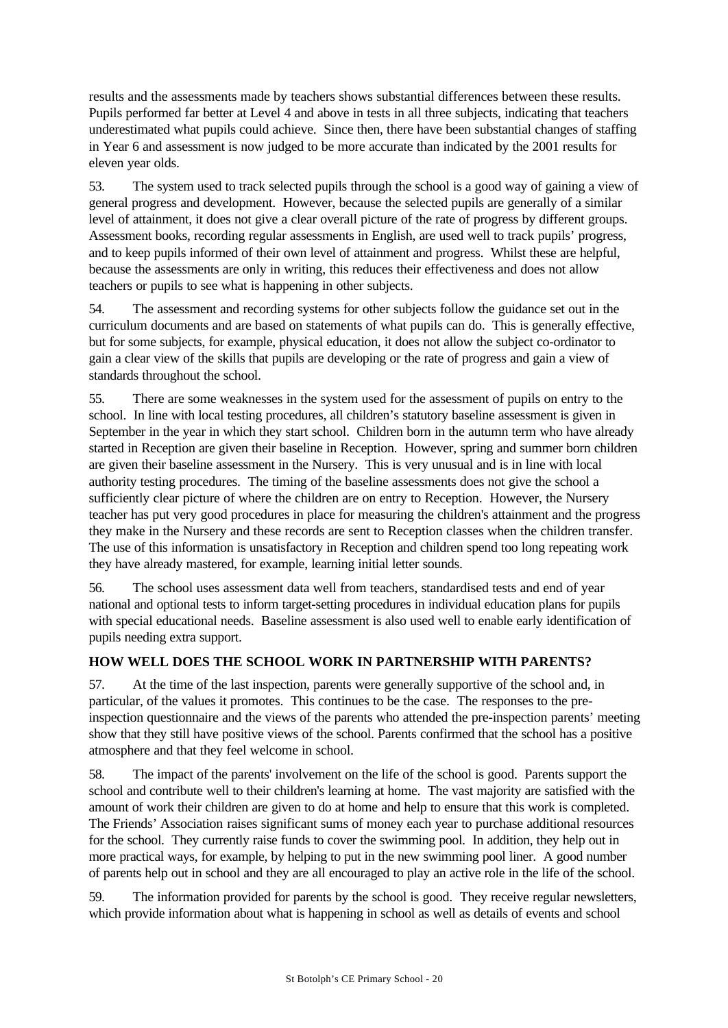results and the assessments made by teachers shows substantial differences between these results. Pupils performed far better at Level 4 and above in tests in all three subjects, indicating that teachers underestimated what pupils could achieve. Since then, there have been substantial changes of staffing in Year 6 and assessment is now judged to be more accurate than indicated by the 2001 results for eleven year olds.

53. The system used to track selected pupils through the school is a good way of gaining a view of general progress and development. However, because the selected pupils are generally of a similar level of attainment, it does not give a clear overall picture of the rate of progress by different groups. Assessment books, recording regular assessments in English, are used well to track pupils' progress, and to keep pupils informed of their own level of attainment and progress. Whilst these are helpful, because the assessments are only in writing, this reduces their effectiveness and does not allow teachers or pupils to see what is happening in other subjects.

54. The assessment and recording systems for other subjects follow the guidance set out in the curriculum documents and are based on statements of what pupils can do. This is generally effective, but for some subjects, for example, physical education, it does not allow the subject co-ordinator to gain a clear view of the skills that pupils are developing or the rate of progress and gain a view of standards throughout the school.

55. There are some weaknesses in the system used for the assessment of pupils on entry to the school. In line with local testing procedures, all children's statutory baseline assessment is given in September in the year in which they start school. Children born in the autumn term who have already started in Reception are given their baseline in Reception. However, spring and summer born children are given their baseline assessment in the Nursery. This is very unusual and is in line with local authority testing procedures. The timing of the baseline assessments does not give the school a sufficiently clear picture of where the children are on entry to Reception. However, the Nursery teacher has put very good procedures in place for measuring the children's attainment and the progress they make in the Nursery and these records are sent to Reception classes when the children transfer. The use of this information is unsatisfactory in Reception and children spend too long repeating work they have already mastered, for example, learning initial letter sounds.

56. The school uses assessment data well from teachers, standardised tests and end of year national and optional tests to inform target-setting procedures in individual education plans for pupils with special educational needs. Baseline assessment is also used well to enable early identification of pupils needing extra support.

## HOW WELL DOES THE SCHOOL WORK IN PARTNERSHIP WITH PARENTS?

57. At the time of the last inspection, parents were generally supportive of the school and, in particular, of the values it promotes. This continues to be the case. The responses to the pre-inspection questionnaire and the views of the parents who attended the pre-inspection parents' meeting show that they still have positive views of the school. Parents confirmed that the school has a positive atmosphere and that they feel welcome in school.

58. The impact of the parents' involvement on the life of the school is good. Parents support the school and contribute well to their children's learning at home. The vast majority are satisfied with the amount of work their children are given to do at home and help to ensure that this work is completed. The Friends' Association raises significant sums of money each year to purchase additional resources for the school. They currently raise funds to cover the swimming pool. In addition, they help out in more practical ways, for example, by helping to put in the new swimming pool liner. A good number of parents help out in school and they are all encouraged to play an active role in the life of the school.

59. The information provided for parents by the school is good. They receive regular newsletters, which provide information about what is happening in school as well as details of events and school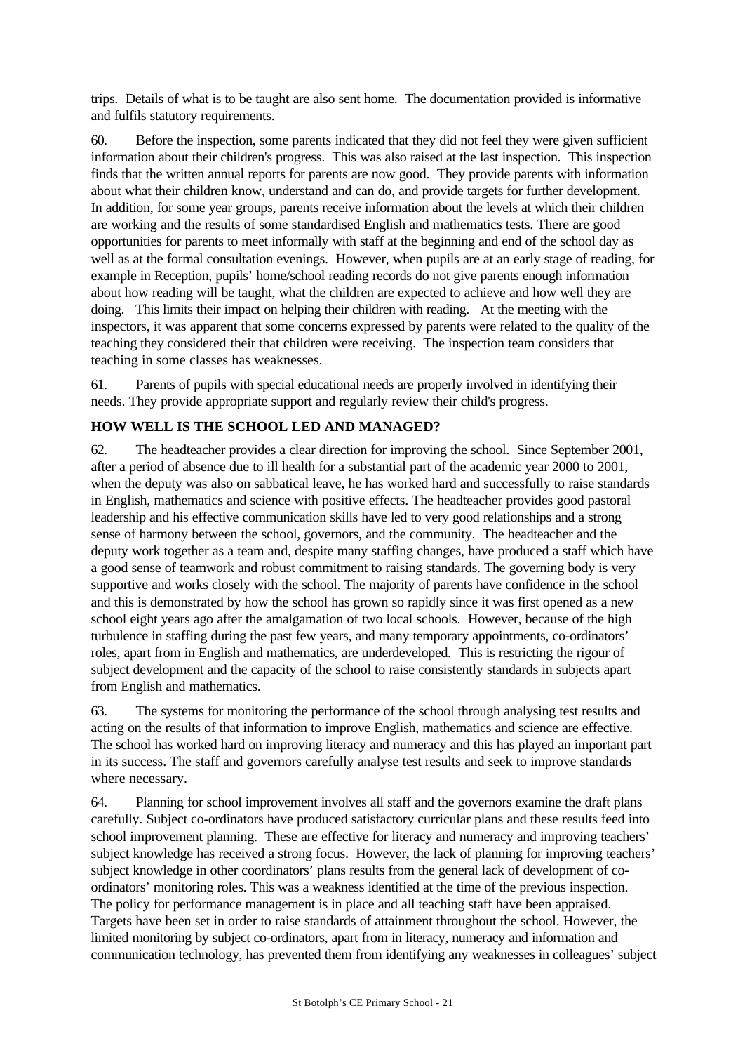trips. Details of what is to be taught are also sent home. The documentation provided is informative and fulfils statutory requirements.

60. Before the inspection, some parents indicated that they did not feel they were given sufficient information about their children's progress. This was also raised at the last inspection. This inspection finds that the written annual reports for parents are now good. They provide parents with information about what their children know, understand and can do, and provide targets for further development. In addition, for some year groups, parents receive information about the levels at which their children are working and the results of some standardised English and mathematics tests. There are good opportunities for parents to meet informally with staff at the beginning and end of the school day as well as at the formal consultation evenings. However, when pupils are at an early stage of reading, for example in Reception, pupils' home/school reading records do not give parents enough information about how reading will be taught, what the children are expected to achieve and how well they are doing. This limits their impact on helping their children with reading. At the meeting with the inspectors, it was apparent that some concerns expressed by parents were related to the quality of the teaching they considered their that children were receiving. The inspection team considers that teaching in some classes has weaknesses.

61. Parents of pupils with special educational needs are properly involved in identifying their needs. They provide appropriate support and regularly review their child's progress.

## HOW WELL IS THE SCHOOL LED AND MANAGED?

62. The headteacher provides a clear direction for improving the school. Since September 2001, after a period of absence due to ill health for a substantial part of the academic year 2000 to 2001, when the deputy was also on sabbatical leave, he has worked hard and successfully to raise standards in English, mathematics and science with positive effects. The headteacher provides good pastoral leadership and his effective communication skills have led to very good relationships and a strong sense of harmony between the school, governors, and the community. The headteacher and the deputy work together as a team and, despite many staffing changes, have produced a staff which have a good sense of teamwork and robust commitment to raising standards. The governing body is very supportive and works closely with the school. The majority of parents have confidence in the school and this is demonstrated by how the school has grown so rapidly since it was first opened as a new school eight years ago after the amalgamation of two local schools. However, because of the high turbulence in staffing during the past few years, and many temporary appointments, co-ordinators' roles, apart from in English and mathematics, are underdeveloped. This is restricting the rigour of subject development and the capacity of the school to raise consistently standards in subjects apart from English and mathematics.

63. The systems for monitoring the performance of the school through analysing test results and acting on the results of that information to improve English, mathematics and science are effective. The school has worked hard on improving literacy and numeracy and this has played an important part in its success. The staff and governors carefully analyse test results and seek to improve standards where necessary.

64. Planning for school improvement involves all staff and the governors examine the draft plans carefully. Subject co-ordinators have produced satisfactory curricular plans and these results feed into school improvement planning. These are effective for literacy and numeracy and improving teachers' subject knowledge has received a strong focus. However, the lack of planning for improving teachers' subject knowledge in other coordinators' plans results from the general lack of development of co-ordinators' monitoring roles. This was a weakness identified at the time of the previous inspection. The policy for performance management is in place and all teaching staff have been appraised. Targets have been set in order to raise standards of attainment throughout the school. However, the limited monitoring by subject co-ordinators, apart from in literacy, numeracy and information and communication technology, has prevented them from identifying any weaknesses in colleagues' subject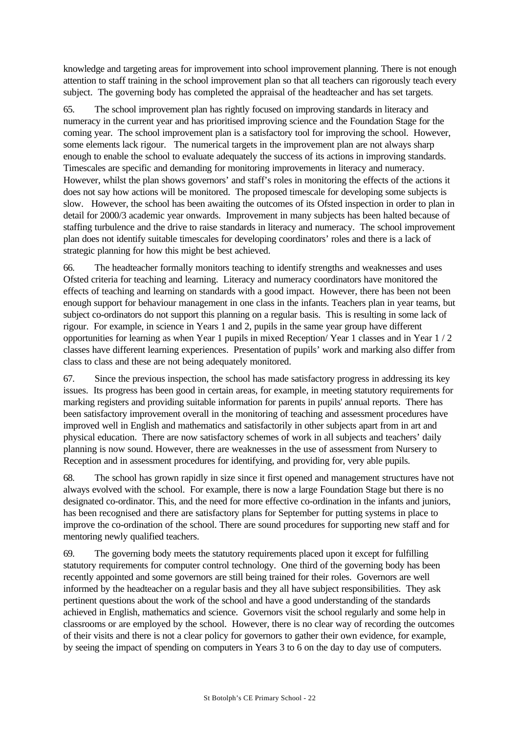knowledge and targeting areas for improvement into school improvement planning. There is not enough attention to staff training in the school improvement plan so that all teachers can rigorously teach every subject. The governing body has completed the appraisal of the headteacher and has set targets.

65. The school improvement plan has rightly focused on improving standards in literacy and numeracy in the current year and has prioritised improving science and the Foundation Stage for the coming year. The school improvement plan is a satisfactory tool for improving the school. However, some elements lack rigour. The numerical targets in the improvement plan are not always sharp enough to enable the school to evaluate adequately the success of its actions in improving standards. Timescales are specific and demanding for monitoring improvements in literacy and numeracy. However, whilst the plan shows governors' and staff's roles in monitoring the effects of the actions it does not say how actions will be monitored. The proposed timescale for developing some subjects is slow. However, the school has been awaiting the outcomes of its Ofsted inspection in order to plan in detail for 2000/3 academic year onwards. Improvement in many subjects has been halted because of staffing turbulence and the drive to raise standards in literacy and numeracy. The school improvement plan does not identify suitable timescales for developing coordinators' roles and there is a lack of strategic planning for how this might be best achieved.

66. The headteacher formally monitors teaching to identify strengths and weaknesses and uses Ofsted criteria for teaching and learning. Literacy and numeracy coordinators have monitored the effects of teaching and learning on standards with a good impact. However, there has been not been enough support for behaviour management in one class in the infants. Teachers plan in year teams, but subject co-ordinators do not support this planning on a regular basis. This is resulting in some lack of rigour. For example, in science in Years 1 and 2, pupils in the same year group have different opportunities for learning as when Year 1 pupils in mixed Reception/ Year 1 classes and in Year 1 / 2 classes have different learning experiences. Presentation of pupils' work and marking also differ from class to class and these are not being adequately monitored.

67. Since the previous inspection, the school has made satisfactory progress in addressing its key issues. Its progress has been good in certain areas, for example, in meeting statutory requirements for marking registers and providing suitable information for parents in pupils' annual reports. There has been satisfactory improvement overall in the monitoring of teaching and assessment procedures have improved well in English and mathematics and satisfactorily in other subjects apart from in art and physical education. There are now satisfactory schemes of work in all subjects and teachers' daily planning is now sound. However, there are weaknesses in the use of assessment from Nursery to Reception and in assessment procedures for identifying, and providing for, very able pupils.

68. The school has grown rapidly in size since it first opened and management structures have not always evolved with the school. For example, there is now a large Foundation Stage but there is no designated co-ordinator. This, and the need for more effective co-ordination in the infants and juniors, has been recognised and there are satisfactory plans for September for putting systems in place to improve the co-ordination of the school. There are sound procedures for supporting new staff and for mentoring newly qualified teachers.

69. The governing body meets the statutory requirements placed upon it except for fulfilling statutory requirements for computer control technology. One third of the governing body has been recently appointed and some governors are still being trained for their roles. Governors are well informed by the headteacher on a regular basis and they all have subject responsibilities. They ask pertinent questions about the work of the school and have a good understanding of the standards achieved in English, mathematics and science. Governors visit the school regularly and some help in classrooms or are employed by the school. However, there is no clear way of recording the outcomes of their visits and there is not a clear policy for governors to gather their own evidence, for example, by seeing the impact of spending on computers in Years 3 to 6 on the day to day use of computers.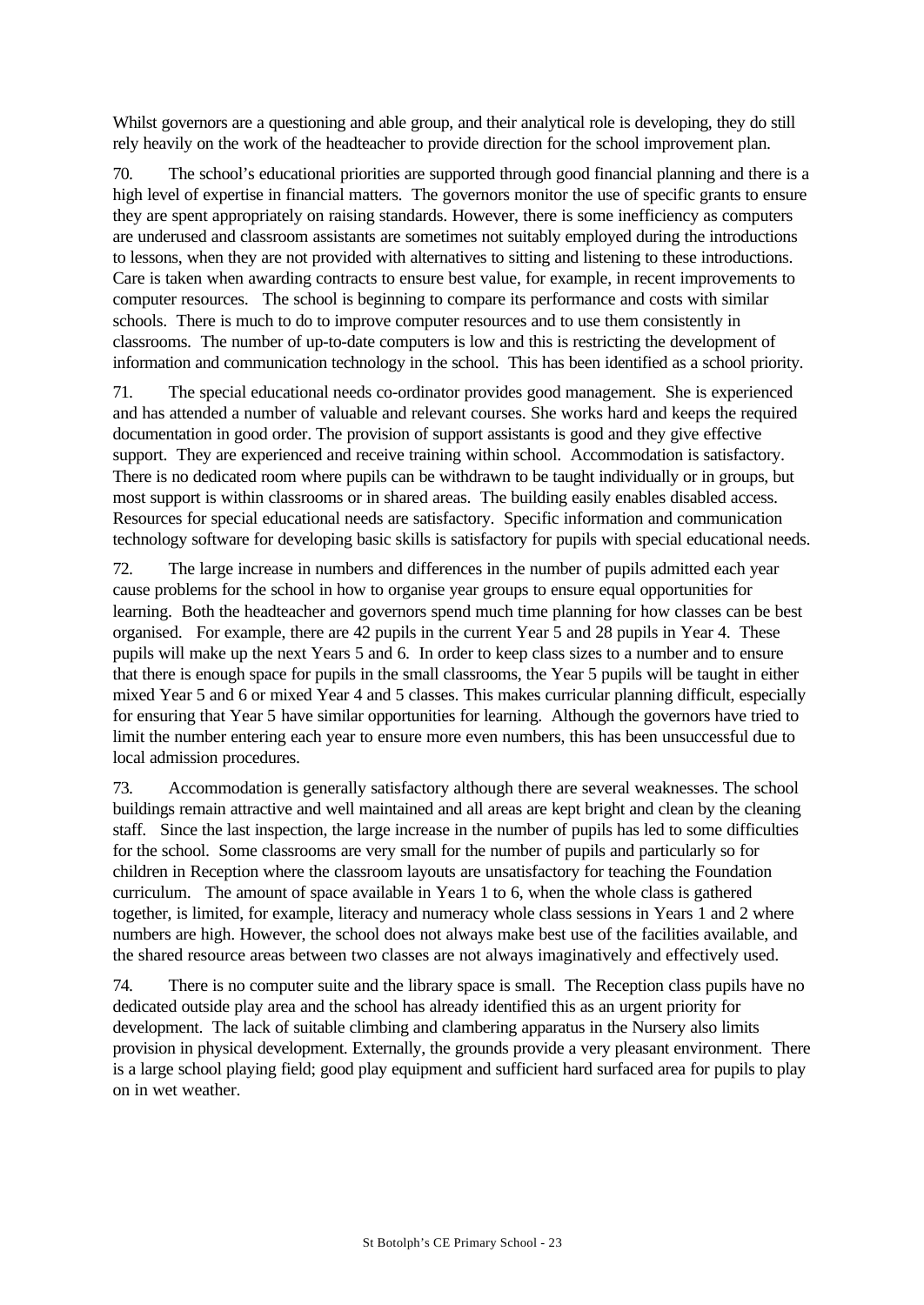Whilst governors are a questioning and able group, and their analytical role is developing, they do still rely heavily on the work of the headteacher to provide direction for the school improvement plan.

70. The school's educational priorities are supported through good financial planning and there is a high level of expertise in financial matters. The governors monitor the use of specific grants to ensure they are spent appropriately on raising standards. However, there is some inefficiency as computers are underused and classroom assistants are sometimes not suitably employed during the introductions to lessons, when they are not provided with alternatives to sitting and listening to these introductions. Care is taken when awarding contracts to ensure best value, for example, in recent improvements to computer resources. The school is beginning to compare its performance and costs with similar schools. There is much to do to improve computer resources and to use them consistently in classrooms. The number of up-to-date computers is low and this is restricting the development of information and communication technology in the school. This has been identified as a school priority.

71. The special educational needs co-ordinator provides good management. She is experienced and has attended a number of valuable and relevant courses. She works hard and keeps the required documentation in good order. The provision of support assistants is good and they give effective support. They are experienced and receive training within school. Accommodation is satisfactory. There is no dedicated room where pupils can be withdrawn to be taught individually or in groups, but most support is within classrooms or in shared areas. The building easily enables disabled access. Resources for special educational needs are satisfactory. Specific information and communication technology software for developing basic skills is satisfactory for pupils with special educational needs.

72. The large increase in numbers and differences in the number of pupils admitted each year cause problems for the school in how to organise year groups to ensure equal opportunities for learning. Both the headteacher and governors spend much time planning for how classes can be best organised. For example, there are 42 pupils in the current Year 5 and 28 pupils in Year 4. These pupils will make up the next Years 5 and 6. In order to keep class sizes to a number and to ensure that there is enough space for pupils in the small classrooms, the Year 5 pupils will be taught in either mixed Year 5 and 6 or mixed Year 4 and 5 classes. This makes curricular planning difficult, especially for ensuring that Year 5 have similar opportunities for learning. Although the governors have tried to limit the number entering each year to ensure more even numbers, this has been unsuccessful due to local admission procedures.

73. Accommodation is generally satisfactory although there are several weaknesses. The school buildings remain attractive and well maintained and all areas are kept bright and clean by the cleaning staff. Since the last inspection, the large increase in the number of pupils has led to some difficulties for the school. Some classrooms are very small for the number of pupils and particularly so for children in Reception where the classroom layouts are unsatisfactory for teaching the Foundation curriculum. The amount of space available in Years 1 to 6, when the whole class is gathered together, is limited, for example, literacy and numeracy whole class sessions in Years 1 and 2 where numbers are high. However, the school does not always make best use of the facilities available, and the shared resource areas between two classes are not always imaginatively and effectively used.

74. There is no computer suite and the library space is small. The Reception class pupils have no dedicated outside play area and the school has already identified this as an urgent priority for development. The lack of suitable climbing and clambering apparatus in the Nursery also limits provision in physical development. Externally, the grounds provide a very pleasant environment. There is a large school playing field; good play equipment and sufficient hard surfaced area for pupils to play on in wet weather.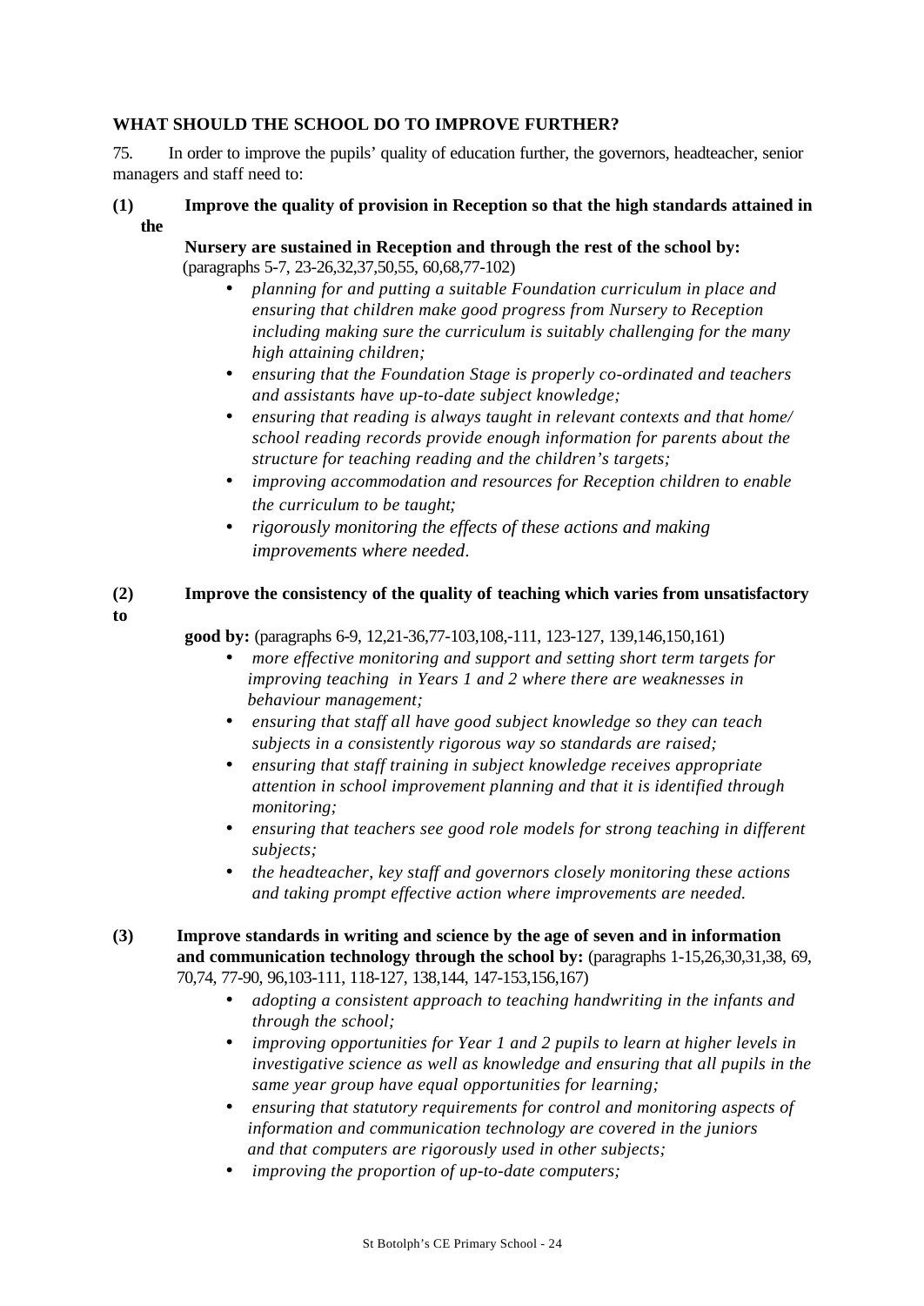**WHAT SHOULD THE SCHOOL DO TO IMPROVE FURTHER?**

75. In order to improve the pupils' quality of education further, the governors, headteacher, senior managers and staff need to:

**(1) Improve the quality of provision in Reception so that the high standards attained in the Nursery are sustained in Reception and through the rest of the school by:** (paragraphs 5-7, 23-26,32,37,50,55, 60,68,77-102)

- *planning for and putting a suitable Foundation curriculum in place and ensuring that children make good progress from Nursery to Reception including making sure the curriculum is suitably challenging for the many high attaining children;*
- *ensuring that the Foundation Stage is properly co-ordinated and teachers and assistants have up-to-date subject knowledge;*
- *ensuring that reading is always taught in relevant contexts and that home/ school reading records provide enough information for parents about the structure for teaching reading and the children's targets;*
- *improving accommodation and resources for Reception children to enable the curriculum to be taught;*
- *rigorously monitoring the effects of these actions and making improvements where needed.*

**(2) Improve the consistency of the quality of teaching which varies from unsatisfactory to good by:** (paragraphs 6-9, 12,21-36,77-103,108,-111, 123-127, 139,146,150,161)

- *more effective monitoring and support and setting short term targets for improving teaching in Years 1 and 2 where there are weaknesses in behaviour management;*
- *ensuring that staff all have good subject knowledge so they can teach subjects in a consistently rigorous way so standards are raised;*
- *ensuring that staff training in subject knowledge receives appropriate attention in school improvement planning and that it is identified through monitoring;*
- *ensuring that teachers see good role models for strong teaching in different subjects;*
- *the headteacher, key staff and governors closely monitoring these actions and taking prompt effective action where improvements are needed.*

**(3) Improve standards in writing and science by the age of seven and in information and communication technology through the school by:** (paragraphs 1-15,26,30,31,38, 69, 70,74, 77-90, 96,103-111, 118-127, 138,144, 147-153,156,167)

- *adopting a consistent approach to teaching handwriting in the infants and through the school;*
- *improving opportunities for Year 1 and 2 pupils to learn at higher levels in investigative science as well as knowledge and ensuring that all pupils in the same year group have equal opportunities for learning;*
- *ensuring that statutory requirements for control and monitoring aspects of information and communication technology are covered in the juniors and that computers are rigorously used in other subjects;*
- *improving the proportion of up-to-date computers;*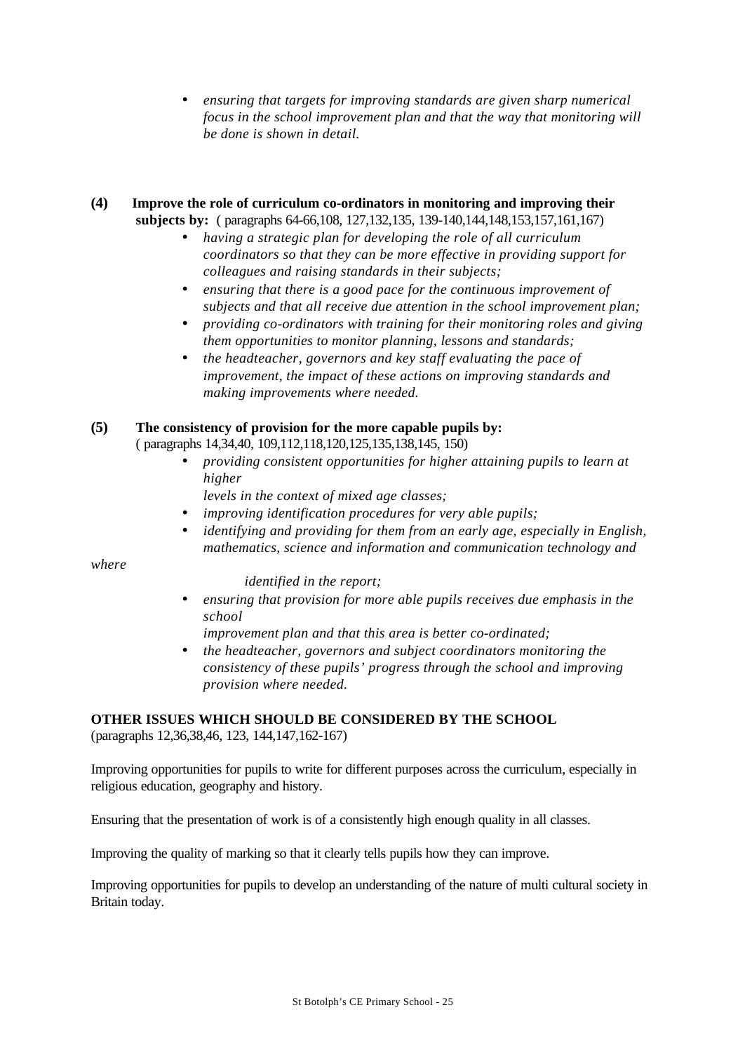- *ensuring that targets for improving standards are given sharp numerical focus in the school improvement plan and that the way that monitoring will be done is shown in detail.*

**(4) Improve the role of curriculum co-ordinators in monitoring and improving their subjects by:** ( paragraphs 64-66,108, 127,132,135, 139-140,144,148,153,157,161,167)

- *having a strategic plan for developing the role of all curriculum coordinators so that they can be more effective in providing support for colleagues and raising standards in their subjects;*
- *ensuring that there is a good pace for the continuous improvement of subjects and that all receive due attention in the school improvement plan;*
- *providing co-ordinators with training for their monitoring roles and giving them opportunities to monitor planning, lessons and standards;*
- *the headteacher, governors and key staff evaluating the pace of improvement, the impact of these actions on improving standards and making improvements where needed.*

**(5) The consistency of provision for the more capable pupils by:** ( paragraphs 14,34,40, 109,112,118,120,125,135,138,145, 150)

- *providing consistent opportunities for higher attaining pupils to learn at higher levels in the context of mixed age classes;*
- *improving identification procedures for very able pupils;*
- *identifying and providing for them from an early age, especially in English, mathematics, science and information and communication technology and where identified in the report;*
- *ensuring that provision for more able pupils receives due emphasis in the school improvement plan and that this area is better co-ordinated;*
- *the headteacher, governors and subject coordinators monitoring the consistency of these pupils' progress through the school and improving provision where needed.*

**OTHER ISSUES WHICH SHOULD BE CONSIDERED BY THE SCHOOL**
(paragraphs 12,36,38,46, 123, 144,147,162-167)

Improving opportunities for pupils to write for different purposes across the curriculum, especially in religious education, geography and history.

Ensuring that the presentation of work is of a consistently high enough quality in all classes.

Improving the quality of marking so that it clearly tells pupils how they can improve.

Improving opportunities for pupils to develop an understanding of the nature of multi cultural society in Britain today.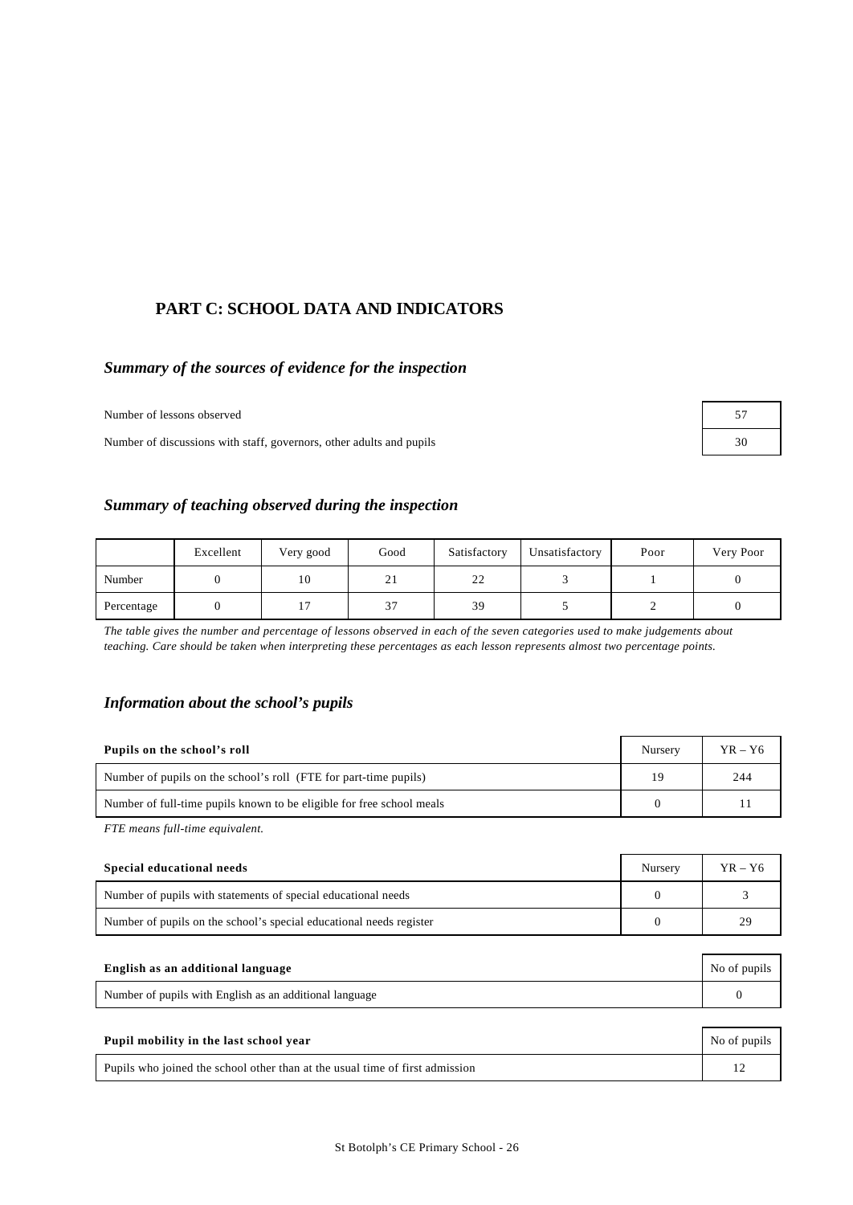## PART C: SCHOOL DATA AND INDICATORS

### *Summary of the sources of evidence for the inspection*

| | |
|---|---|
| Number of lessons observed | 57 |
| Number of discussions with staff, governors, other adults and pupils | 30 |

### *Summary of teaching observed during the inspection*

| | Excellent | Very good | Good | Satisfactory | Unsatisfactory | Poor | Very Poor |
|---|---|---|---|---|---|---|---|
| Number | 0 | 10 | 21 | 22 | 3 | 1 | 0 |
| Percentage | 0 | 17 | 37 | 39 | 5 | 2 | 0 |

*The table gives the number and percentage of lessons observed in each of the seven categories used to make judgements about teaching. Care should be taken when interpreting these percentages as each lesson represents almost two percentage points.*

### *Information about the school's pupils*

| **Pupils on the school's roll** | Nursery | YR – Y6 |
|---|---|---|
| Number of pupils on the school's roll (FTE for part-time pupils) | 19 | 244 |
| Number of full-time pupils known to be eligible for free school meals | 0 | 11 |

*FTE means full-time equivalent.*

| **Special educational needs** | Nursery | YR – Y6 |
|---|---|---|
| Number of pupils with statements of special educational needs | 0 | 3 |
| Number of pupils on the school's special educational needs register | 0 | 29 |

| **English as an additional language** | No of pupils |
|---|---|
| Number of pupils with English as an additional language | 0 |

| **Pupil mobility in the last school year** | No of pupils |
|---|---|
| Pupils who joined the school other than at the usual time of first admission | 12 |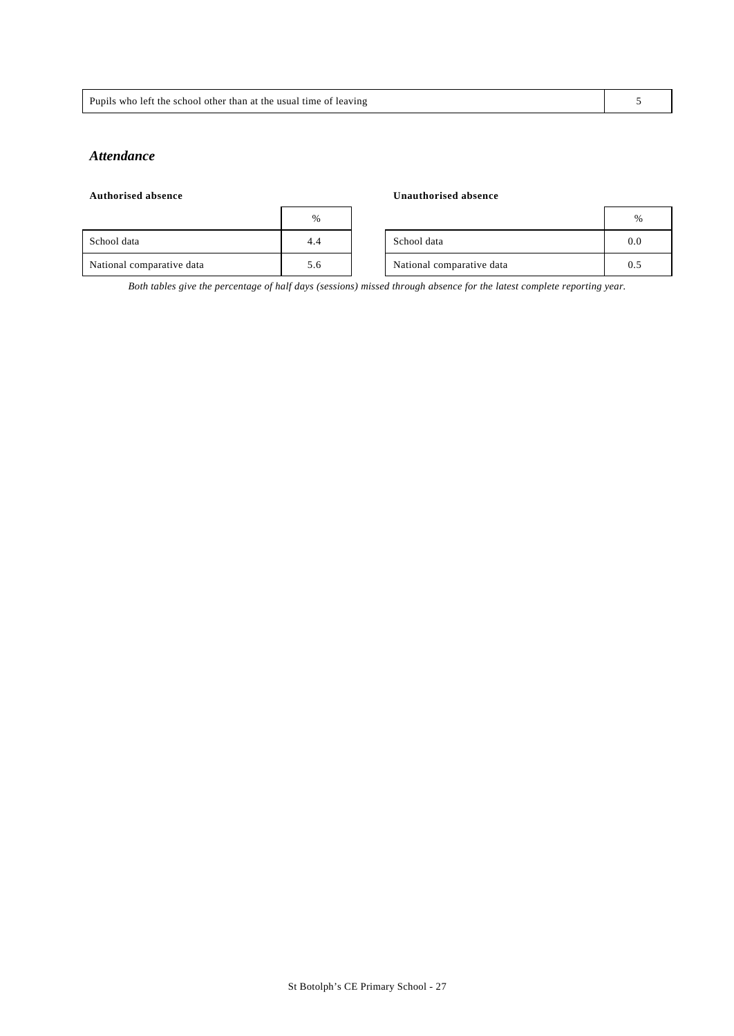| Pupils who left the school other than at the usual time of leaving | 5 |
|---|---|

## *Attendance*

**Authorised absence**

| | % |
|---|---|
| School data | 4.4 |
| National comparative data | 5.6 |

**Unauthorised absence**

| | % |
|---|---|
| School data | 0.0 |
| National comparative data | 0.5 |

*Both tables give the percentage of half days (sessions) missed through absence for the latest complete reporting year.*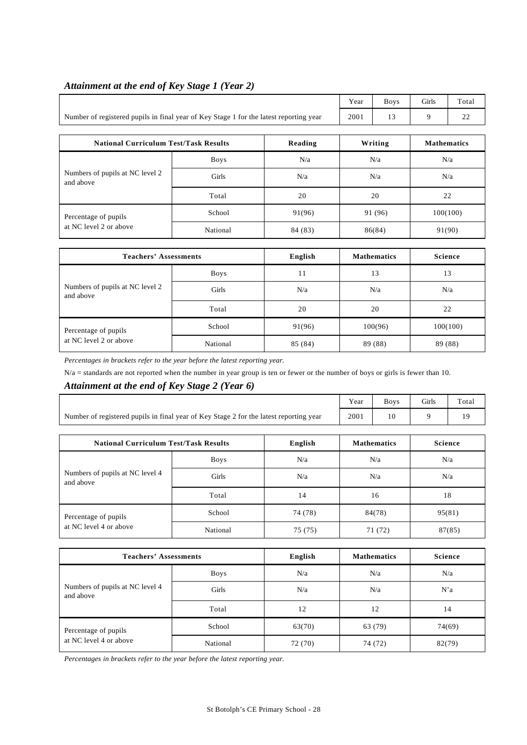### *Attainment at the end of Key Stage 1 (Year 2)*

| | Year | Boys | Girls | Total |
|---|---|---|---|---|
| Number of registered pupils in final year of Key Stage 1 for the latest reporting year | 2001 | 13 | 9 | 22 |

| National Curriculum Test/Task Results | | Reading | Writing | Mathematics |
|---|---|---|---|---|
| Numbers of pupils at NC level 2 and above | Boys | N/a | N/a | N/a |
| | Girls | N/a | N/a | N/a |
| | Total | 20 | 20 | 22 |
| Percentage of pupils at NC level 2 or above | School | 91(96) | 91 (96) | 100(100) |
| | National | 84 (83) | 86(84) | 91(90) |

| Teachers' Assessments | | English | Mathematics | Science |
|---|---|---|---|---|
| Numbers of pupils at NC level 2 and above | Boys | 11 | 13 | 13 |
| | Girls | N/a | N/a | N/a |
| | Total | 20 | 20 | 22 |
| Percentage of pupils at NC level 2 or above | School | 91(96) | 100(96) | 100(100) |
| | National | 85 (84) | 89 (88) | 89 (88) |

*Percentages in brackets refer to the year before the latest reporting year.*

N/a = standards are not reported when the number in year group is ten or fewer or the number of boys or girls is fewer than 10.

### *Attainment at the end of Key Stage 2 (Year 6)*

| | Year | Boys | Girls | Total |
|---|---|---|---|---|
| Number of registered pupils in final year of Key Stage 2 for the latest reporting year | 2001 | 10 | 9 | 19 |

| National Curriculum Test/Task Results | | English | Mathematics | Science |
|---|---|---|---|---|
| Numbers of pupils at NC level 4 and above | Boys | N/a | N/a | N/a |
| | Girls | N/a | N/a | N/a |
| | Total | 14 | 16 | 18 |
| Percentage of pupils at NC level 4 or above | School | 74 (78) | 84(78) | 95(81) |
| | National | 75 (75) | 71 (72) | 87(85) |

| Teachers' Assessments | | English | Mathematics | Science |
|---|---|---|---|---|
| Numbers of pupils at NC level 4 and above | Boys | N/a | N/a | N/a |
| | Girls | N/a | N/a | N'a |
| | Total | 12 | 12 | 14 |
| Percentage of pupils at NC level 4 or above | School | 63(70) | 63 (79) | 74(69) |
| | National | 72 (70) | 74 (72) | 82(79) |

*Percentages in brackets refer to the year before the latest reporting year.*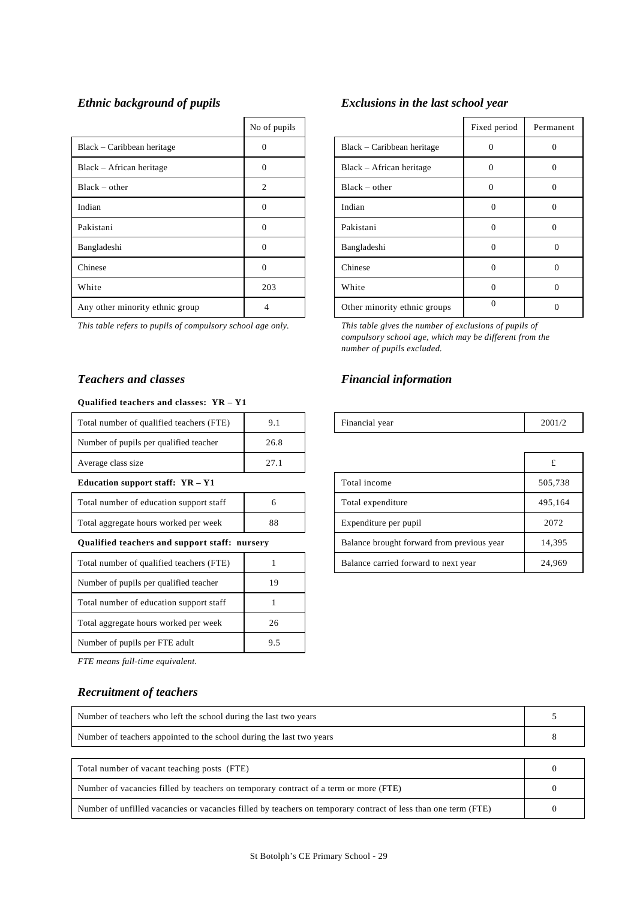### *Ethnic background of pupils*

| | No of pupils |
|---|---|
| Black – Caribbean heritage | 0 |
| Black – African heritage | 0 |
| Black – other | 2 |
| Indian | 0 |
| Pakistani | 0 |
| Bangladeshi | 0 |
| Chinese | 0 |
| White | 203 |
| Any other minority ethnic group | 4 |

*This table refers to pupils of compulsory school age only.*

### *Exclusions in the last school year*

| | Fixed period | Permanent |
|---|---|---|
| Black – Caribbean heritage | 0 | 0 |
| Black – African heritage | 0 | 0 |
| Black – other | 0 | 0 |
| Indian | 0 | 0 |
| Pakistani | 0 | 0 |
| Bangladeshi | 0 | 0 |
| Chinese | 0 | 0 |
| White | 0 | 0 |
| Other minority ethnic groups | 0 | 0 |

*This table gives the number of exclusions of pupils of compulsory school age, which may be different from the number of pupils excluded.*

### *Teachers and classes*

**Qualified teachers and classes: YR – Y1**

| | |
|---|---|
| Total number of qualified teachers (FTE) | 9.1 |
| Number of pupils per qualified teacher | 26.8 |
| Average class size | 27.1 |

**Education support staff: YR – Y1**

| | |
|---|---|
| Total number of education support staff | 6 |
| Total aggregate hours worked per week | 88 |

**Qualified teachers and support staff: nursery**

| | |
|---|---|
| Total number of qualified teachers (FTE) | 1 |
| Number of pupils per qualified teacher | 19 |
| Total number of education support staff | 1 |
| Total aggregate hours worked per week | 26 |
| Number of pupils per FTE adult | 9.5 |

*FTE means full-time equivalent.*

### *Financial information*

| | |
|---|---|
| Financial year | 2001/2 |

| | £ |
|---|---|
| Total income | 505,738 |
| Total expenditure | 495,164 |
| Expenditure per pupil | 2072 |
| Balance brought forward from previous year | 14,395 |
| Balance carried forward to next year | 24,969 |

### *Recruitment of teachers*

| | |
|---|---|
| Number of teachers who left the school during the last two years | 5 |
| Number of teachers appointed to the school during the last two years | 8 |

| | |
|---|---|
| Total number of vacant teaching posts (FTE) | 0 |
| Number of vacancies filled by teachers on temporary contract of a term or more (FTE) | 0 |
| Number of unfilled vacancies or vacancies filled by teachers on temporary contract of less than one term (FTE) | 0 |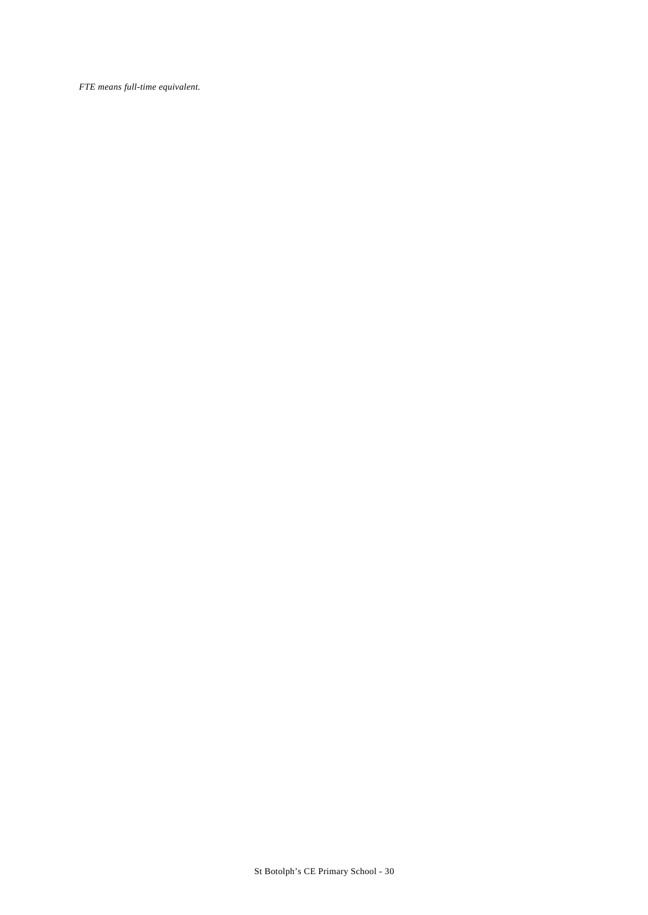*FTE means full-time equivalent.*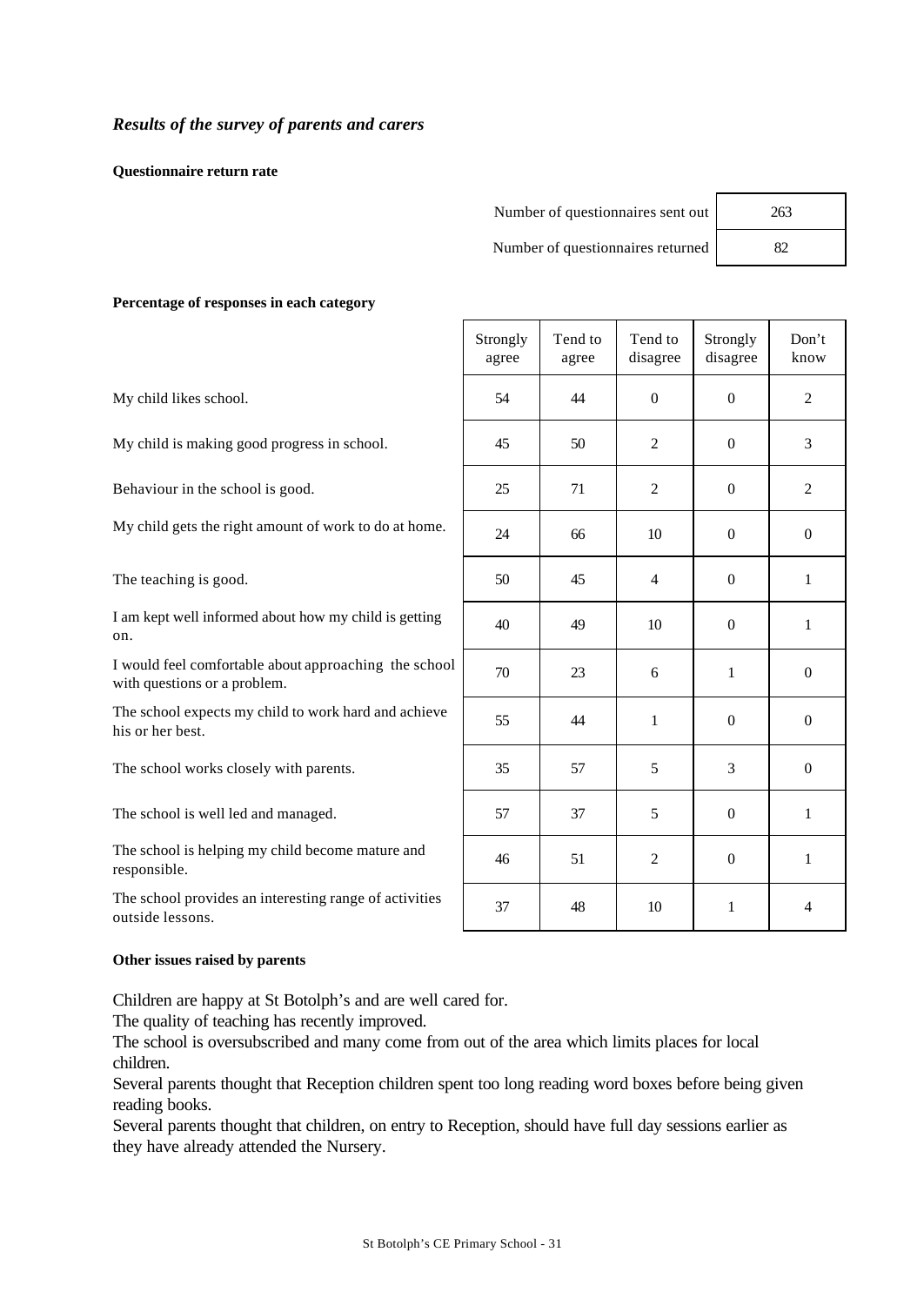## *Results of the survey of parents and carers*

**Questionnaire return rate**

| | |
|---|---|
| Number of questionnaires sent out | 263 |
| Number of questionnaires returned | 82 |

**Percentage of responses in each category**

| | Strongly agree | Tend to agree | Tend to disagree | Strongly disagree | Don't know |
|---|---|---|---|---|---|
| My child likes school. | 54 | 44 | 0 | 0 | 2 |
| My child is making good progress in school. | 45 | 50 | 2 | 0 | 3 |
| Behaviour in the school is good. | 25 | 71 | 2 | 0 | 2 |
| My child gets the right amount of work to do at home. | 24 | 66 | 10 | 0 | 0 |
| The teaching is good. | 50 | 45 | 4 | 0 | 1 |
| I am kept well informed about how my child is getting on. | 40 | 49 | 10 | 0 | 1 |
| I would feel comfortable about approaching the school with questions or a problem. | 70 | 23 | 6 | 1 | 0 |
| The school expects my child to work hard and achieve his or her best. | 55 | 44 | 1 | 0 | 0 |
| The school works closely with parents. | 35 | 57 | 5 | 3 | 0 |
| The school is well led and managed. | 57 | 37 | 5 | 0 | 1 |
| The school is helping my child become mature and responsible. | 46 | 51 | 2 | 0 | 1 |
| The school provides an interesting range of activities outside lessons. | 37 | 48 | 10 | 1 | 4 |

**Other issues raised by parents**

Children are happy at St Botolph's and are well cared for.

The quality of teaching has recently improved.

The school is oversubscribed and many come from out of the area which limits places for local children.

Several parents thought that Reception children spent too long reading word boxes before being given reading books.

Several parents thought that children, on entry to Reception, should have full day sessions earlier as they have already attended the Nursery.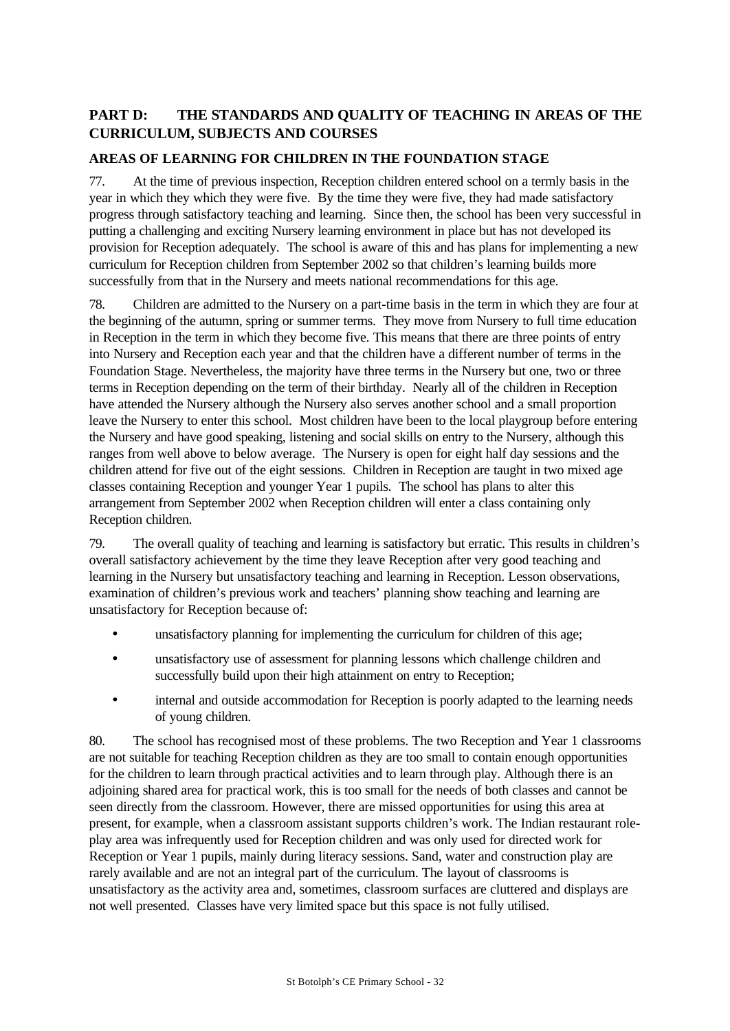## PART D: THE STANDARDS AND QUALITY OF TEACHING IN AREAS OF THE CURRICULUM, SUBJECTS AND COURSES

### AREAS OF LEARNING FOR CHILDREN IN THE FOUNDATION STAGE

77. At the time of previous inspection, Reception children entered school on a termly basis in the year in which they which they were five. By the time they were five, they had made satisfactory progress through satisfactory teaching and learning. Since then, the school has been very successful in putting a challenging and exciting Nursery learning environment in place but has not developed its provision for Reception adequately. The school is aware of this and has plans for implementing a new curriculum for Reception children from September 2002 so that children's learning builds more successfully from that in the Nursery and meets national recommendations for this age.

78. Children are admitted to the Nursery on a part-time basis in the term in which they are four at the beginning of the autumn, spring or summer terms. They move from Nursery to full time education in Reception in the term in which they become five. This means that there are three points of entry into Nursery and Reception each year and that the children have a different number of terms in the Foundation Stage. Nevertheless, the majority have three terms in the Nursery but one, two or three terms in Reception depending on the term of their birthday. Nearly all of the children in Reception have attended the Nursery although the Nursery also serves another school and a small proportion leave the Nursery to enter this school. Most children have been to the local playgroup before entering the Nursery and have good speaking, listening and social skills on entry to the Nursery, although this ranges from well above to below average. The Nursery is open for eight half day sessions and the children attend for five out of the eight sessions. Children in Reception are taught in two mixed age classes containing Reception and younger Year 1 pupils. The school has plans to alter this arrangement from September 2002 when Reception children will enter a class containing only Reception children.

79. The overall quality of teaching and learning is satisfactory but erratic. This results in children's overall satisfactory achievement by the time they leave Reception after very good teaching and learning in the Nursery but unsatisfactory teaching and learning in Reception. Lesson observations, examination of children's previous work and teachers' planning show teaching and learning are unsatisfactory for Reception because of:

- unsatisfactory planning for implementing the curriculum for children of this age;
- unsatisfactory use of assessment for planning lessons which challenge children and successfully build upon their high attainment on entry to Reception;
- internal and outside accommodation for Reception is poorly adapted to the learning needs of young children.

80. The school has recognised most of these problems. The two Reception and Year 1 classrooms are not suitable for teaching Reception children as they are too small to contain enough opportunities for the children to learn through practical activities and to learn through play. Although there is an adjoining shared area for practical work, this is too small for the needs of both classes and cannot be seen directly from the classroom. However, there are missed opportunities for using this area at present, for example, when a classroom assistant supports children's work. The Indian restaurant role-play area was infrequently used for Reception children and was only used for directed work for Reception or Year 1 pupils, mainly during literacy sessions. Sand, water and construction play are rarely available and are not an integral part of the curriculum. The layout of classrooms is unsatisfactory as the activity area and, sometimes, classroom surfaces are cluttered and displays are not well presented. Classes have very limited space but this space is not fully utilised.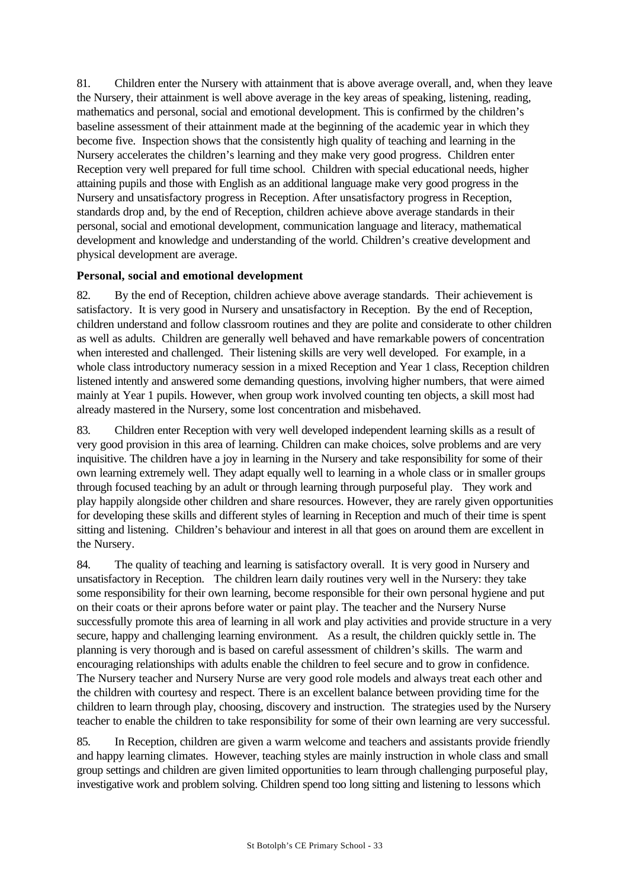81. Children enter the Nursery with attainment that is above average overall, and, when they leave the Nursery, their attainment is well above average in the key areas of speaking, listening, reading, mathematics and personal, social and emotional development. This is confirmed by the children's baseline assessment of their attainment made at the beginning of the academic year in which they become five. Inspection shows that the consistently high quality of teaching and learning in the Nursery accelerates the children's learning and they make very good progress. Children enter Reception very well prepared for full time school. Children with special educational needs, higher attaining pupils and those with English as an additional language make very good progress in the Nursery and unsatisfactory progress in Reception. After unsatisfactory progress in Reception, standards drop and, by the end of Reception, children achieve above average standards in their personal, social and emotional development, communication language and literacy, mathematical development and knowledge and understanding of the world. Children's creative development and physical development are average.

**Personal, social and emotional development**

82. By the end of Reception, children achieve above average standards. Their achievement is satisfactory. It is very good in Nursery and unsatisfactory in Reception. By the end of Reception, children understand and follow classroom routines and they are polite and considerate to other children as well as adults. Children are generally well behaved and have remarkable powers of concentration when interested and challenged. Their listening skills are very well developed. For example, in a whole class introductory numeracy session in a mixed Reception and Year 1 class, Reception children listened intently and answered some demanding questions, involving higher numbers, that were aimed mainly at Year 1 pupils. However, when group work involved counting ten objects, a skill most had already mastered in the Nursery, some lost concentration and misbehaved.

83. Children enter Reception with very well developed independent learning skills as a result of very good provision in this area of learning. Children can make choices, solve problems and are very inquisitive. The children have a joy in learning in the Nursery and take responsibility for some of their own learning extremely well. They adapt equally well to learning in a whole class or in smaller groups through focused teaching by an adult or through learning through purposeful play. They work and play happily alongside other children and share resources. However, they are rarely given opportunities for developing these skills and different styles of learning in Reception and much of their time is spent sitting and listening. Children's behaviour and interest in all that goes on around them are excellent in the Nursery.

84. The quality of teaching and learning is satisfactory overall. It is very good in Nursery and unsatisfactory in Reception. The children learn daily routines very well in the Nursery: they take some responsibility for their own learning, become responsible for their own personal hygiene and put on their coats or their aprons before water or paint play. The teacher and the Nursery Nurse successfully promote this area of learning in all work and play activities and provide structure in a very secure, happy and challenging learning environment. As a result, the children quickly settle in. The planning is very thorough and is based on careful assessment of children's skills. The warm and encouraging relationships with adults enable the children to feel secure and to grow in confidence. The Nursery teacher and Nursery Nurse are very good role models and always treat each other and the children with courtesy and respect. There is an excellent balance between providing time for the children to learn through play, choosing, discovery and instruction. The strategies used by the Nursery teacher to enable the children to take responsibility for some of their own learning are very successful.

85. In Reception, children are given a warm welcome and teachers and assistants provide friendly and happy learning climates. However, teaching styles are mainly instruction in whole class and small group settings and children are given limited opportunities to learn through challenging purposeful play, investigative work and problem solving. Children spend too long sitting and listening to lessons which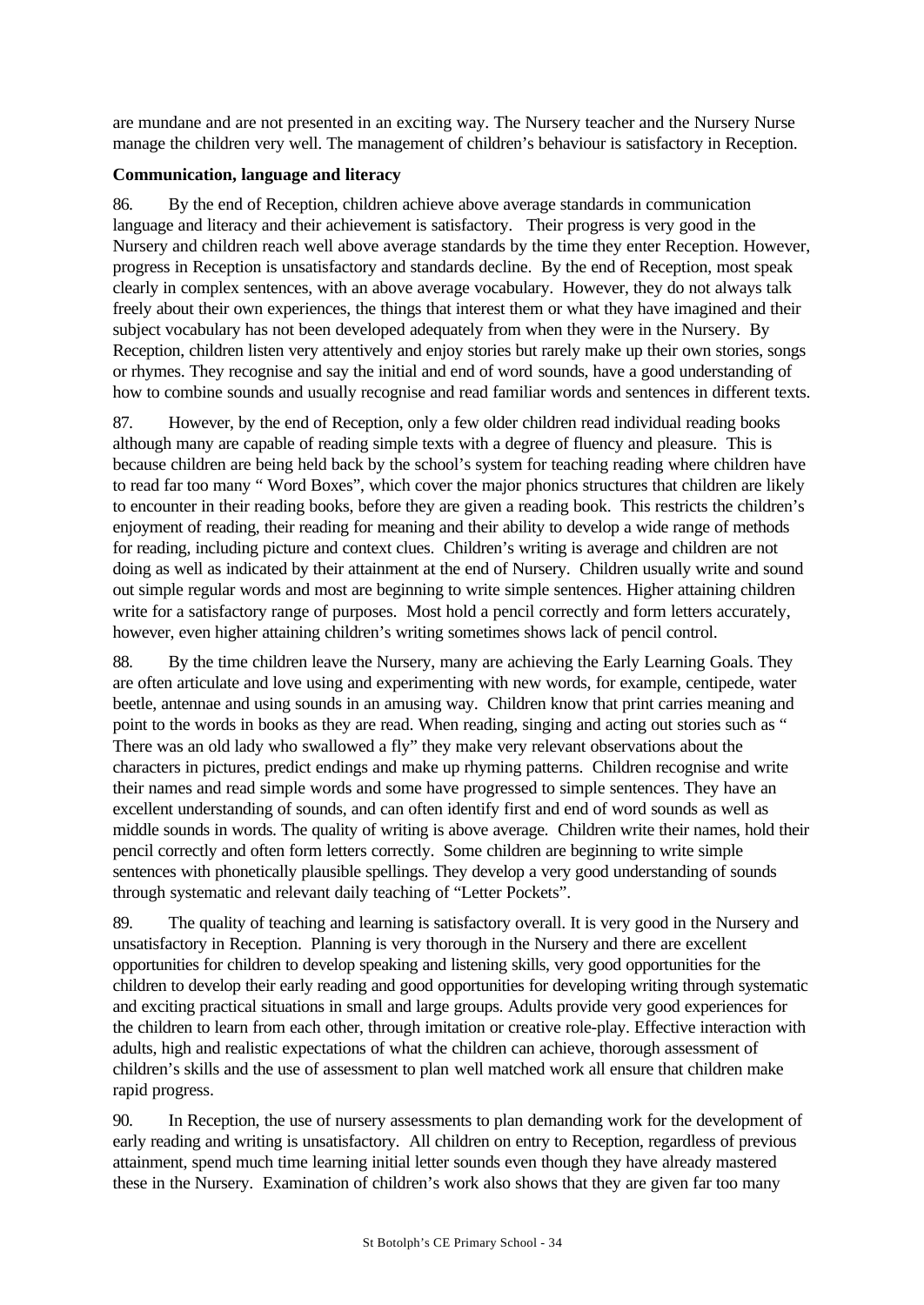are mundane and are not presented in an exciting way. The Nursery teacher and the Nursery Nurse manage the children very well. The management of children's behaviour is satisfactory in Reception.

**Communication, language and literacy**

86. By the end of Reception, children achieve above average standards in communication language and literacy and their achievement is satisfactory. Their progress is very good in the Nursery and children reach well above average standards by the time they enter Reception. However, progress in Reception is unsatisfactory and standards decline. By the end of Reception, most speak clearly in complex sentences, with an above average vocabulary. However, they do not always talk freely about their own experiences, the things that interest them or what they have imagined and their subject vocabulary has not been developed adequately from when they were in the Nursery. By Reception, children listen very attentively and enjoy stories but rarely make up their own stories, songs or rhymes. They recognise and say the initial and end of word sounds, have a good understanding of how to combine sounds and usually recognise and read familiar words and sentences in different texts.

87. However, by the end of Reception, only a few older children read individual reading books although many are capable of reading simple texts with a degree of fluency and pleasure. This is because children are being held back by the school's system for teaching reading where children have to read far too many " Word Boxes", which cover the major phonics structures that children are likely to encounter in their reading books, before they are given a reading book. This restricts the children's enjoyment of reading, their reading for meaning and their ability to develop a wide range of methods for reading, including picture and context clues. Children's writing is average and children are not doing as well as indicated by their attainment at the end of Nursery. Children usually write and sound out simple regular words and most are beginning to write simple sentences. Higher attaining children write for a satisfactory range of purposes. Most hold a pencil correctly and form letters accurately, however, even higher attaining children's writing sometimes shows lack of pencil control.

88. By the time children leave the Nursery, many are achieving the Early Learning Goals. They are often articulate and love using and experimenting with new words, for example, centipede, water beetle, antennae and using sounds in an amusing way. Children know that print carries meaning and point to the words in books as they are read. When reading, singing and acting out stories such as " There was an old lady who swallowed a fly" they make very relevant observations about the characters in pictures, predict endings and make up rhyming patterns. Children recognise and write their names and read simple words and some have progressed to simple sentences. They have an excellent understanding of sounds, and can often identify first and end of word sounds as well as middle sounds in words. The quality of writing is above average. Children write their names, hold their pencil correctly and often form letters correctly. Some children are beginning to write simple sentences with phonetically plausible spellings. They develop a very good understanding of sounds through systematic and relevant daily teaching of "Letter Pockets".

89. The quality of teaching and learning is satisfactory overall. It is very good in the Nursery and unsatisfactory in Reception. Planning is very thorough in the Nursery and there are excellent opportunities for children to develop speaking and listening skills, very good opportunities for the children to develop their early reading and good opportunities for developing writing through systematic and exciting practical situations in small and large groups. Adults provide very good experiences for the children to learn from each other, through imitation or creative role-play. Effective interaction with adults, high and realistic expectations of what the children can achieve, thorough assessment of children's skills and the use of assessment to plan well matched work all ensure that children make rapid progress.

90. In Reception, the use of nursery assessments to plan demanding work for the development of early reading and writing is unsatisfactory. All children on entry to Reception, regardless of previous attainment, spend much time learning initial letter sounds even though they have already mastered these in the Nursery. Examination of children's work also shows that they are given far too many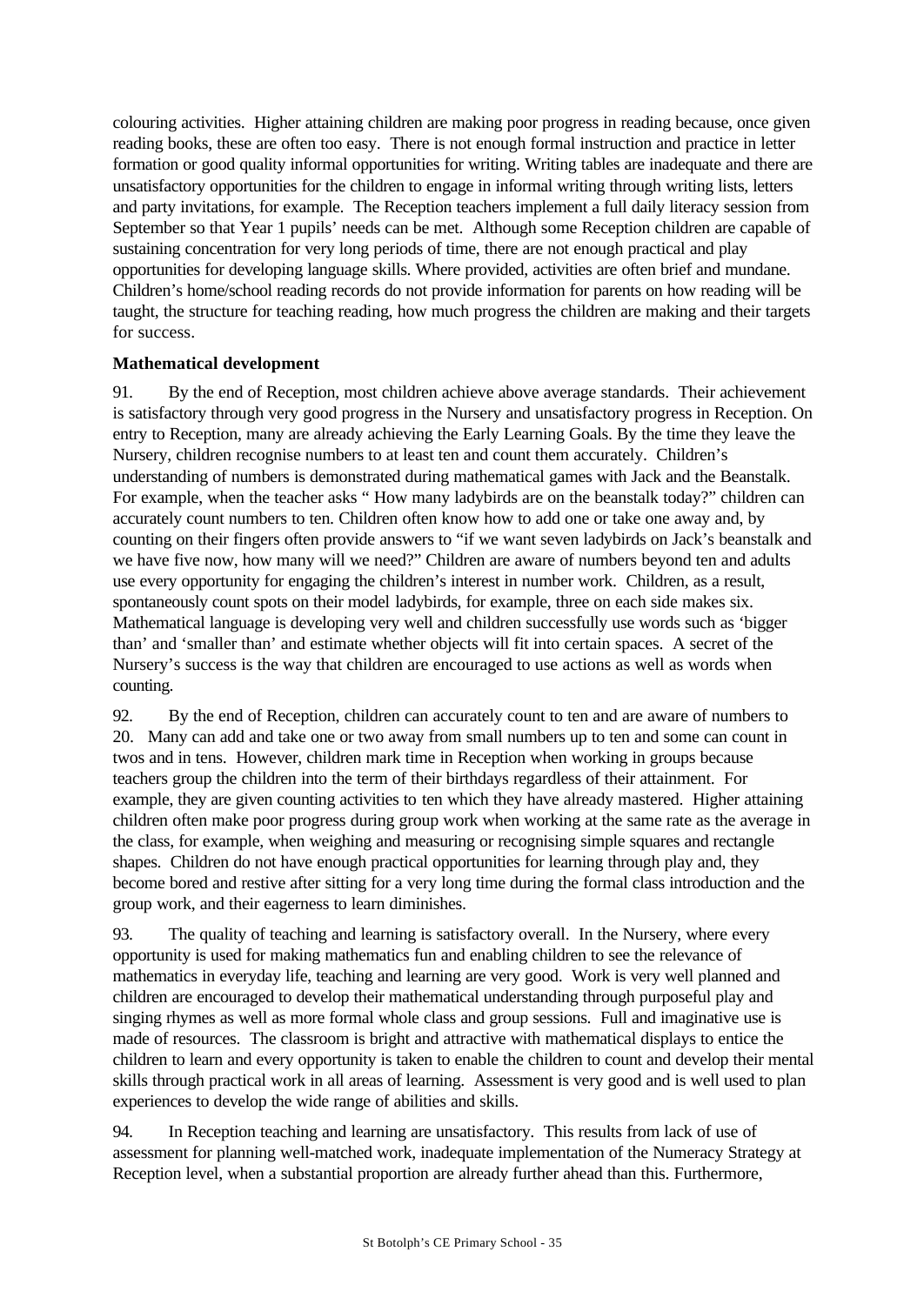colouring activities. Higher attaining children are making poor progress in reading because, once given reading books, these are often too easy. There is not enough formal instruction and practice in letter formation or good quality informal opportunities for writing. Writing tables are inadequate and there are unsatisfactory opportunities for the children to engage in informal writing through writing lists, letters and party invitations, for example. The Reception teachers implement a full daily literacy session from September so that Year 1 pupils' needs can be met. Although some Reception children are capable of sustaining concentration for very long periods of time, there are not enough practical and play opportunities for developing language skills. Where provided, activities are often brief and mundane. Children's home/school reading records do not provide information for parents on how reading will be taught, the structure for teaching reading, how much progress the children are making and their targets for success.

**Mathematical development**

91. By the end of Reception, most children achieve above average standards. Their achievement is satisfactory through very good progress in the Nursery and unsatisfactory progress in Reception. On entry to Reception, many are already achieving the Early Learning Goals. By the time they leave the Nursery, children recognise numbers to at least ten and count them accurately. Children's understanding of numbers is demonstrated during mathematical games with Jack and the Beanstalk. For example, when the teacher asks " How many ladybirds are on the beanstalk today?" children can accurately count numbers to ten. Children often know how to add one or take one away and, by counting on their fingers often provide answers to "if we want seven ladybirds on Jack's beanstalk and we have five now, how many will we need?" Children are aware of numbers beyond ten and adults use every opportunity for engaging the children's interest in number work. Children, as a result, spontaneously count spots on their model ladybirds, for example, three on each side makes six. Mathematical language is developing very well and children successfully use words such as 'bigger than' and 'smaller than' and estimate whether objects will fit into certain spaces. A secret of the Nursery's success is the way that children are encouraged to use actions as well as words when counting.

92. By the end of Reception, children can accurately count to ten and are aware of numbers to 20. Many can add and take one or two away from small numbers up to ten and some can count in twos and in tens. However, children mark time in Reception when working in groups because teachers group the children into the term of their birthdays regardless of their attainment. For example, they are given counting activities to ten which they have already mastered. Higher attaining children often make poor progress during group work when working at the same rate as the average in the class, for example, when weighing and measuring or recognising simple squares and rectangle shapes. Children do not have enough practical opportunities for learning through play and, they become bored and restive after sitting for a very long time during the formal class introduction and the group work, and their eagerness to learn diminishes.

93. The quality of teaching and learning is satisfactory overall. In the Nursery, where every opportunity is used for making mathematics fun and enabling children to see the relevance of mathematics in everyday life, teaching and learning are very good. Work is very well planned and children are encouraged to develop their mathematical understanding through purposeful play and singing rhymes as well as more formal whole class and group sessions. Full and imaginative use is made of resources. The classroom is bright and attractive with mathematical displays to entice the children to learn and every opportunity is taken to enable the children to count and develop their mental skills through practical work in all areas of learning. Assessment is very good and is well used to plan experiences to develop the wide range of abilities and skills.

94. In Reception teaching and learning are unsatisfactory. This results from lack of use of assessment for planning well-matched work, inadequate implementation of the Numeracy Strategy at Reception level, when a substantial proportion are already further ahead than this. Furthermore,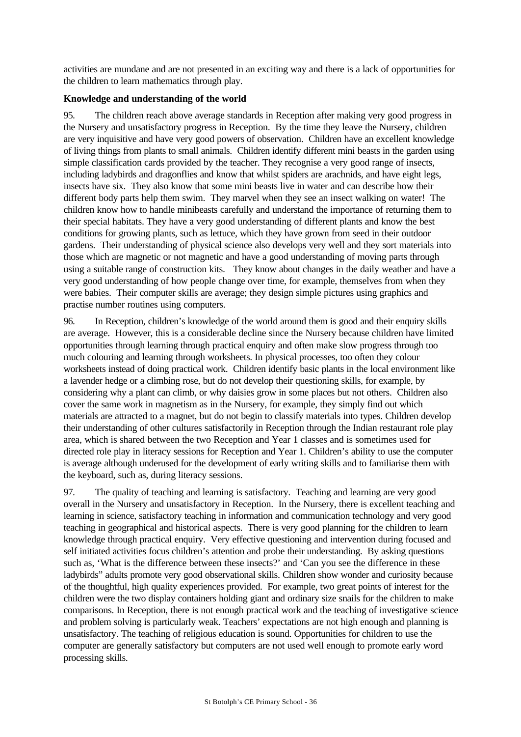activities are mundane and are not presented in an exciting way and there is a lack of opportunities for the children to learn mathematics through play.

**Knowledge and understanding of the world**

95. The children reach above average standards in Reception after making very good progress in the Nursery and unsatisfactory progress in Reception. By the time they leave the Nursery, children are very inquisitive and have very good powers of observation. Children have an excellent knowledge of living things from plants to small animals. Children identify different mini beasts in the garden using simple classification cards provided by the teacher. They recognise a very good range of insects, including ladybirds and dragonflies and know that whilst spiders are arachnids, and have eight legs, insects have six. They also know that some mini beasts live in water and can describe how their different body parts help them swim. They marvel when they see an insect walking on water! The children know how to handle minibeasts carefully and understand the importance of returning them to their special habitats. They have a very good understanding of different plants and know the best conditions for growing plants, such as lettuce, which they have grown from seed in their outdoor gardens. Their understanding of physical science also develops very well and they sort materials into those which are magnetic or not magnetic and have a good understanding of moving parts through using a suitable range of construction kits. They know about changes in the daily weather and have a very good understanding of how people change over time, for example, themselves from when they were babies. Their computer skills are average; they design simple pictures using graphics and practise number routines using computers.

96. In Reception, children's knowledge of the world around them is good and their enquiry skills are average. However, this is a considerable decline since the Nursery because children have limited opportunities through learning through practical enquiry and often make slow progress through too much colouring and learning through worksheets. In physical processes, too often they colour worksheets instead of doing practical work. Children identify basic plants in the local environment like a lavender hedge or a climbing rose, but do not develop their questioning skills, for example, by considering why a plant can climb, or why daisies grow in some places but not others. Children also cover the same work in magnetism as in the Nursery, for example, they simply find out which materials are attracted to a magnet, but do not begin to classify materials into types. Children develop their understanding of other cultures satisfactorily in Reception through the Indian restaurant role play area, which is shared between the two Reception and Year 1 classes and is sometimes used for directed role play in literacy sessions for Reception and Year 1. Children's ability to use the computer is average although underused for the development of early writing skills and to familiarise them with the keyboard, such as, during literacy sessions.

97. The quality of teaching and learning is satisfactory. Teaching and learning are very good overall in the Nursery and unsatisfactory in Reception. In the Nursery, there is excellent teaching and learning in science, satisfactory teaching in information and communication technology and very good teaching in geographical and historical aspects. There is very good planning for the children to learn knowledge through practical enquiry. Very effective questioning and intervention during focused and self initiated activities focus children's attention and probe their understanding. By asking questions such as, 'What is the difference between these insects?' and 'Can you see the difference in these ladybirds" adults promote very good observational skills. Children show wonder and curiosity because of the thoughtful, high quality experiences provided. For example, two great points of interest for the children were the two display containers holding giant and ordinary size snails for the children to make comparisons. In Reception, there is not enough practical work and the teaching of investigative science and problem solving is particularly weak. Teachers' expectations are not high enough and planning is unsatisfactory. The teaching of religious education is sound. Opportunities for children to use the computer are generally satisfactory but computers are not used well enough to promote early word processing skills.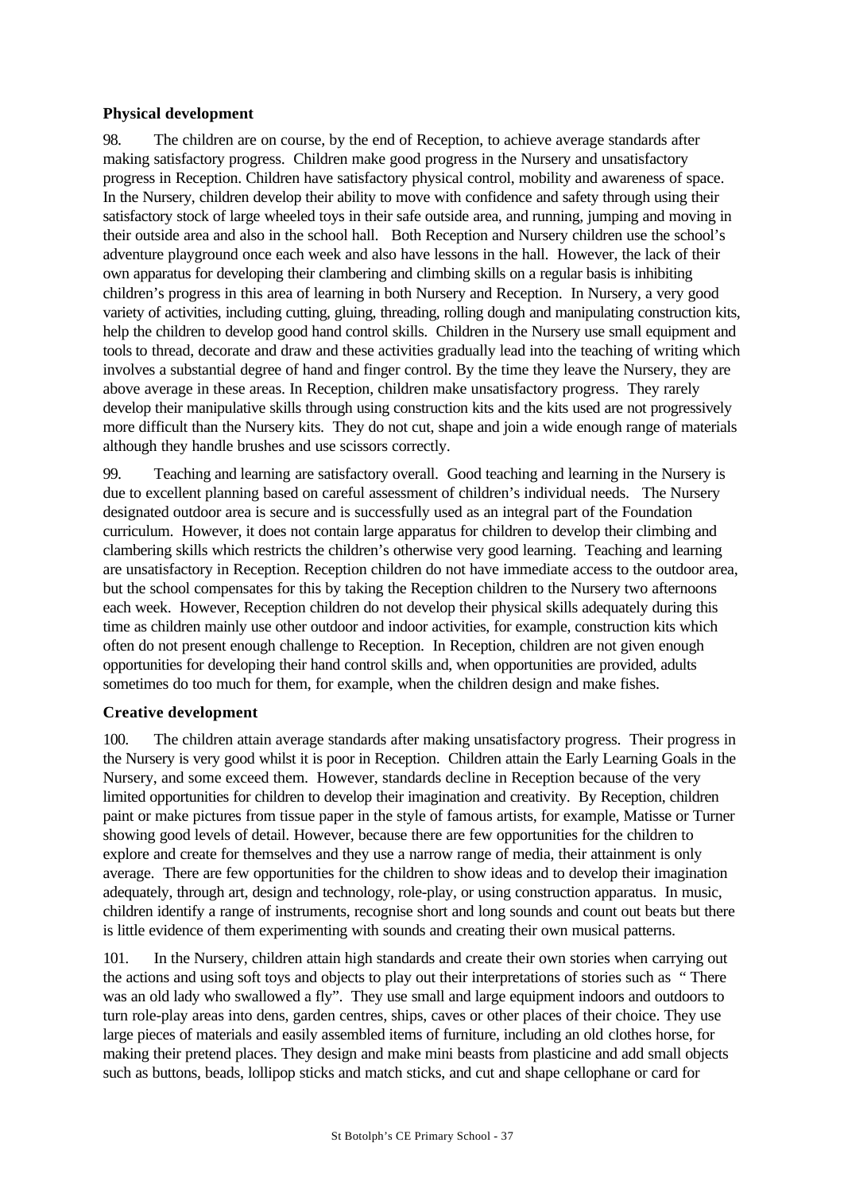### Physical development

98. The children are on course, by the end of Reception, to achieve average standards after making satisfactory progress. Children make good progress in the Nursery and unsatisfactory progress in Reception. Children have satisfactory physical control, mobility and awareness of space. In the Nursery, children develop their ability to move with confidence and safety through using their satisfactory stock of large wheeled toys in their safe outside area, and running, jumping and moving in their outside area and also in the school hall. Both Reception and Nursery children use the school's adventure playground once each week and also have lessons in the hall. However, the lack of their own apparatus for developing their clambering and climbing skills on a regular basis is inhibiting children's progress in this area of learning in both Nursery and Reception. In Nursery, a very good variety of activities, including cutting, gluing, threading, rolling dough and manipulating construction kits, help the children to develop good hand control skills. Children in the Nursery use small equipment and tools to thread, decorate and draw and these activities gradually lead into the teaching of writing which involves a substantial degree of hand and finger control. By the time they leave the Nursery, they are above average in these areas. In Reception, children make unsatisfactory progress. They rarely develop their manipulative skills through using construction kits and the kits used are not progressively more difficult than the Nursery kits. They do not cut, shape and join a wide enough range of materials although they handle brushes and use scissors correctly.

99. Teaching and learning are satisfactory overall. Good teaching and learning in the Nursery is due to excellent planning based on careful assessment of children's individual needs. The Nursery designated outdoor area is secure and is successfully used as an integral part of the Foundation curriculum. However, it does not contain large apparatus for children to develop their climbing and clambering skills which restricts the children's otherwise very good learning. Teaching and learning are unsatisfactory in Reception. Reception children do not have immediate access to the outdoor area, but the school compensates for this by taking the Reception children to the Nursery two afternoons each week. However, Reception children do not develop their physical skills adequately during this time as children mainly use other outdoor and indoor activities, for example, construction kits which often do not present enough challenge to Reception. In Reception, children are not given enough opportunities for developing their hand control skills and, when opportunities are provided, adults sometimes do too much for them, for example, when the children design and make fishes.

### Creative development

100. The children attain average standards after making unsatisfactory progress. Their progress in the Nursery is very good whilst it is poor in Reception. Children attain the Early Learning Goals in the Nursery, and some exceed them. However, standards decline in Reception because of the very limited opportunities for children to develop their imagination and creativity. By Reception, children paint or make pictures from tissue paper in the style of famous artists, for example, Matisse or Turner showing good levels of detail. However, because there are few opportunities for the children to explore and create for themselves and they use a narrow range of media, their attainment is only average. There are few opportunities for the children to show ideas and to develop their imagination adequately, through art, design and technology, role-play, or using construction apparatus. In music, children identify a range of instruments, recognise short and long sounds and count out beats but there is little evidence of them experimenting with sounds and creating their own musical patterns.

101. In the Nursery, children attain high standards and create their own stories when carrying out the actions and using soft toys and objects to play out their interpretations of stories such as " There was an old lady who swallowed a fly". They use small and large equipment indoors and outdoors to turn role-play areas into dens, garden centres, ships, caves or other places of their choice. They use large pieces of materials and easily assembled items of furniture, including an old clothes horse, for making their pretend places. They design and make mini beasts from plasticine and add small objects such as buttons, beads, lollipop sticks and match sticks, and cut and shape cellophane or card for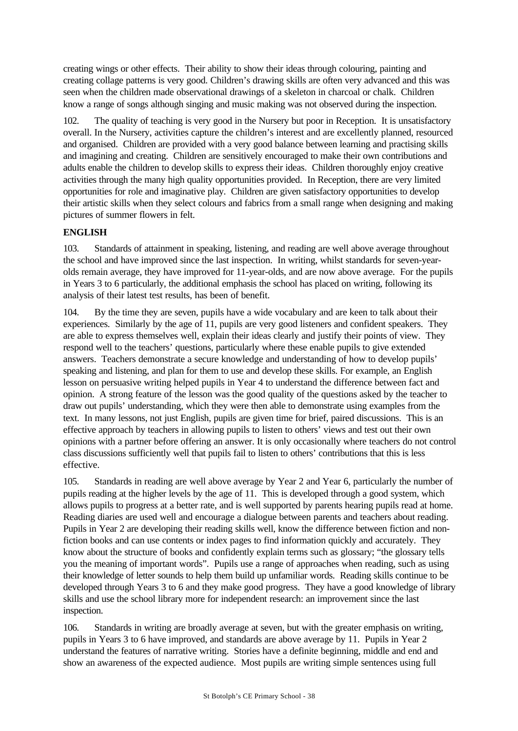creating wings or other effects. Their ability to show their ideas through colouring, painting and creating collage patterns is very good. Children's drawing skills are often very advanced and this was seen when the children made observational drawings of a skeleton in charcoal or chalk. Children know a range of songs although singing and music making was not observed during the inspection.

102. The quality of teaching is very good in the Nursery but poor in Reception. It is unsatisfactory overall. In the Nursery, activities capture the children's interest and are excellently planned, resourced and organised. Children are provided with a very good balance between learning and practising skills and imagining and creating. Children are sensitively encouraged to make their own contributions and adults enable the children to develop skills to express their ideas. Children thoroughly enjoy creative activities through the many high quality opportunities provided. In Reception, there are very limited opportunities for role and imaginative play. Children are given satisfactory opportunities to develop their artistic skills when they select colours and fabrics from a small range when designing and making pictures of summer flowers in felt.

## ENGLISH

103. Standards of attainment in speaking, listening, and reading are well above average throughout the school and have improved since the last inspection. In writing, whilst standards for seven-year-olds remain average, they have improved for 11-year-olds, and are now above average. For the pupils in Years 3 to 6 particularly, the additional emphasis the school has placed on writing, following its analysis of their latest test results, has been of benefit.

104. By the time they are seven, pupils have a wide vocabulary and are keen to talk about their experiences. Similarly by the age of 11, pupils are very good listeners and confident speakers. They are able to express themselves well, explain their ideas clearly and justify their points of view. They respond well to the teachers' questions, particularly where these enable pupils to give extended answers. Teachers demonstrate a secure knowledge and understanding of how to develop pupils' speaking and listening, and plan for them to use and develop these skills. For example, an English lesson on persuasive writing helped pupils in Year 4 to understand the difference between fact and opinion. A strong feature of the lesson was the good quality of the questions asked by the teacher to draw out pupils' understanding, which they were then able to demonstrate using examples from the text. In many lessons, not just English, pupils are given time for brief, paired discussions. This is an effective approach by teachers in allowing pupils to listen to others' views and test out their own opinions with a partner before offering an answer. It is only occasionally where teachers do not control class discussions sufficiently well that pupils fail to listen to others' contributions that this is less effective.

105. Standards in reading are well above average by Year 2 and Year 6, particularly the number of pupils reading at the higher levels by the age of 11. This is developed through a good system, which allows pupils to progress at a better rate, and is well supported by parents hearing pupils read at home. Reading diaries are used well and encourage a dialogue between parents and teachers about reading. Pupils in Year 2 are developing their reading skills well, know the difference between fiction and non-fiction books and can use contents or index pages to find information quickly and accurately. They know about the structure of books and confidently explain terms such as glossary; "the glossary tells you the meaning of important words". Pupils use a range of approaches when reading, such as using their knowledge of letter sounds to help them build up unfamiliar words. Reading skills continue to be developed through Years 3 to 6 and they make good progress. They have a good knowledge of library skills and use the school library more for independent research: an improvement since the last inspection.

106. Standards in writing are broadly average at seven, but with the greater emphasis on writing, pupils in Years 3 to 6 have improved, and standards are above average by 11. Pupils in Year 2 understand the features of narrative writing. Stories have a definite beginning, middle and end and show an awareness of the expected audience. Most pupils are writing simple sentences using full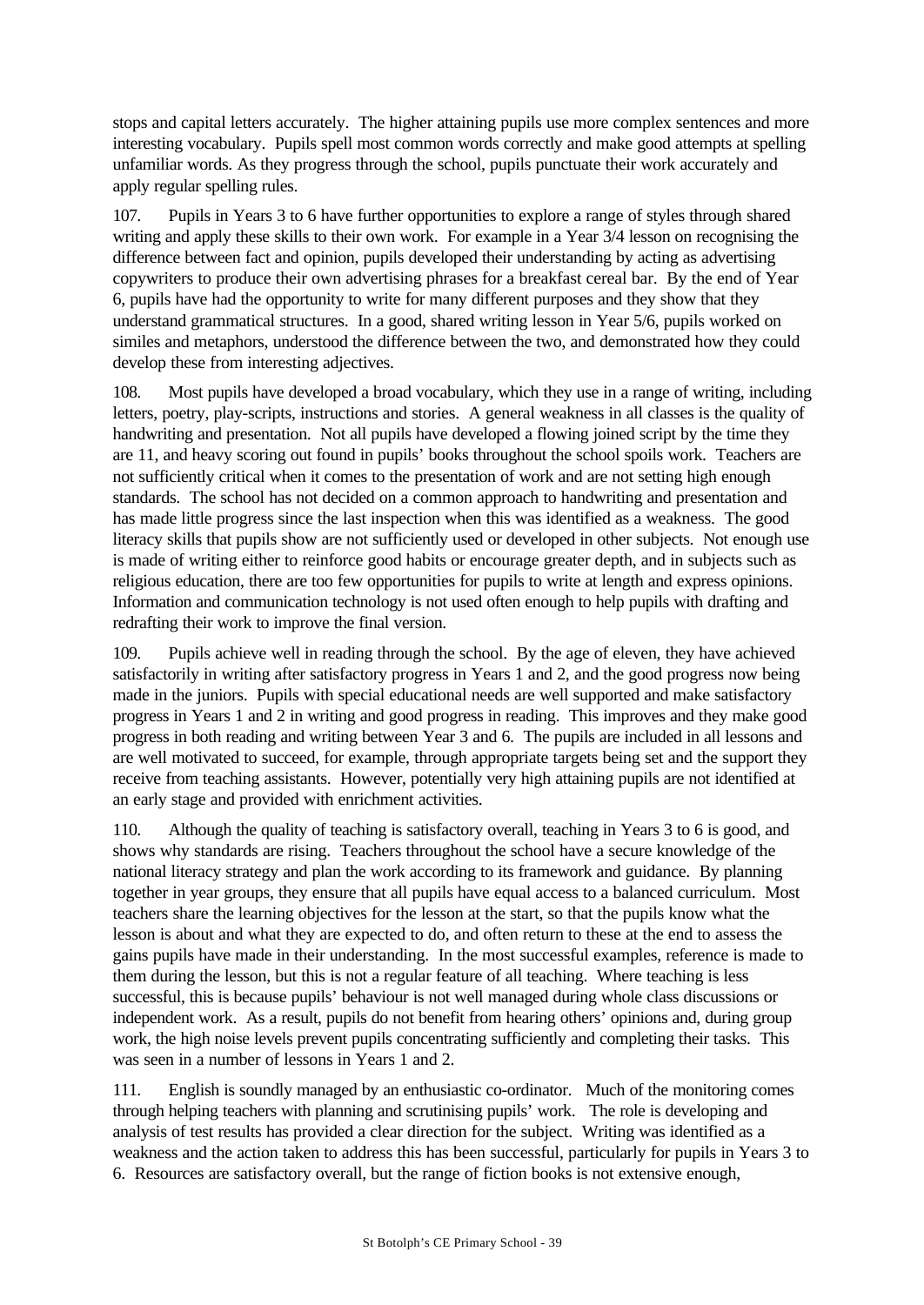stops and capital letters accurately. The higher attaining pupils use more complex sentences and more interesting vocabulary. Pupils spell most common words correctly and make good attempts at spelling unfamiliar words. As they progress through the school, pupils punctuate their work accurately and apply regular spelling rules.

107. Pupils in Years 3 to 6 have further opportunities to explore a range of styles through shared writing and apply these skills to their own work. For example in a Year 3/4 lesson on recognising the difference between fact and opinion, pupils developed their understanding by acting as advertising copywriters to produce their own advertising phrases for a breakfast cereal bar. By the end of Year 6, pupils have had the opportunity to write for many different purposes and they show that they understand grammatical structures. In a good, shared writing lesson in Year 5/6, pupils worked on similes and metaphors, understood the difference between the two, and demonstrated how they could develop these from interesting adjectives.

108. Most pupils have developed a broad vocabulary, which they use in a range of writing, including letters, poetry, play-scripts, instructions and stories. A general weakness in all classes is the quality of handwriting and presentation. Not all pupils have developed a flowing joined script by the time they are 11, and heavy scoring out found in pupils' books throughout the school spoils work. Teachers are not sufficiently critical when it comes to the presentation of work and are not setting high enough standards. The school has not decided on a common approach to handwriting and presentation and has made little progress since the last inspection when this was identified as a weakness. The good literacy skills that pupils show are not sufficiently used or developed in other subjects. Not enough use is made of writing either to reinforce good habits or encourage greater depth, and in subjects such as religious education, there are too few opportunities for pupils to write at length and express opinions. Information and communication technology is not used often enough to help pupils with drafting and redrafting their work to improve the final version.

109. Pupils achieve well in reading through the school. By the age of eleven, they have achieved satisfactorily in writing after satisfactory progress in Years 1 and 2, and the good progress now being made in the juniors. Pupils with special educational needs are well supported and make satisfactory progress in Years 1 and 2 in writing and good progress in reading. This improves and they make good progress in both reading and writing between Year 3 and 6. The pupils are included in all lessons and are well motivated to succeed, for example, through appropriate targets being set and the support they receive from teaching assistants. However, potentially very high attaining pupils are not identified at an early stage and provided with enrichment activities.

110. Although the quality of teaching is satisfactory overall, teaching in Years 3 to 6 is good, and shows why standards are rising. Teachers throughout the school have a secure knowledge of the national literacy strategy and plan the work according to its framework and guidance. By planning together in year groups, they ensure that all pupils have equal access to a balanced curriculum. Most teachers share the learning objectives for the lesson at the start, so that the pupils know what the lesson is about and what they are expected to do, and often return to these at the end to assess the gains pupils have made in their understanding. In the most successful examples, reference is made to them during the lesson, but this is not a regular feature of all teaching. Where teaching is less successful, this is because pupils' behaviour is not well managed during whole class discussions or independent work. As a result, pupils do not benefit from hearing others' opinions and, during group work, the high noise levels prevent pupils concentrating sufficiently and completing their tasks. This was seen in a number of lessons in Years 1 and 2.

111. English is soundly managed by an enthusiastic co-ordinator. Much of the monitoring comes through helping teachers with planning and scrutinising pupils' work. The role is developing and analysis of test results has provided a clear direction for the subject. Writing was identified as a weakness and the action taken to address this has been successful, particularly for pupils in Years 3 to 6. Resources are satisfactory overall, but the range of fiction books is not extensive enough,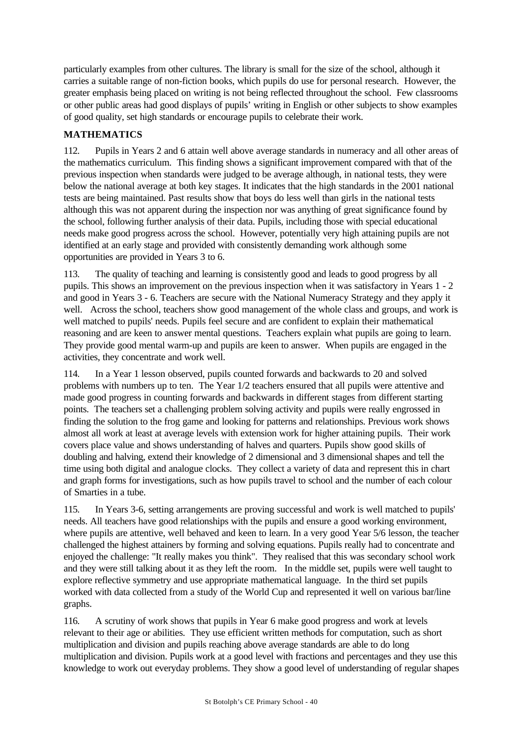particularly examples from other cultures. The library is small for the size of the school, although it carries a suitable range of non-fiction books, which pupils do use for personal research. However, the greater emphasis being placed on writing is not being reflected throughout the school. Few classrooms or other public areas had good displays of pupils' writing in English or other subjects to show examples of good quality, set high standards or encourage pupils to celebrate their work.

## MATHEMATICS

112. Pupils in Years 2 and 6 attain well above average standards in numeracy and all other areas of the mathematics curriculum. This finding shows a significant improvement compared with that of the previous inspection when standards were judged to be average although, in national tests, they were below the national average at both key stages. It indicates that the high standards in the 2001 national tests are being maintained. Past results show that boys do less well than girls in the national tests although this was not apparent during the inspection nor was anything of great significance found by the school, following further analysis of their data. Pupils, including those with special educational needs make good progress across the school. However, potentially very high attaining pupils are not identified at an early stage and provided with consistently demanding work although some opportunities are provided in Years 3 to 6.

113. The quality of teaching and learning is consistently good and leads to good progress by all pupils. This shows an improvement on the previous inspection when it was satisfactory in Years 1 - 2 and good in Years 3 - 6. Teachers are secure with the National Numeracy Strategy and they apply it well. Across the school, teachers show good management of the whole class and groups, and work is well matched to pupils' needs. Pupils feel secure and are confident to explain their mathematical reasoning and are keen to answer mental questions. Teachers explain what pupils are going to learn. They provide good mental warm-up and pupils are keen to answer. When pupils are engaged in the activities, they concentrate and work well.

114. In a Year 1 lesson observed, pupils counted forwards and backwards to 20 and solved problems with numbers up to ten. The Year 1/2 teachers ensured that all pupils were attentive and made good progress in counting forwards and backwards in different stages from different starting points. The teachers set a challenging problem solving activity and pupils were really engrossed in finding the solution to the frog game and looking for patterns and relationships. Previous work shows almost all work at least at average levels with extension work for higher attaining pupils. Their work covers place value and shows understanding of halves and quarters. Pupils show good skills of doubling and halving, extend their knowledge of 2 dimensional and 3 dimensional shapes and tell the time using both digital and analogue clocks. They collect a variety of data and represent this in chart and graph forms for investigations, such as how pupils travel to school and the number of each colour of Smarties in a tube.

115. In Years 3-6, setting arrangements are proving successful and work is well matched to pupils' needs. All teachers have good relationships with the pupils and ensure a good working environment, where pupils are attentive, well behaved and keen to learn. In a very good Year 5/6 lesson, the teacher challenged the highest attainers by forming and solving equations. Pupils really had to concentrate and enjoyed the challenge: "It really makes you think". They realised that this was secondary school work and they were still talking about it as they left the room. In the middle set, pupils were well taught to explore reflective symmetry and use appropriate mathematical language. In the third set pupils worked with data collected from a study of the World Cup and represented it well on various bar/line graphs.

116. A scrutiny of work shows that pupils in Year 6 make good progress and work at levels relevant to their age or abilities. They use efficient written methods for computation, such as short multiplication and division and pupils reaching above average standards are able to do long multiplication and division. Pupils work at a good level with fractions and percentages and they use this knowledge to work out everyday problems. They show a good level of understanding of regular shapes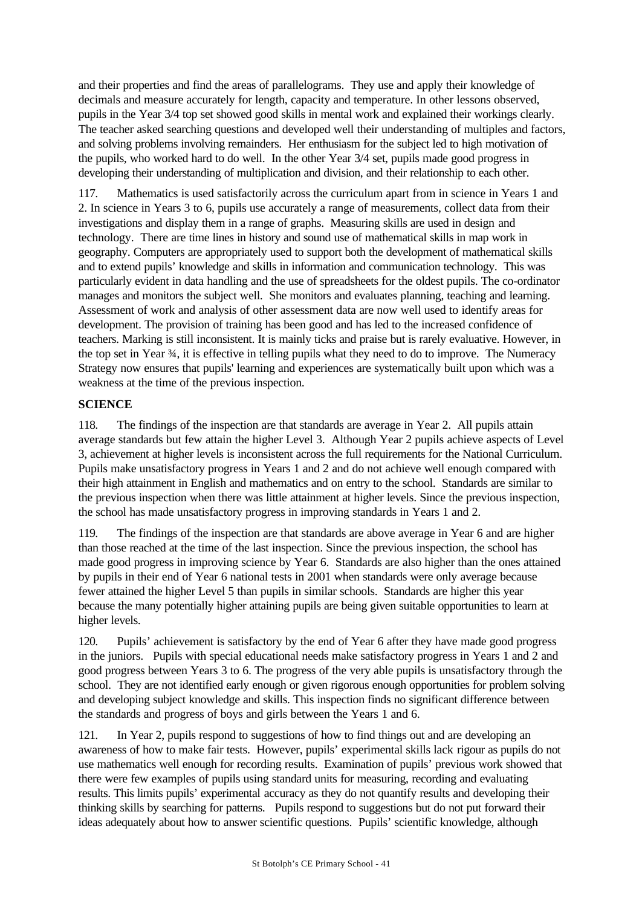and their properties and find the areas of parallelograms. They use and apply their knowledge of decimals and measure accurately for length, capacity and temperature. In other lessons observed, pupils in the Year 3/4 top set showed good skills in mental work and explained their workings clearly. The teacher asked searching questions and developed well their understanding of multiples and factors, and solving problems involving remainders. Her enthusiasm for the subject led to high motivation of the pupils, who worked hard to do well. In the other Year 3/4 set, pupils made good progress in developing their understanding of multiplication and division, and their relationship to each other.

117. Mathematics is used satisfactorily across the curriculum apart from in science in Years 1 and 2. In science in Years 3 to 6, pupils use accurately a range of measurements, collect data from their investigations and display them in a range of graphs. Measuring skills are used in design and technology. There are time lines in history and sound use of mathematical skills in map work in geography. Computers are appropriately used to support both the development of mathematical skills and to extend pupils' knowledge and skills in information and communication technology. This was particularly evident in data handling and the use of spreadsheets for the oldest pupils. The co-ordinator manages and monitors the subject well. She monitors and evaluates planning, teaching and learning. Assessment of work and analysis of other assessment data are now well used to identify areas for development. The provision of training has been good and has led to the increased confidence of teachers. Marking is still inconsistent. It is mainly ticks and praise but is rarely evaluative. However, in the top set in Year ¾, it is effective in telling pupils what they need to do to improve. The Numeracy Strategy now ensures that pupils' learning and experiences are systematically built upon which was a weakness at the time of the previous inspection.

**SCIENCE**

118. The findings of the inspection are that standards are average in Year 2. All pupils attain average standards but few attain the higher Level 3. Although Year 2 pupils achieve aspects of Level 3, achievement at higher levels is inconsistent across the full requirements for the National Curriculum. Pupils make unsatisfactory progress in Years 1 and 2 and do not achieve well enough compared with their high attainment in English and mathematics and on entry to the school. Standards are similar to the previous inspection when there was little attainment at higher levels. Since the previous inspection, the school has made unsatisfactory progress in improving standards in Years 1 and 2.

119. The findings of the inspection are that standards are above average in Year 6 and are higher than those reached at the time of the last inspection. Since the previous inspection, the school has made good progress in improving science by Year 6. Standards are also higher than the ones attained by pupils in their end of Year 6 national tests in 2001 when standards were only average because fewer attained the higher Level 5 than pupils in similar schools. Standards are higher this year because the many potentially higher attaining pupils are being given suitable opportunities to learn at higher levels.

120. Pupils' achievement is satisfactory by the end of Year 6 after they have made good progress in the juniors. Pupils with special educational needs make satisfactory progress in Years 1 and 2 and good progress between Years 3 to 6. The progress of the very able pupils is unsatisfactory through the school. They are not identified early enough or given rigorous enough opportunities for problem solving and developing subject knowledge and skills. This inspection finds no significant difference between the standards and progress of boys and girls between the Years 1 and 6.

121. In Year 2, pupils respond to suggestions of how to find things out and are developing an awareness of how to make fair tests. However, pupils' experimental skills lack rigour as pupils do not use mathematics well enough for recording results. Examination of pupils' previous work showed that there were few examples of pupils using standard units for measuring, recording and evaluating results. This limits pupils' experimental accuracy as they do not quantify results and developing their thinking skills by searching for patterns. Pupils respond to suggestions but do not put forward their ideas adequately about how to answer scientific questions. Pupils' scientific knowledge, although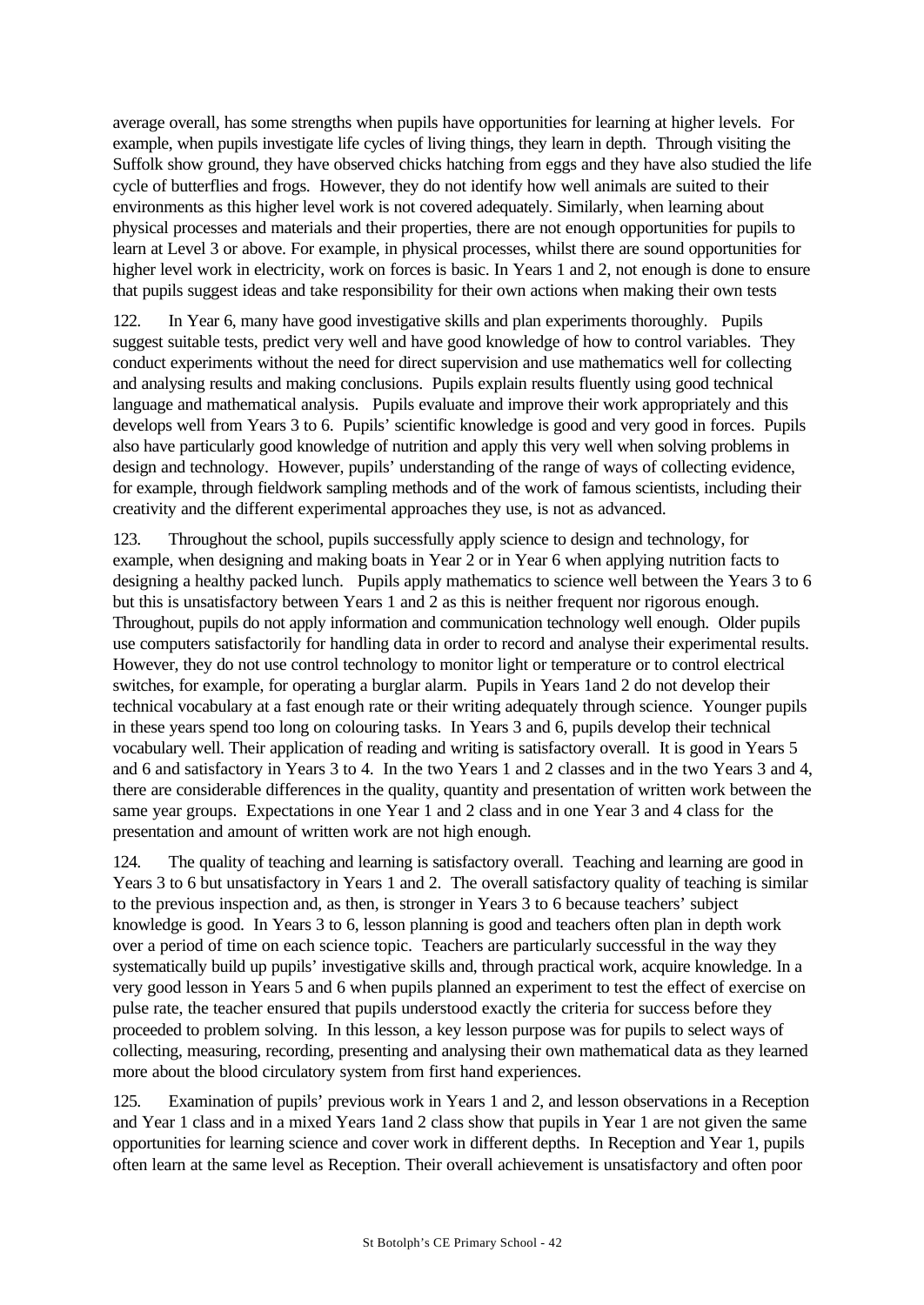average overall, has some strengths when pupils have opportunities for learning at higher levels. For example, when pupils investigate life cycles of living things, they learn in depth. Through visiting the Suffolk show ground, they have observed chicks hatching from eggs and they have also studied the life cycle of butterflies and frogs. However, they do not identify how well animals are suited to their environments as this higher level work is not covered adequately. Similarly, when learning about physical processes and materials and their properties, there are not enough opportunities for pupils to learn at Level 3 or above. For example, in physical processes, whilst there are sound opportunities for higher level work in electricity, work on forces is basic. In Years 1 and 2, not enough is done to ensure that pupils suggest ideas and take responsibility for their own actions when making their own tests

122. In Year 6, many have good investigative skills and plan experiments thoroughly. Pupils suggest suitable tests, predict very well and have good knowledge of how to control variables. They conduct experiments without the need for direct supervision and use mathematics well for collecting and analysing results and making conclusions. Pupils explain results fluently using good technical language and mathematical analysis. Pupils evaluate and improve their work appropriately and this develops well from Years 3 to 6. Pupils' scientific knowledge is good and very good in forces. Pupils also have particularly good knowledge of nutrition and apply this very well when solving problems in design and technology. However, pupils' understanding of the range of ways of collecting evidence, for example, through fieldwork sampling methods and of the work of famous scientists, including their creativity and the different experimental approaches they use, is not as advanced.

123. Throughout the school, pupils successfully apply science to design and technology, for example, when designing and making boats in Year 2 or in Year 6 when applying nutrition facts to designing a healthy packed lunch. Pupils apply mathematics to science well between the Years 3 to 6 but this is unsatisfactory between Years 1 and 2 as this is neither frequent nor rigorous enough. Throughout, pupils do not apply information and communication technology well enough. Older pupils use computers satisfactorily for handling data in order to record and analyse their experimental results. However, they do not use control technology to monitor light or temperature or to control electrical switches, for example, for operating a burglar alarm. Pupils in Years 1and 2 do not develop their technical vocabulary at a fast enough rate or their writing adequately through science. Younger pupils in these years spend too long on colouring tasks. In Years 3 and 6, pupils develop their technical vocabulary well. Their application of reading and writing is satisfactory overall. It is good in Years 5 and 6 and satisfactory in Years 3 to 4. In the two Years 1 and 2 classes and in the two Years 3 and 4, there are considerable differences in the quality, quantity and presentation of written work between the same year groups. Expectations in one Year 1 and 2 class and in one Year 3 and 4 class for the presentation and amount of written work are not high enough.

124. The quality of teaching and learning is satisfactory overall. Teaching and learning are good in Years 3 to 6 but unsatisfactory in Years 1 and 2. The overall satisfactory quality of teaching is similar to the previous inspection and, as then, is stronger in Years 3 to 6 because teachers' subject knowledge is good. In Years 3 to 6, lesson planning is good and teachers often plan in depth work over a period of time on each science topic. Teachers are particularly successful in the way they systematically build up pupils' investigative skills and, through practical work, acquire knowledge. In a very good lesson in Years 5 and 6 when pupils planned an experiment to test the effect of exercise on pulse rate, the teacher ensured that pupils understood exactly the criteria for success before they proceeded to problem solving. In this lesson, a key lesson purpose was for pupils to select ways of collecting, measuring, recording, presenting and analysing their own mathematical data as they learned more about the blood circulatory system from first hand experiences.

125. Examination of pupils' previous work in Years 1 and 2, and lesson observations in a Reception and Year 1 class and in a mixed Years 1and 2 class show that pupils in Year 1 are not given the same opportunities for learning science and cover work in different depths. In Reception and Year 1, pupils often learn at the same level as Reception. Their overall achievement is unsatisfactory and often poor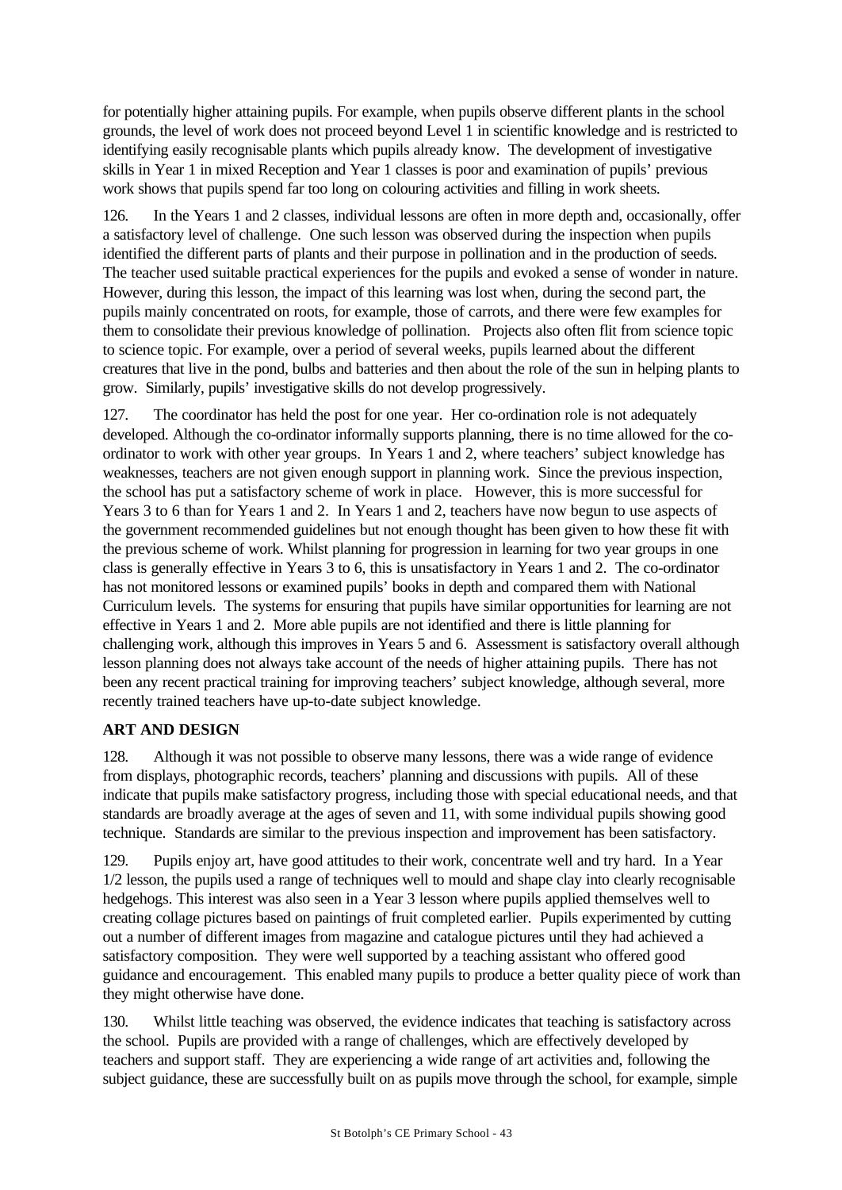for potentially higher attaining pupils. For example, when pupils observe different plants in the school grounds, the level of work does not proceed beyond Level 1 in scientific knowledge and is restricted to identifying easily recognisable plants which pupils already know. The development of investigative skills in Year 1 in mixed Reception and Year 1 classes is poor and examination of pupils' previous work shows that pupils spend far too long on colouring activities and filling in work sheets.

126. In the Years 1 and 2 classes, individual lessons are often in more depth and, occasionally, offer a satisfactory level of challenge. One such lesson was observed during the inspection when pupils identified the different parts of plants and their purpose in pollination and in the production of seeds. The teacher used suitable practical experiences for the pupils and evoked a sense of wonder in nature. However, during this lesson, the impact of this learning was lost when, during the second part, the pupils mainly concentrated on roots, for example, those of carrots, and there were few examples for them to consolidate their previous knowledge of pollination. Projects also often flit from science topic to science topic. For example, over a period of several weeks, pupils learned about the different creatures that live in the pond, bulbs and batteries and then about the role of the sun in helping plants to grow. Similarly, pupils' investigative skills do not develop progressively.

127. The coordinator has held the post for one year. Her co-ordination role is not adequately developed. Although the co-ordinator informally supports planning, there is no time allowed for the co-ordinator to work with other year groups. In Years 1 and 2, where teachers' subject knowledge has weaknesses, teachers are not given enough support in planning work. Since the previous inspection, the school has put a satisfactory scheme of work in place. However, this is more successful for Years 3 to 6 than for Years 1 and 2. In Years 1 and 2, teachers have now begun to use aspects of the government recommended guidelines but not enough thought has been given to how these fit with the previous scheme of work. Whilst planning for progression in learning for two year groups in one class is generally effective in Years 3 to 6, this is unsatisfactory in Years 1 and 2. The co-ordinator has not monitored lessons or examined pupils' books in depth and compared them with National Curriculum levels. The systems for ensuring that pupils have similar opportunities for learning are not effective in Years 1 and 2. More able pupils are not identified and there is little planning for challenging work, although this improves in Years 5 and 6. Assessment is satisfactory overall although lesson planning does not always take account of the needs of higher attaining pupils. There has not been any recent practical training for improving teachers' subject knowledge, although several, more recently trained teachers have up-to-date subject knowledge.

## ART AND DESIGN

128. Although it was not possible to observe many lessons, there was a wide range of evidence from displays, photographic records, teachers' planning and discussions with pupils. All of these indicate that pupils make satisfactory progress, including those with special educational needs, and that standards are broadly average at the ages of seven and 11, with some individual pupils showing good technique. Standards are similar to the previous inspection and improvement has been satisfactory.

129. Pupils enjoy art, have good attitudes to their work, concentrate well and try hard. In a Year 1/2 lesson, the pupils used a range of techniques well to mould and shape clay into clearly recognisable hedgehogs. This interest was also seen in a Year 3 lesson where pupils applied themselves well to creating collage pictures based on paintings of fruit completed earlier. Pupils experimented by cutting out a number of different images from magazine and catalogue pictures until they had achieved a satisfactory composition. They were well supported by a teaching assistant who offered good guidance and encouragement. This enabled many pupils to produce a better quality piece of work than they might otherwise have done.

130. Whilst little teaching was observed, the evidence indicates that teaching is satisfactory across the school. Pupils are provided with a range of challenges, which are effectively developed by teachers and support staff. They are experiencing a wide range of art activities and, following the subject guidance, these are successfully built on as pupils move through the school, for example, simple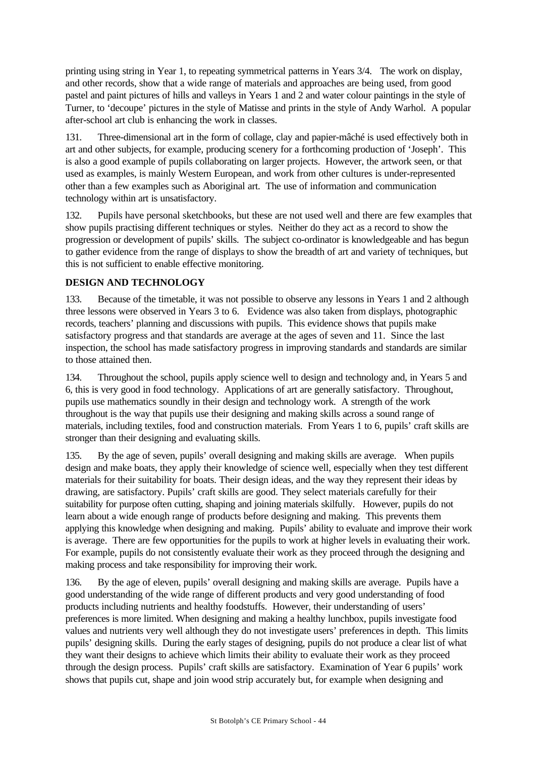printing using string in Year 1, to repeating symmetrical patterns in Years 3/4. The work on display, and other records, show that a wide range of materials and approaches are being used, from good pastel and paint pictures of hills and valleys in Years 1 and 2 and water colour paintings in the style of Turner, to 'decoupe' pictures in the style of Matisse and prints in the style of Andy Warhol. A popular after-school art club is enhancing the work in classes.

131. Three-dimensional art in the form of collage, clay and papier-mâché is used effectively both in art and other subjects, for example, producing scenery for a forthcoming production of 'Joseph'. This is also a good example of pupils collaborating on larger projects. However, the artwork seen, or that used as examples, is mainly Western European, and work from other cultures is under-represented other than a few examples such as Aboriginal art. The use of information and communication technology within art is unsatisfactory.

132. Pupils have personal sketchbooks, but these are not used well and there are few examples that show pupils practising different techniques or styles. Neither do they act as a record to show the progression or development of pupils' skills. The subject co-ordinator is knowledgeable and has begun to gather evidence from the range of displays to show the breadth of art and variety of techniques, but this is not sufficient to enable effective monitoring.

## DESIGN AND TECHNOLOGY

133. Because of the timetable, it was not possible to observe any lessons in Years 1 and 2 although three lessons were observed in Years 3 to 6. Evidence was also taken from displays, photographic records, teachers' planning and discussions with pupils. This evidence shows that pupils make satisfactory progress and that standards are average at the ages of seven and 11. Since the last inspection, the school has made satisfactory progress in improving standards and standards are similar to those attained then.

134. Throughout the school, pupils apply science well to design and technology and, in Years 5 and 6, this is very good in food technology. Applications of art are generally satisfactory. Throughout, pupils use mathematics soundly in their design and technology work. A strength of the work throughout is the way that pupils use their designing and making skills across a sound range of materials, including textiles, food and construction materials. From Years 1 to 6, pupils' craft skills are stronger than their designing and evaluating skills.

135. By the age of seven, pupils' overall designing and making skills are average. When pupils design and make boats, they apply their knowledge of science well, especially when they test different materials for their suitability for boats. Their design ideas, and the way they represent their ideas by drawing, are satisfactory. Pupils' craft skills are good. They select materials carefully for their suitability for purpose often cutting, shaping and joining materials skilfully. However, pupils do not learn about a wide enough range of products before designing and making. This prevents them applying this knowledge when designing and making. Pupils' ability to evaluate and improve their work is average. There are few opportunities for the pupils to work at higher levels in evaluating their work. For example, pupils do not consistently evaluate their work as they proceed through the designing and making process and take responsibility for improving their work.

136. By the age of eleven, pupils' overall designing and making skills are average. Pupils have a good understanding of the wide range of different products and very good understanding of food products including nutrients and healthy foodstuffs. However, their understanding of users' preferences is more limited. When designing and making a healthy lunchbox, pupils investigate food values and nutrients very well although they do not investigate users' preferences in depth. This limits pupils' designing skills. During the early stages of designing, pupils do not produce a clear list of what they want their designs to achieve which limits their ability to evaluate their work as they proceed through the design process. Pupils' craft skills are satisfactory. Examination of Year 6 pupils' work shows that pupils cut, shape and join wood strip accurately but, for example when designing and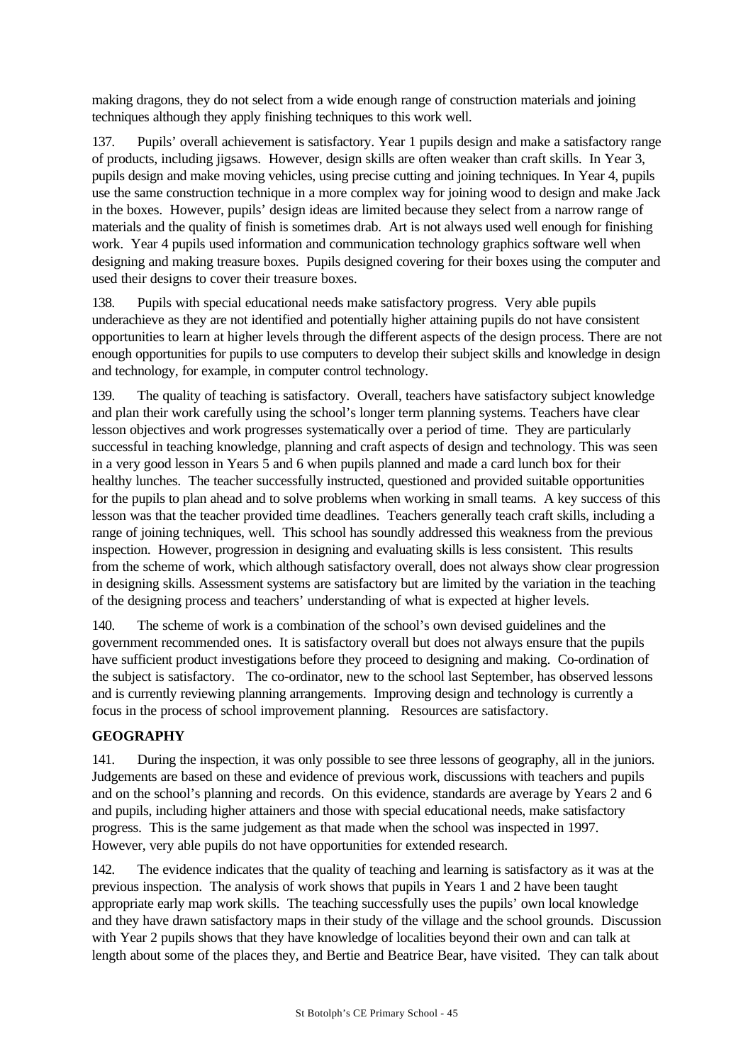making dragons, they do not select from a wide enough range of construction materials and joining techniques although they apply finishing techniques to this work well.

137. Pupils' overall achievement is satisfactory. Year 1 pupils design and make a satisfactory range of products, including jigsaws. However, design skills are often weaker than craft skills. In Year 3, pupils design and make moving vehicles, using precise cutting and joining techniques. In Year 4, pupils use the same construction technique in a more complex way for joining wood to design and make Jack in the boxes. However, pupils' design ideas are limited because they select from a narrow range of materials and the quality of finish is sometimes drab. Art is not always used well enough for finishing work. Year 4 pupils used information and communication technology graphics software well when designing and making treasure boxes. Pupils designed covering for their boxes using the computer and used their designs to cover their treasure boxes.

138. Pupils with special educational needs make satisfactory progress. Very able pupils underachieve as they are not identified and potentially higher attaining pupils do not have consistent opportunities to learn at higher levels through the different aspects of the design process. There are not enough opportunities for pupils to use computers to develop their subject skills and knowledge in design and technology, for example, in computer control technology.

139. The quality of teaching is satisfactory. Overall, teachers have satisfactory subject knowledge and plan their work carefully using the school's longer term planning systems. Teachers have clear lesson objectives and work progresses systematically over a period of time. They are particularly successful in teaching knowledge, planning and craft aspects of design and technology. This was seen in a very good lesson in Years 5 and 6 when pupils planned and made a card lunch box for their healthy lunches. The teacher successfully instructed, questioned and provided suitable opportunities for the pupils to plan ahead and to solve problems when working in small teams. A key success of this lesson was that the teacher provided time deadlines. Teachers generally teach craft skills, including a range of joining techniques, well. This school has soundly addressed this weakness from the previous inspection. However, progression in designing and evaluating skills is less consistent. This results from the scheme of work, which although satisfactory overall, does not always show clear progression in designing skills. Assessment systems are satisfactory but are limited by the variation in the teaching of the designing process and teachers' understanding of what is expected at higher levels.

140. The scheme of work is a combination of the school's own devised guidelines and the government recommended ones. It is satisfactory overall but does not always ensure that the pupils have sufficient product investigations before they proceed to designing and making. Co-ordination of the subject is satisfactory. The co-ordinator, new to the school last September, has observed lessons and is currently reviewing planning arrangements. Improving design and technology is currently a focus in the process of school improvement planning. Resources are satisfactory.

## GEOGRAPHY

141. During the inspection, it was only possible to see three lessons of geography, all in the juniors. Judgements are based on these and evidence of previous work, discussions with teachers and pupils and on the school's planning and records. On this evidence, standards are average by Years 2 and 6 and pupils, including higher attainers and those with special educational needs, make satisfactory progress. This is the same judgement as that made when the school was inspected in 1997. However, very able pupils do not have opportunities for extended research.

142. The evidence indicates that the quality of teaching and learning is satisfactory as it was at the previous inspection. The analysis of work shows that pupils in Years 1 and 2 have been taught appropriate early map work skills. The teaching successfully uses the pupils' own local knowledge and they have drawn satisfactory maps in their study of the village and the school grounds. Discussion with Year 2 pupils shows that they have knowledge of localities beyond their own and can talk at length about some of the places they, and Bertie and Beatrice Bear, have visited. They can talk about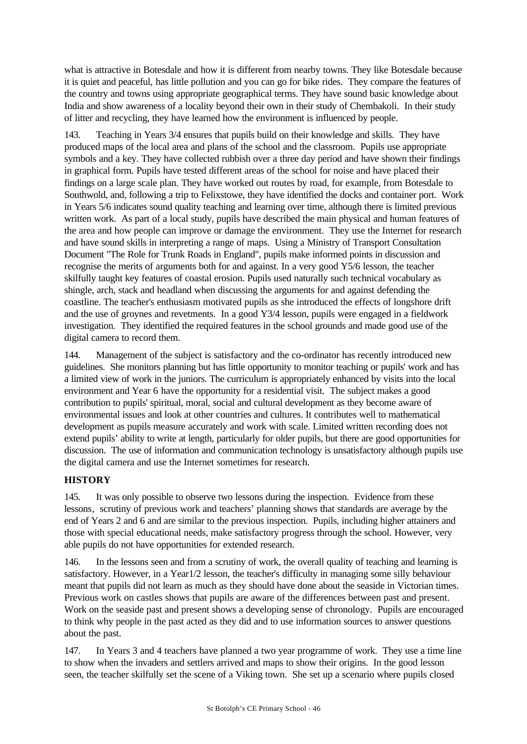what is attractive in Botesdale and how it is different from nearby towns. They like Botesdale because it is quiet and peaceful, has little pollution and you can go for bike rides. They compare the features of the country and towns using appropriate geographical terms. They have sound basic knowledge about India and show awareness of a locality beyond their own in their study of Chembakoli. In their study of litter and recycling, they have learned how the environment is influenced by people.

143. Teaching in Years 3/4 ensures that pupils build on their knowledge and skills. They have produced maps of the local area and plans of the school and the classroom. Pupils use appropriate symbols and a key. They have collected rubbish over a three day period and have shown their findings in graphical form. Pupils have tested different areas of the school for noise and have placed their findings on a large scale plan. They have worked out routes by road, for example, from Botesdale to Southwold, and, following a trip to Felixstowe, they have identified the docks and container port. Work in Years 5/6 indicates sound quality teaching and learning over time, although there is limited previous written work. As part of a local study, pupils have described the main physical and human features of the area and how people can improve or damage the environment. They use the Internet for research and have sound skills in interpreting a range of maps. Using a Ministry of Transport Consultation Document "The Role for Trunk Roads in England", pupils make informed points in discussion and recognise the merits of arguments both for and against. In a very good Y5/6 lesson, the teacher skilfully taught key features of coastal erosion. Pupils used naturally such technical vocabulary as shingle, arch, stack and headland when discussing the arguments for and against defending the coastline. The teacher's enthusiasm motivated pupils as she introduced the effects of longshore drift and the use of groynes and revetments. In a good Y3/4 lesson, pupils were engaged in a fieldwork investigation. They identified the required features in the school grounds and made good use of the digital camera to record them.

144. Management of the subject is satisfactory and the co-ordinator has recently introduced new guidelines. She monitors planning but has little opportunity to monitor teaching or pupils' work and has a limited view of work in the juniors. The curriculum is appropriately enhanced by visits into the local environment and Year 6 have the opportunity for a residential visit. The subject makes a good contribution to pupils' spiritual, moral, social and cultural development as they become aware of environmental issues and look at other countries and cultures. It contributes well to mathematical development as pupils measure accurately and work with scale. Limited written recording does not extend pupils' ability to write at length, particularly for older pupils, but there are good opportunities for discussion. The use of information and communication technology is unsatisfactory although pupils use the digital camera and use the Internet sometimes for research.

## HISTORY

145. It was only possible to observe two lessons during the inspection. Evidence from these lessons, scrutiny of previous work and teachers' planning shows that standards are average by the end of Years 2 and 6 and are similar to the previous inspection. Pupils, including higher attainers and those with special educational needs, make satisfactory progress through the school. However, very able pupils do not have opportunities for extended research.

146. In the lessons seen and from a scrutiny of work, the overall quality of teaching and learning is satisfactory. However, in a Year1/2 lesson, the teacher's difficulty in managing some silly behaviour meant that pupils did not learn as much as they should have done about the seaside in Victorian times. Previous work on castles shows that pupils are aware of the differences between past and present. Work on the seaside past and present shows a developing sense of chronology. Pupils are encouraged to think why people in the past acted as they did and to use information sources to answer questions about the past.

147. In Years 3 and 4 teachers have planned a two year programme of work. They use a time line to show when the invaders and settlers arrived and maps to show their origins. In the good lesson seen, the teacher skilfully set the scene of a Viking town. She set up a scenario where pupils closed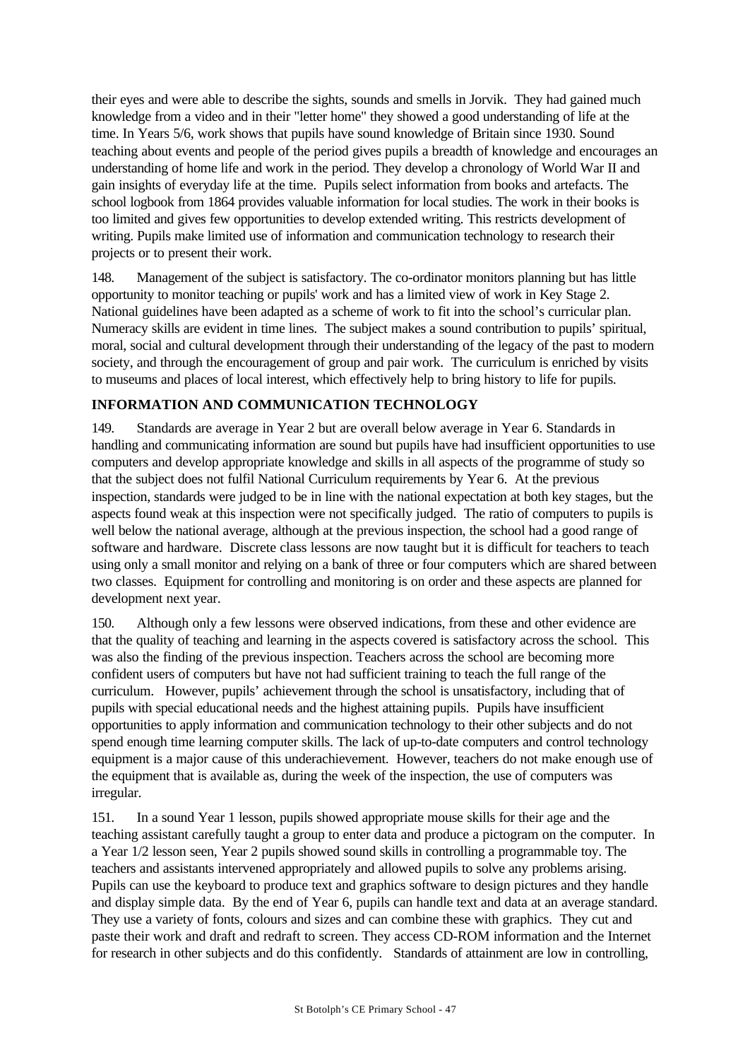their eyes and were able to describe the sights, sounds and smells in Jorvik. They had gained much knowledge from a video and in their "letter home" they showed a good understanding of life at the time. In Years 5/6, work shows that pupils have sound knowledge of Britain since 1930. Sound teaching about events and people of the period gives pupils a breadth of knowledge and encourages an understanding of home life and work in the period. They develop a chronology of World War II and gain insights of everyday life at the time. Pupils select information from books and artefacts. The school logbook from 1864 provides valuable information for local studies. The work in their books is too limited and gives few opportunities to develop extended writing. This restricts development of writing. Pupils make limited use of information and communication technology to research their projects or to present their work.

148. Management of the subject is satisfactory. The co-ordinator monitors planning but has little opportunity to monitor teaching or pupils' work and has a limited view of work in Key Stage 2. National guidelines have been adapted as a scheme of work to fit into the school's curricular plan. Numeracy skills are evident in time lines. The subject makes a sound contribution to pupils' spiritual, moral, social and cultural development through their understanding of the legacy of the past to modern society, and through the encouragement of group and pair work. The curriculum is enriched by visits to museums and places of local interest, which effectively help to bring history to life for pupils.

## INFORMATION AND COMMUNICATION TECHNOLOGY

149. Standards are average in Year 2 but are overall below average in Year 6. Standards in handling and communicating information are sound but pupils have had insufficient opportunities to use computers and develop appropriate knowledge and skills in all aspects of the programme of study so that the subject does not fulfil National Curriculum requirements by Year 6. At the previous inspection, standards were judged to be in line with the national expectation at both key stages, but the aspects found weak at this inspection were not specifically judged. The ratio of computers to pupils is well below the national average, although at the previous inspection, the school had a good range of software and hardware. Discrete class lessons are now taught but it is difficult for teachers to teach using only a small monitor and relying on a bank of three or four computers which are shared between two classes. Equipment for controlling and monitoring is on order and these aspects are planned for development next year.

150. Although only a few lessons were observed indications, from these and other evidence are that the quality of teaching and learning in the aspects covered is satisfactory across the school. This was also the finding of the previous inspection. Teachers across the school are becoming more confident users of computers but have not had sufficient training to teach the full range of the curriculum. However, pupils' achievement through the school is unsatisfactory, including that of pupils with special educational needs and the highest attaining pupils. Pupils have insufficient opportunities to apply information and communication technology to their other subjects and do not spend enough time learning computer skills. The lack of up-to-date computers and control technology equipment is a major cause of this underachievement. However, teachers do not make enough use of the equipment that is available as, during the week of the inspection, the use of computers was irregular.

151. In a sound Year 1 lesson, pupils showed appropriate mouse skills for their age and the teaching assistant carefully taught a group to enter data and produce a pictogram on the computer. In a Year 1/2 lesson seen, Year 2 pupils showed sound skills in controlling a programmable toy. The teachers and assistants intervened appropriately and allowed pupils to solve any problems arising. Pupils can use the keyboard to produce text and graphics software to design pictures and they handle and display simple data. By the end of Year 6, pupils can handle text and data at an average standard. They use a variety of fonts, colours and sizes and can combine these with graphics. They cut and paste their work and draft and redraft to screen. They access CD-ROM information and the Internet for research in other subjects and do this confidently. Standards of attainment are low in controlling,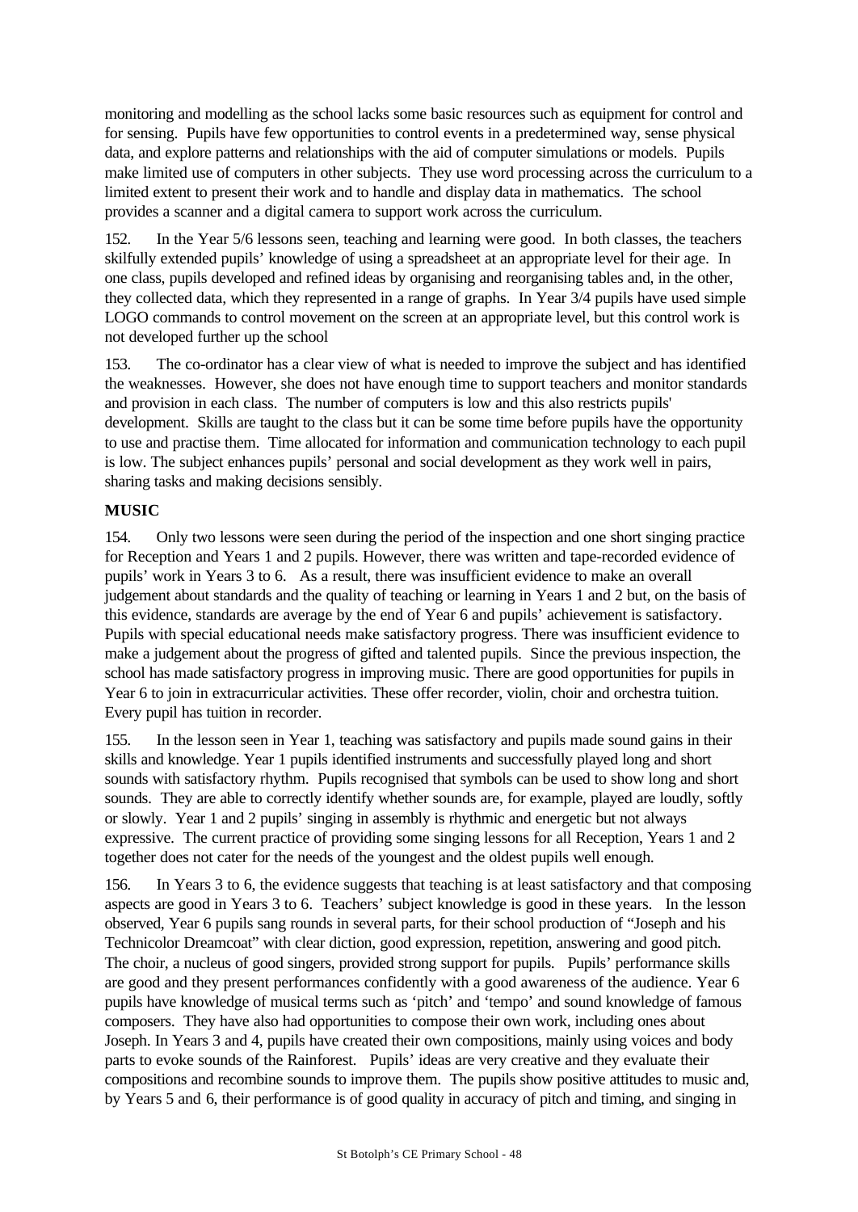monitoring and modelling as the school lacks some basic resources such as equipment for control and for sensing. Pupils have few opportunities to control events in a predetermined way, sense physical data, and explore patterns and relationships with the aid of computer simulations or models. Pupils make limited use of computers in other subjects. They use word processing across the curriculum to a limited extent to present their work and to handle and display data in mathematics. The school provides a scanner and a digital camera to support work across the curriculum.

152. In the Year 5/6 lessons seen, teaching and learning were good. In both classes, the teachers skilfully extended pupils' knowledge of using a spreadsheet at an appropriate level for their age. In one class, pupils developed and refined ideas by organising and reorganising tables and, in the other, they collected data, which they represented in a range of graphs. In Year 3/4 pupils have used simple LOGO commands to control movement on the screen at an appropriate level, but this control work is not developed further up the school

153. The co-ordinator has a clear view of what is needed to improve the subject and has identified the weaknesses. However, she does not have enough time to support teachers and monitor standards and provision in each class. The number of computers is low and this also restricts pupils' development. Skills are taught to the class but it can be some time before pupils have the opportunity to use and practise them. Time allocated for information and communication technology to each pupil is low. The subject enhances pupils' personal and social development as they work well in pairs, sharing tasks and making decisions sensibly.

**MUSIC**

154. Only two lessons were seen during the period of the inspection and one short singing practice for Reception and Years 1 and 2 pupils. However, there was written and tape-recorded evidence of pupils' work in Years 3 to 6. As a result, there was insufficient evidence to make an overall judgement about standards and the quality of teaching or learning in Years 1 and 2 but, on the basis of this evidence, standards are average by the end of Year 6 and pupils' achievement is satisfactory. Pupils with special educational needs make satisfactory progress. There was insufficient evidence to make a judgement about the progress of gifted and talented pupils. Since the previous inspection, the school has made satisfactory progress in improving music. There are good opportunities for pupils in Year 6 to join in extracurricular activities. These offer recorder, violin, choir and orchestra tuition. Every pupil has tuition in recorder.

155. In the lesson seen in Year 1, teaching was satisfactory and pupils made sound gains in their skills and knowledge. Year 1 pupils identified instruments and successfully played long and short sounds with satisfactory rhythm. Pupils recognised that symbols can be used to show long and short sounds. They are able to correctly identify whether sounds are, for example, played are loudly, softly or slowly. Year 1 and 2 pupils' singing in assembly is rhythmic and energetic but not always expressive. The current practice of providing some singing lessons for all Reception, Years 1 and 2 together does not cater for the needs of the youngest and the oldest pupils well enough.

156. In Years 3 to 6, the evidence suggests that teaching is at least satisfactory and that composing aspects are good in Years 3 to 6. Teachers' subject knowledge is good in these years. In the lesson observed, Year 6 pupils sang rounds in several parts, for their school production of "Joseph and his Technicolor Dreamcoat" with clear diction, good expression, repetition, answering and good pitch. The choir, a nucleus of good singers, provided strong support for pupils. Pupils' performance skills are good and they present performances confidently with a good awareness of the audience. Year 6 pupils have knowledge of musical terms such as 'pitch' and 'tempo' and sound knowledge of famous composers. They have also had opportunities to compose their own work, including ones about Joseph. In Years 3 and 4, pupils have created their own compositions, mainly using voices and body parts to evoke sounds of the Rainforest. Pupils' ideas are very creative and they evaluate their compositions and recombine sounds to improve them. The pupils show positive attitudes to music and, by Years 5 and 6, their performance is of good quality in accuracy of pitch and timing, and singing in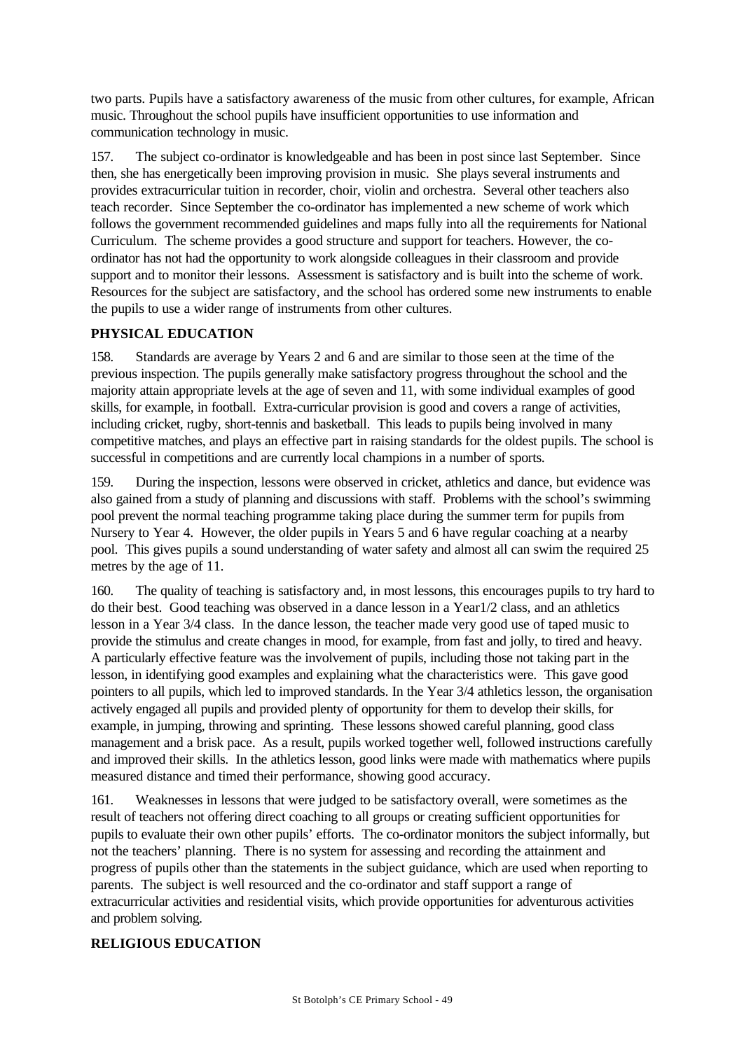two parts. Pupils have a satisfactory awareness of the music from other cultures, for example, African music. Throughout the school pupils have insufficient opportunities to use information and communication technology in music.

157. The subject co-ordinator is knowledgeable and has been in post since last September. Since then, she has energetically been improving provision in music. She plays several instruments and provides extracurricular tuition in recorder, choir, violin and orchestra. Several other teachers also teach recorder. Since September the co-ordinator has implemented a new scheme of work which follows the government recommended guidelines and maps fully into all the requirements for National Curriculum. The scheme provides a good structure and support for teachers. However, the co-ordinator has not had the opportunity to work alongside colleagues in their classroom and provide support and to monitor their lessons. Assessment is satisfactory and is built into the scheme of work. Resources for the subject are satisfactory, and the school has ordered some new instruments to enable the pupils to use a wider range of instruments from other cultures.

## PHYSICAL EDUCATION

158. Standards are average by Years 2 and 6 and are similar to those seen at the time of the previous inspection. The pupils generally make satisfactory progress throughout the school and the majority attain appropriate levels at the age of seven and 11, with some individual examples of good skills, for example, in football. Extra-curricular provision is good and covers a range of activities, including cricket, rugby, short-tennis and basketball. This leads to pupils being involved in many competitive matches, and plays an effective part in raising standards for the oldest pupils. The school is successful in competitions and are currently local champions in a number of sports.

159. During the inspection, lessons were observed in cricket, athletics and dance, but evidence was also gained from a study of planning and discussions with staff. Problems with the school's swimming pool prevent the normal teaching programme taking place during the summer term for pupils from Nursery to Year 4. However, the older pupils in Years 5 and 6 have regular coaching at a nearby pool. This gives pupils a sound understanding of water safety and almost all can swim the required 25 metres by the age of 11.

160. The quality of teaching is satisfactory and, in most lessons, this encourages pupils to try hard to do their best. Good teaching was observed in a dance lesson in a Year1/2 class, and an athletics lesson in a Year 3/4 class. In the dance lesson, the teacher made very good use of taped music to provide the stimulus and create changes in mood, for example, from fast and jolly, to tired and heavy. A particularly effective feature was the involvement of pupils, including those not taking part in the lesson, in identifying good examples and explaining what the characteristics were. This gave good pointers to all pupils, which led to improved standards. In the Year 3/4 athletics lesson, the organisation actively engaged all pupils and provided plenty of opportunity for them to develop their skills, for example, in jumping, throwing and sprinting. These lessons showed careful planning, good class management and a brisk pace. As a result, pupils worked together well, followed instructions carefully and improved their skills. In the athletics lesson, good links were made with mathematics where pupils measured distance and timed their performance, showing good accuracy.

161. Weaknesses in lessons that were judged to be satisfactory overall, were sometimes as the result of teachers not offering direct coaching to all groups or creating sufficient opportunities for pupils to evaluate their own other pupils' efforts. The co-ordinator monitors the subject informally, but not the teachers' planning. There is no system for assessing and recording the attainment and progress of pupils other than the statements in the subject guidance, which are used when reporting to parents. The subject is well resourced and the co-ordinator and staff support a range of extracurricular activities and residential visits, which provide opportunities for adventurous activities and problem solving.

## RELIGIOUS EDUCATION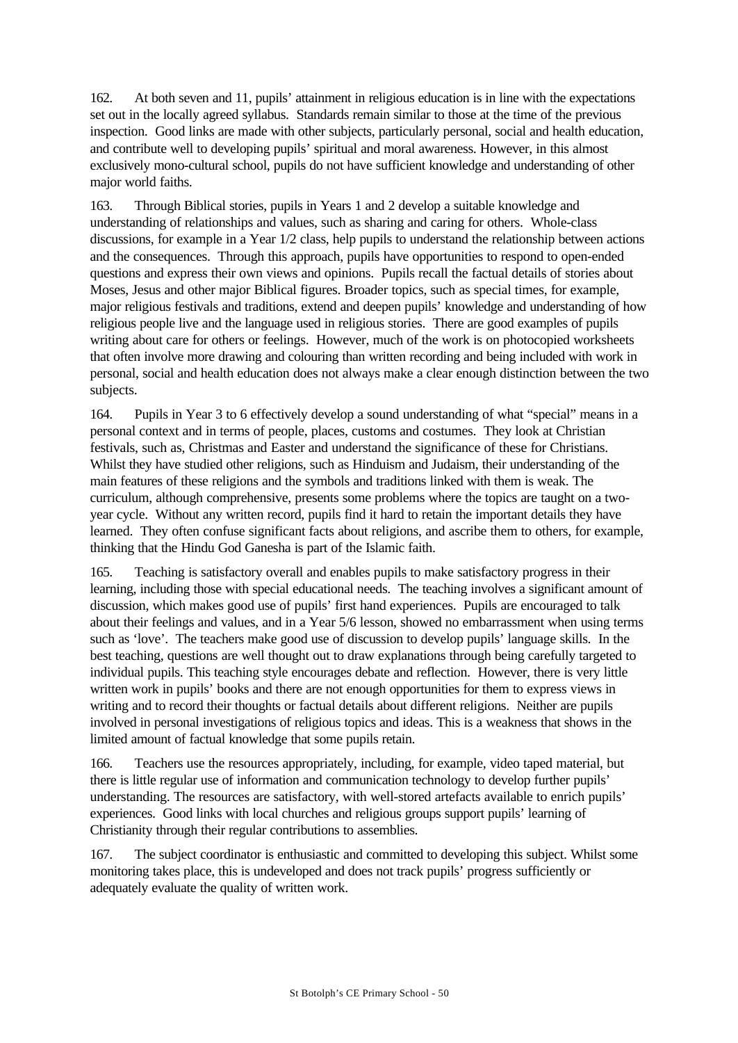162. At both seven and 11, pupils' attainment in religious education is in line with the expectations set out in the locally agreed syllabus. Standards remain similar to those at the time of the previous inspection. Good links are made with other subjects, particularly personal, social and health education, and contribute well to developing pupils' spiritual and moral awareness. However, in this almost exclusively mono-cultural school, pupils do not have sufficient knowledge and understanding of other major world faiths.

163. Through Biblical stories, pupils in Years 1 and 2 develop a suitable knowledge and understanding of relationships and values, such as sharing and caring for others. Whole-class discussions, for example in a Year 1/2 class, help pupils to understand the relationship between actions and the consequences. Through this approach, pupils have opportunities to respond to open-ended questions and express their own views and opinions. Pupils recall the factual details of stories about Moses, Jesus and other major Biblical figures. Broader topics, such as special times, for example, major religious festivals and traditions, extend and deepen pupils' knowledge and understanding of how religious people live and the language used in religious stories. There are good examples of pupils writing about care for others or feelings. However, much of the work is on photocopied worksheets that often involve more drawing and colouring than written recording and being included with work in personal, social and health education does not always make a clear enough distinction between the two subjects.

164. Pupils in Year 3 to 6 effectively develop a sound understanding of what "special" means in a personal context and in terms of people, places, customs and costumes. They look at Christian festivals, such as, Christmas and Easter and understand the significance of these for Christians. Whilst they have studied other religions, such as Hinduism and Judaism, their understanding of the main features of these religions and the symbols and traditions linked with them is weak. The curriculum, although comprehensive, presents some problems where the topics are taught on a two-year cycle. Without any written record, pupils find it hard to retain the important details they have learned. They often confuse significant facts about religions, and ascribe them to others, for example, thinking that the Hindu God Ganesha is part of the Islamic faith.

165. Teaching is satisfactory overall and enables pupils to make satisfactory progress in their learning, including those with special educational needs. The teaching involves a significant amount of discussion, which makes good use of pupils' first hand experiences. Pupils are encouraged to talk about their feelings and values, and in a Year 5/6 lesson, showed no embarrassment when using terms such as 'love'. The teachers make good use of discussion to develop pupils' language skills. In the best teaching, questions are well thought out to draw explanations through being carefully targeted to individual pupils. This teaching style encourages debate and reflection. However, there is very little written work in pupils' books and there are not enough opportunities for them to express views in writing and to record their thoughts or factual details about different religions. Neither are pupils involved in personal investigations of religious topics and ideas. This is a weakness that shows in the limited amount of factual knowledge that some pupils retain.

166. Teachers use the resources appropriately, including, for example, video taped material, but there is little regular use of information and communication technology to develop further pupils' understanding. The resources are satisfactory, with well-stored artefacts available to enrich pupils' experiences. Good links with local churches and religious groups support pupils' learning of Christianity through their regular contributions to assemblies.

167. The subject coordinator is enthusiastic and committed to developing this subject. Whilst some monitoring takes place, this is undeveloped and does not track pupils' progress sufficiently or adequately evaluate the quality of written work.